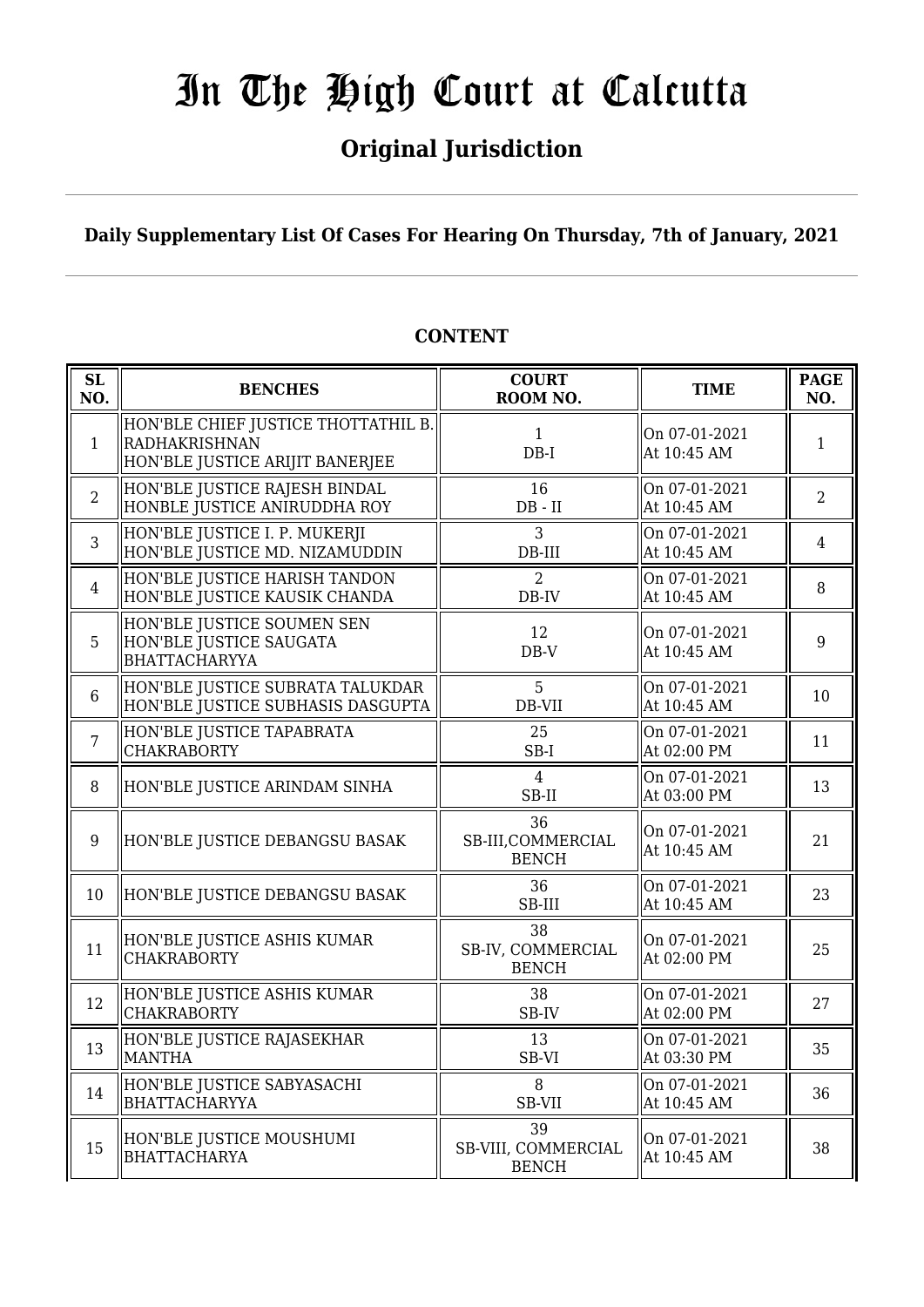# In The High Court at Calcutta

## Original Jurisdiction

**Daily Supplementary List Of Cases For Hearing On Thursday, 7th of January, 2021**

### CONTENT

| SL NO. | BENCHES | COURT ROOM NO. | TIME | PAGE NO. |
|---|---|---|---|---|
| 1 | HON'BLE CHIEF JUSTICE THOTTATHIL B. RADHAKRISHNAN<br>HON'BLE JUSTICE ARIJIT BANERJEE | 1<br>DB-I | On 07-01-2021<br>At 10:45 AM | 1 |
| 2 | HON'BLE JUSTICE RAJESH BINDAL<br>HONBLE JUSTICE ANIRUDDHA ROY | 16<br>DB - II | On 07-01-2021<br>At 10:45 AM | 2 |
| 3 | HON'BLE JUSTICE I. P. MUKERJI<br>HON'BLE JUSTICE MD. NIZAMUDDIN | 3<br>DB-III | On 07-01-2021<br>At 10:45 AM | 4 |
| 4 | HON'BLE JUSTICE HARISH TANDON<br>HON'BLE JUSTICE KAUSIK CHANDA | 2<br>DB-IV | On 07-01-2021<br>At 10:45 AM | 8 |
| 5 | HON'BLE JUSTICE SOUMEN SEN<br>HON'BLE JUSTICE SAUGATA BHATTACHARYYA | 12<br>DB-V | On 07-01-2021<br>At 10:45 AM | 9 |
| 6 | HON'BLE JUSTICE SUBRATA TALUKDAR<br>HON'BLE JUSTICE SUBHASIS DASGUPTA | 5<br>DB-VII | On 07-01-2021<br>At 10:45 AM | 10 |
| 7 | HON'BLE JUSTICE TAPABRATA CHAKRABORTY | 25<br>SB-I | On 07-01-2021<br>At 02:00 PM | 11 |
| 8 | HON'BLE JUSTICE ARINDAM SINHA | 4<br>SB-II | On 07-01-2021<br>At 03:00 PM | 13 |
| 9 | HON'BLE JUSTICE DEBANGSU BASAK | 36<br>SB-III,COMMERCIAL BENCH | On 07-01-2021<br>At 10:45 AM | 21 |
| 10 | HON'BLE JUSTICE DEBANGSU BASAK | 36<br>SB-III | On 07-01-2021<br>At 10:45 AM | 23 |
| 11 | HON'BLE JUSTICE ASHIS KUMAR CHAKRABORTY | 38<br>SB-IV, COMMERCIAL BENCH | On 07-01-2021<br>At 02:00 PM | 25 |
| 12 | HON'BLE JUSTICE ASHIS KUMAR CHAKRABORTY | 38<br>SB-IV | On 07-01-2021<br>At 02:00 PM | 27 |
| 13 | HON'BLE JUSTICE RAJASEKHAR MANTHA | 13<br>SB-VI | On 07-01-2021<br>At 03:30 PM | 35 |
| 14 | HON'BLE JUSTICE SABYASACHI BHATTACHARYYA | 8<br>SB-VII | On 07-01-2021<br>At 10:45 AM | 36 |
| 15 | HON'BLE JUSTICE MOUSHUMI BHATTACHARYA | 39<br>SB-VIII, COMMERCIAL BENCH | On 07-01-2021<br>At 10:45 AM | 38 |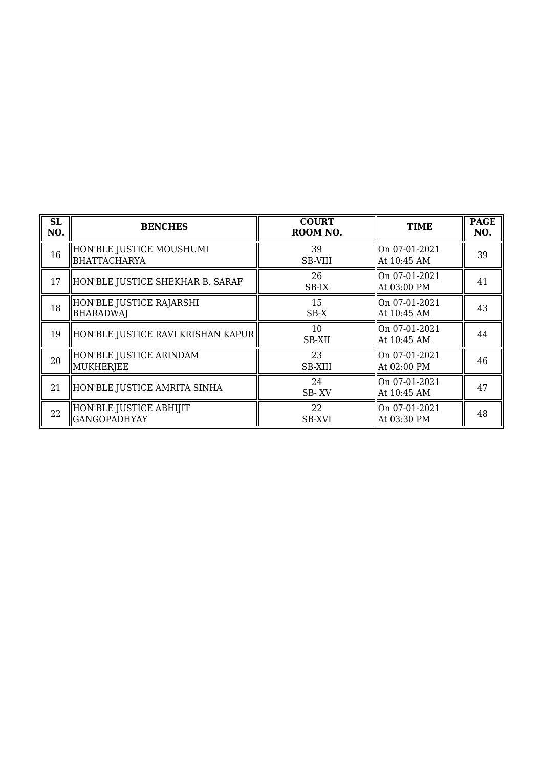| SL NO. | BENCHES | COURT ROOM NO. | TIME | PAGE NO. |
|---|---|---|---|---|
| 16 | HON'BLE JUSTICE MOUSHUMI BHATTACHARYA | 39 SB-VIII | On 07-01-2021 At 10:45 AM | 39 |
| 17 | HON'BLE JUSTICE SHEKHAR B. SARAF | 26 SB-IX | On 07-01-2021 At 03:00 PM | 41 |
| 18 | HON'BLE JUSTICE RAJARSHI BHARADWAJ | 15 SB-X | On 07-01-2021 At 10:45 AM | 43 |
| 19 | HON'BLE JUSTICE RAVI KRISHAN KAPUR | 10 SB-XII | On 07-01-2021 At 10:45 AM | 44 |
| 20 | HON'BLE JUSTICE ARINDAM MUKHERJEE | 23 SB-XIII | On 07-01-2021 At 02:00 PM | 46 |
| 21 | HON'BLE JUSTICE AMRITA SINHA | 24 SB- XV | On 07-01-2021 At 10:45 AM | 47 |
| 22 | HON'BLE JUSTICE ABHIJIT GANGOPADHYAY | 22 SB-XVI | On 07-01-2021 At 03:30 PM | 48 |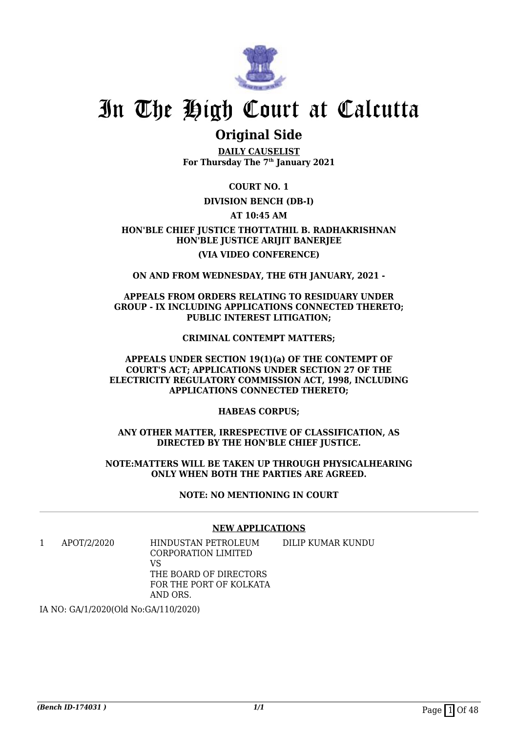# In The High Court at Calcutta

## Original Side

**DAILY CAUSELIST**
**For Thursday The 7th January 2021**

**COURT NO. 1**

**DIVISION BENCH (DB-I)**

**AT 10:45 AM**

**HON'BLE CHIEF JUSTICE THOTTATHIL B. RADHAKRISHNAN**
**HON'BLE JUSTICE ARIJIT BANERJEE**

**(VIA VIDEO CONFERENCE)**

**ON AND FROM WEDNESDAY, THE 6TH JANUARY, 2021 -**

**APPEALS FROM ORDERS RELATING TO RESIDUARY UNDER GROUP - IX INCLUDING APPLICATIONS CONNECTED THERETO; PUBLIC INTEREST LITIGATION;**

**CRIMINAL CONTEMPT MATTERS;**

**APPEALS UNDER SECTION 19(1)(a) OF THE CONTEMPT OF COURT'S ACT; APPLICATIONS UNDER SECTION 27 OF THE ELECTRICITY REGULATORY COMMISSION ACT, 1998, INCLUDING APPLICATIONS CONNECTED THERETO;**

**HABEAS CORPUS;**

**ANY OTHER MATTER, IRRESPECTIVE OF CLASSIFICATION, AS DIRECTED BY THE HON'BLE CHIEF JUSTICE.**

**NOTE:MATTERS WILL BE TAKEN UP THROUGH PHYSICALHEARING ONLY WHEN BOTH THE PARTIES ARE AGREED.**

**NOTE: NO MENTIONING IN COURT**

---

**NEW APPLICATIONS**

| | | | |
|---|---|---|---|
| 1 | APOT/2/2020 | HINDUSTAN PETROLEUM CORPORATION LIMITED VS THE BOARD OF DIRECTORS FOR THE PORT OF KOLKATA AND ORS. | DILIP KUMAR KUNDU |

IA NO: GA/1/2020(Old No:GA/110/2020)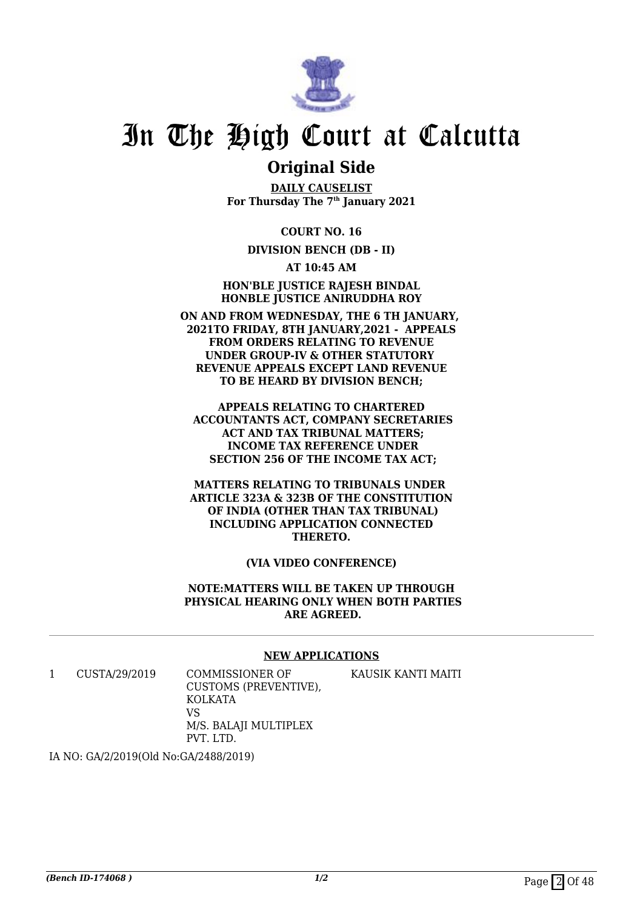# In The High Court at Calcutta

## Original Side

**DAILY CAUSELIST**
**For Thursday The 7th January 2021**

**COURT NO. 16**

**DIVISION BENCH (DB - II)**

**AT 10:45 AM**

**HON'BLE JUSTICE RAJESH BINDAL**
**HONBLE JUSTICE ANIRUDDHA ROY**

**ON AND FROM WEDNESDAY, THE 6 TH JANUARY, 2021TO FRIDAY, 8TH JANUARY,2021 - APPEALS FROM ORDERS RELATING TO REVENUE UNDER GROUP-IV & OTHER STATUTORY REVENUE APPEALS EXCEPT LAND REVENUE TO BE HEARD BY DIVISION BENCH;**

**APPEALS RELATING TO CHARTERED ACCOUNTANTS ACT, COMPANY SECRETARIES ACT AND TAX TRIBUNAL MATTERS; INCOME TAX REFERENCE UNDER SECTION 256 OF THE INCOME TAX ACT;**

**MATTERS RELATING TO TRIBUNALS UNDER ARTICLE 323A & 323B OF THE CONSTITUTION OF INDIA (OTHER THAN TAX TRIBUNAL) INCLUDING APPLICATION CONNECTED THERETO.**

**(VIA VIDEO CONFERENCE)**

**NOTE:MATTERS WILL BE TAKEN UP THROUGH PHYSICAL HEARING ONLY WHEN BOTH PARTIES ARE AGREED.**

---

**NEW APPLICATIONS**

| | | | |
|---|---|---|---|
| 1 | CUSTA/29/2019 | COMMISSIONER OF CUSTOMS (PREVENTIVE), KOLKATA<br>VS<br>M/S. BALAJI MULTIPLEX PVT. LTD. | KAUSIK KANTI MAITI |

IA NO: GA/2/2019(Old No:GA/2488/2019)

*(Bench ID-174068 )* 1/2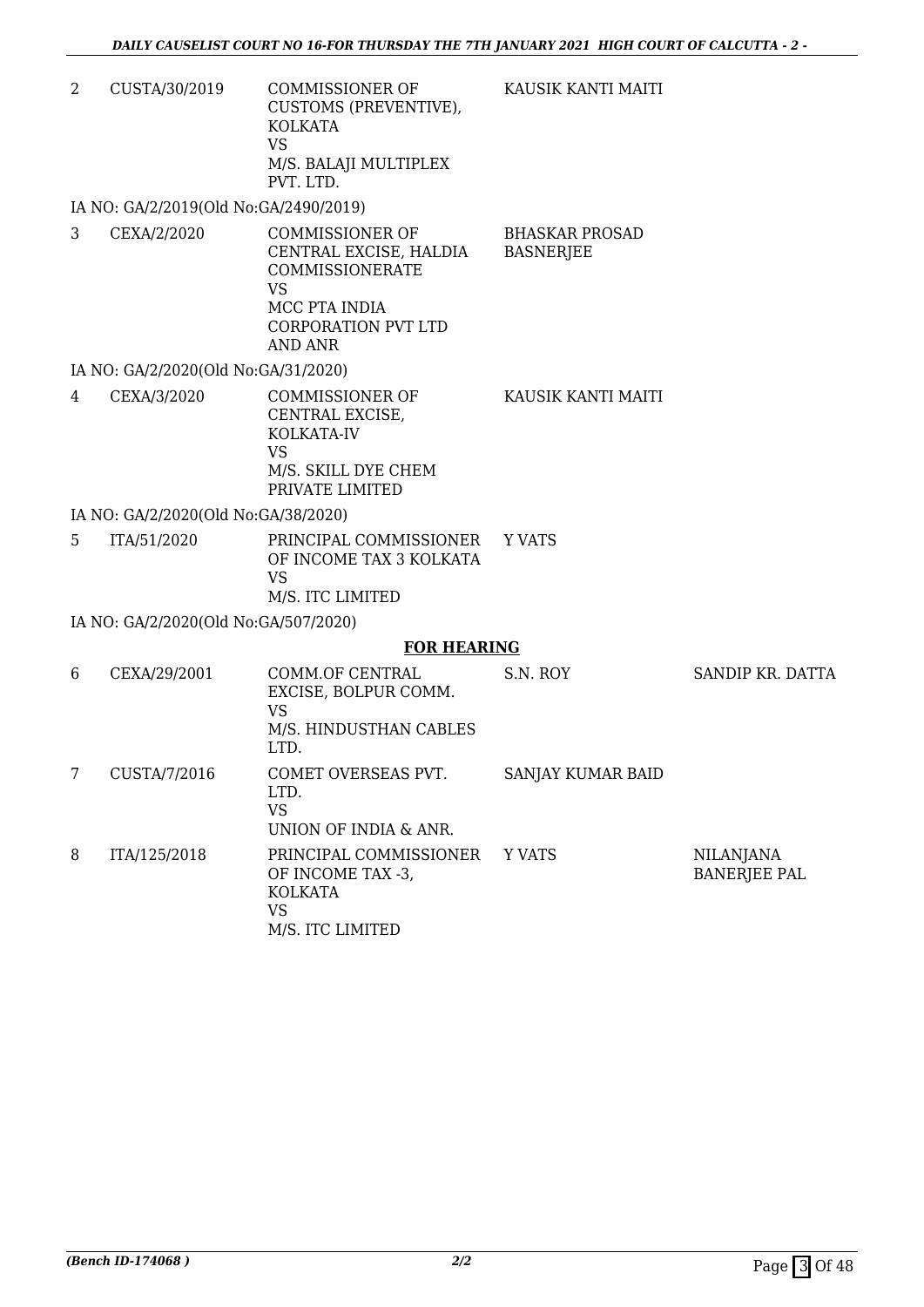| | | | | |
|---|---|---|---|---|
| 2 | CUSTA/30/2019 | COMMISSIONER OF CUSTOMS (PREVENTIVE), KOLKATA<br>VS<br>M/S. BALAJI MULTIPLEX PVT. LTD. | KAUSIK KANTI MAITI | |

IA NO: GA/2/2019(Old No:GA/2490/2019)

| | | | | |
|---|---|---|---|---|
| 3 | CEXA/2/2020 | COMMISSIONER OF CENTRAL EXCISE, HALDIA COMMISSIONERATE<br>VS<br>MCC PTA INDIA CORPORATION PVT LTD AND ANR | BHASKAR PROSAD BASNERJEE | |

IA NO: GA/2/2020(Old No:GA/31/2020)

| | | | | |
|---|---|---|---|---|
| 4 | CEXA/3/2020 | COMMISSIONER OF CENTRAL EXCISE, KOLKATA-IV<br>VS<br>M/S. SKILL DYE CHEM PRIVATE LIMITED | KAUSIK KANTI MAITI | |

IA NO: GA/2/2020(Old No:GA/38/2020)

| | | | | |
|---|---|---|---|---|
| 5 | ITA/51/2020 | PRINCIPAL COMMISSIONER OF INCOME TAX 3 KOLKATA<br>VS<br>M/S. ITC LIMITED | Y VATS | |

IA NO: GA/2/2020(Old No:GA/507/2020)

## FOR HEARING

| | | | | |
|---|---|---|---|---|
| 6 | CEXA/29/2001 | COMM.OF CENTRAL EXCISE, BOLPUR COMM.<br>VS<br>M/S. HINDUSTHAN CABLES LTD. | S.N. ROY | SANDIP KR. DATTA |
| 7 | CUSTA/7/2016 | COMET OVERSEAS PVT. LTD.<br>VS<br>UNION OF INDIA & ANR. | SANJAY KUMAR BAID | |
| 8 | ITA/125/2018 | PRINCIPAL COMMISSIONER OF INCOME TAX -3, KOLKATA<br>VS<br>M/S. ITC LIMITED | Y VATS | NILANJANA BANERJEE PAL |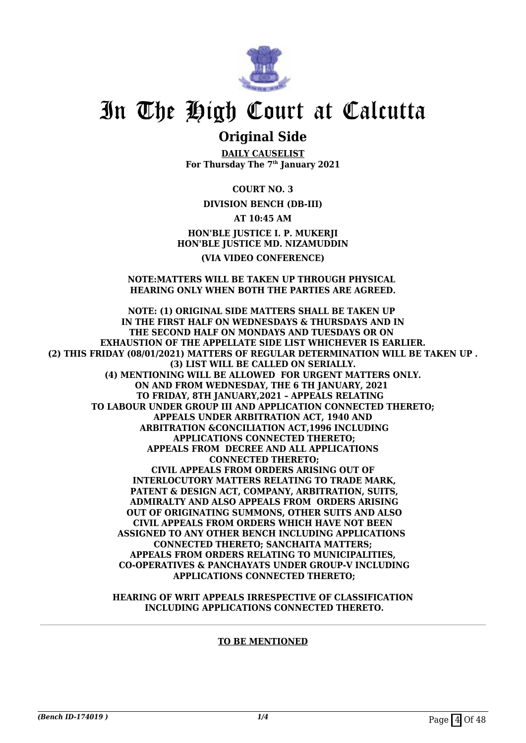# In The High Court at Calcutta

## Original Side

**DAILY CAUSELIST**
**For Thursday The 7th January 2021**

**COURT NO. 3**

**DIVISION BENCH (DB-III)**

**AT 10:45 AM**

**HON'BLE JUSTICE I. P. MUKERJI**
**HON'BLE JUSTICE MD. NIZAMUDDIN**

**(VIA VIDEO CONFERENCE)**

**NOTE:MATTERS WILL BE TAKEN UP THROUGH PHYSICAL HEARING ONLY WHEN BOTH THE PARTIES ARE AGREED.**

**NOTE: (1) ORIGINAL SIDE MATTERS SHALL BE TAKEN UP IN THE FIRST HALF ON WEDNESDAYS & THURSDAYS AND IN THE SECOND HALF ON MONDAYS AND TUESDAYS OR ON EXHAUSTION OF THE APPELLATE SIDE LIST WHICHEVER IS EARLIER.**
**(2) THIS FRIDAY (08/01/2021) MATTERS OF REGULAR DETERMINATION WILL BE TAKEN UP .**
**(3) LIST WILL BE CALLED ON SERIALLY.**
**(4) MENTIONING WILL BE ALLOWED FOR URGENT MATTERS ONLY.**
**ON AND FROM WEDNESDAY, THE 6 TH JANUARY, 2021 TO FRIDAY, 8TH JANUARY,2021 – APPEALS RELATING TO LABOUR UNDER GROUP III AND APPLICATION CONNECTED THERETO; APPEALS UNDER ARBITRATION ACT, 1940 AND ARBITRATION &CONCILIATION ACT,1996 INCLUDING APPLICATIONS CONNECTED THERETO; APPEALS FROM DECREE AND ALL APPLICATIONS CONNECTED THERETO; CIVIL APPEALS FROM ORDERS ARISING OUT OF INTERLOCUTORY MATTERS RELATING TO TRADE MARK, PATENT & DESIGN ACT, COMPANY, ARBITRATION, SUITS, ADMIRALTY AND ALSO APPEALS FROM ORDERS ARISING OUT OF ORIGINATING SUMMONS, OTHER SUITS AND ALSO CIVIL APPEALS FROM ORDERS WHICH HAVE NOT BEEN ASSIGNED TO ANY OTHER BENCH INCLUDING APPLICATIONS CONNECTED THERETO; SANCHAITA MATTERS; APPEALS FROM ORDERS RELATING TO MUNICIPALITIES, CO-OPERATIVES & PANCHAYATS UNDER GROUP-V INCLUDING APPLICATIONS CONNECTED THERETO;**

**HEARING OF WRIT APPEALS IRRESPECTIVE OF CLASSIFICATION INCLUDING APPLICATIONS CONNECTED THERETO.**

**TO BE MENTIONED**

*(Bench ID-174019 )* 1/4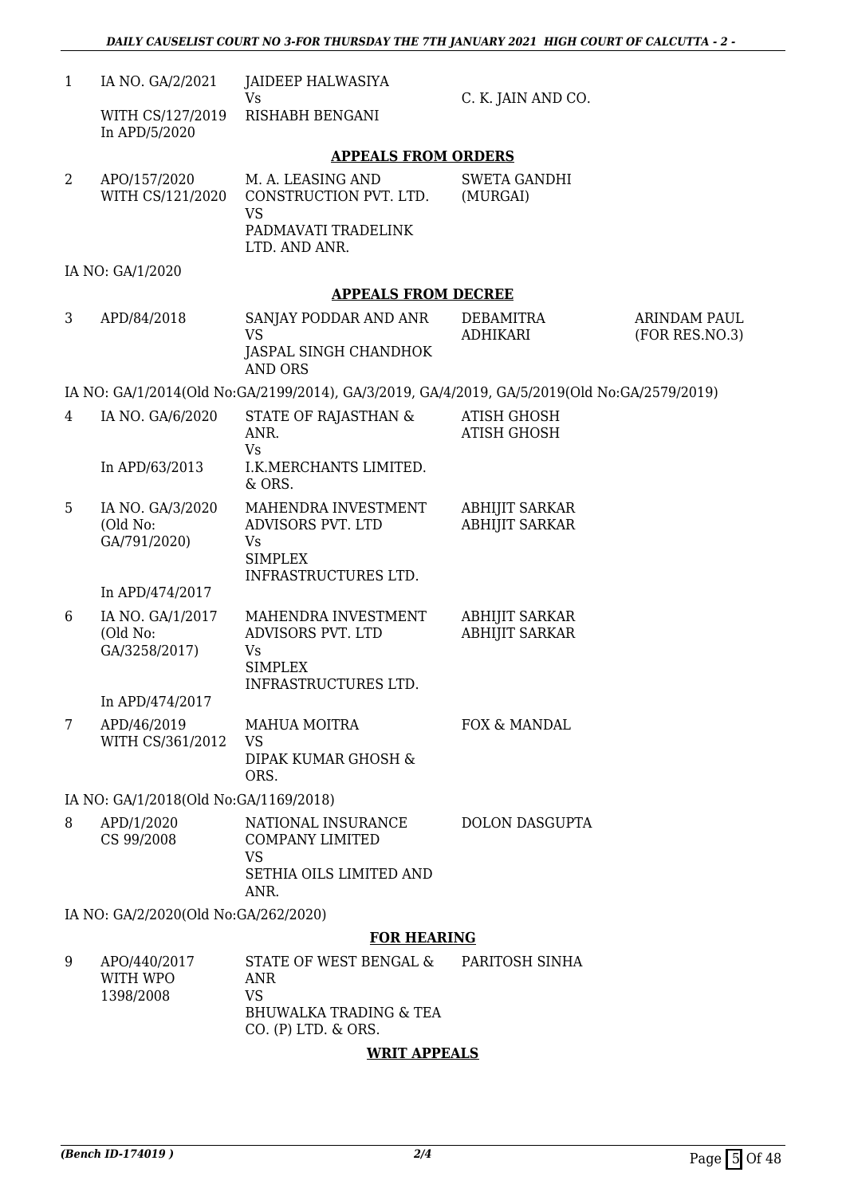| | | | | |
|---|---|---|---|---|
| 1 | IA NO. GA/2/2021<br>WITH CS/127/2019<br>In APD/5/2020 | JAIDEEP HALWASIYA<br>Vs<br>RISHABH BENGANI | C. K. JAIN AND CO. | |

**APPEALS FROM ORDERS**

| | | | | |
|---|---|---|---|---|
| 2 | APO/157/2020<br>WITH CS/121/2020 | M. A. LEASING AND CONSTRUCTION PVT. LTD.<br>VS<br>PADMAVATI TRADELINK LTD. AND ANR. | SWETA GANDHI (MURGAI) | |

IA NO: GA/1/2020

**APPEALS FROM DECREE**

| | | | | |
|---|---|---|---|---|
| 3 | APD/84/2018 | SANJAY PODDAR AND ANR<br>VS<br>JASPAL SINGH CHANDHOK AND ORS | DEBAMITRA ADHIKARI | ARINDAM PAUL (FOR RES.NO.3) |

IA NO: GA/1/2014(Old No:GA/2199/2014), GA/3/2019, GA/4/2019, GA/5/2019(Old No:GA/2579/2019)

| | | | | |
|---|---|---|---|---|
| 4 | IA NO. GA/6/2020<br>In APD/63/2013 | STATE OF RAJASTHAN & ANR.<br>Vs<br>I.K.MERCHANTS LIMITED. & ORS. | ATISH GHOSH<br>ATISH GHOSH | |
| 5 | IA NO. GA/3/2020 (Old No: GA/791/2020)<br>In APD/474/2017 | MAHENDRA INVESTMENT ADVISORS PVT. LTD<br>Vs<br>SIMPLEX INFRASTRUCTURES LTD. | ABHIJIT SARKAR<br>ABHIJIT SARKAR | |
| 6 | IA NO. GA/1/2017 (Old No: GA/3258/2017)<br>In APD/474/2017 | MAHENDRA INVESTMENT ADVISORS PVT. LTD<br>Vs<br>SIMPLEX INFRASTRUCTURES LTD. | ABHIJIT SARKAR<br>ABHIJIT SARKAR | |
| 7 | APD/46/2019<br>WITH CS/361/2012 | MAHUA MOITRA<br>VS<br>DIPAK KUMAR GHOSH & ORS. | FOX & MANDAL | |

IA NO: GA/1/2018(Old No:GA/1169/2018)

| | | | | |
|---|---|---|---|---|
| 8 | APD/1/2020<br>CS 99/2008 | NATIONAL INSURANCE COMPANY LIMITED<br>VS<br>SETHIA OILS LIMITED AND ANR. | DOLON DASGUPTA | |

IA NO: GA/2/2020(Old No:GA/262/2020)

**FOR HEARING**

| | | | | |
|---|---|---|---|---|
| 9 | APO/440/2017<br>WITH WPO 1398/2008 | STATE OF WEST BENGAL & ANR<br>VS<br>BHUWALKA TRADING & TEA CO. (P) LTD. & ORS. | PARITOSH SINHA | |

**WRIT APPEALS**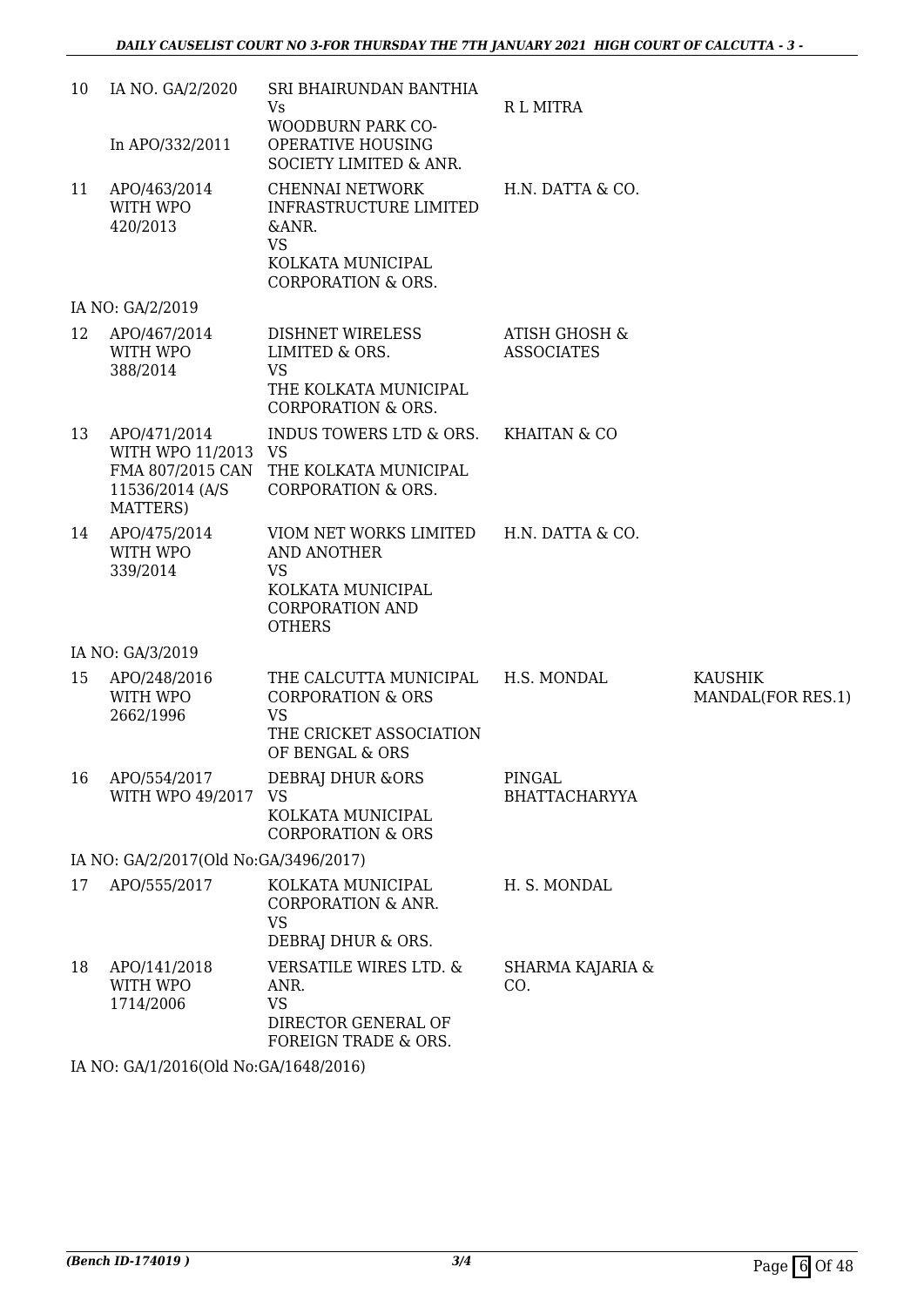| | | | | |
|---|---|---|---|---|
| 10 | IA NO. GA/2/2020<br><br>In APO/332/2011 | SRI BHAIRUNDAN BANTHIA<br>Vs<br>WOODBURN PARK CO-OPERATIVE HOUSING SOCIETY LIMITED & ANR. | R L MITRA | |
| 11 | APO/463/2014 WITH WPO 420/2013 | CHENNAI NETWORK INFRASTRUCTURE LIMITED &ANR.<br>VS<br>KOLKATA MUNICIPAL CORPORATION & ORS. | H.N. DATTA & CO. | |
| | IA NO: GA/2/2019 | | | |
| 12 | APO/467/2014 WITH WPO 388/2014 | DISHNET WIRELESS LIMITED & ORS.<br>VS<br>THE KOLKATA MUNICIPAL CORPORATION & ORS. | ATISH GHOSH & ASSOCIATES | |
| 13 | APO/471/2014 WITH WPO 11/2013 FMA 807/2015 CAN 11536/2014 (A/S MATTERS) | INDUS TOWERS LTD & ORS.<br>VS<br>THE KOLKATA MUNICIPAL CORPORATION & ORS. | KHAITAN & CO | |
| 14 | APO/475/2014 WITH WPO 339/2014 | VIOM NET WORKS LIMITED AND ANOTHER<br>VS<br>KOLKATA MUNICIPAL CORPORATION AND OTHERS | H.N. DATTA & CO. | |
| | IA NO: GA/3/2019 | | | |
| 15 | APO/248/2016 WITH WPO 2662/1996 | THE CALCUTTA MUNICIPAL CORPORATION & ORS<br>VS<br>THE CRICKET ASSOCIATION OF BENGAL & ORS | H.S. MONDAL | KAUSHIK MANDAL(FOR RES.1) |
| 16 | APO/554/2017 WITH WPO 49/2017 | DEBRAJ DHUR &ORS<br>VS<br>KOLKATA MUNICIPAL CORPORATION & ORS | PINGAL BHATTACHARYYA | |
| | IA NO: GA/2/2017(Old No:GA/3496/2017) | | | |
| 17 | APO/555/2017 | KOLKATA MUNICIPAL CORPORATION & ANR.<br>VS<br>DEBRAJ DHUR & ORS. | H. S. MONDAL | |
| 18 | APO/141/2018 WITH WPO 1714/2006 | VERSATILE WIRES LTD. & ANR.<br>VS<br>DIRECTOR GENERAL OF FOREIGN TRADE & ORS. | SHARMA KAJARIA & CO. | |
| | IA NO: GA/1/2016(Old No:GA/1648/2016) | | | |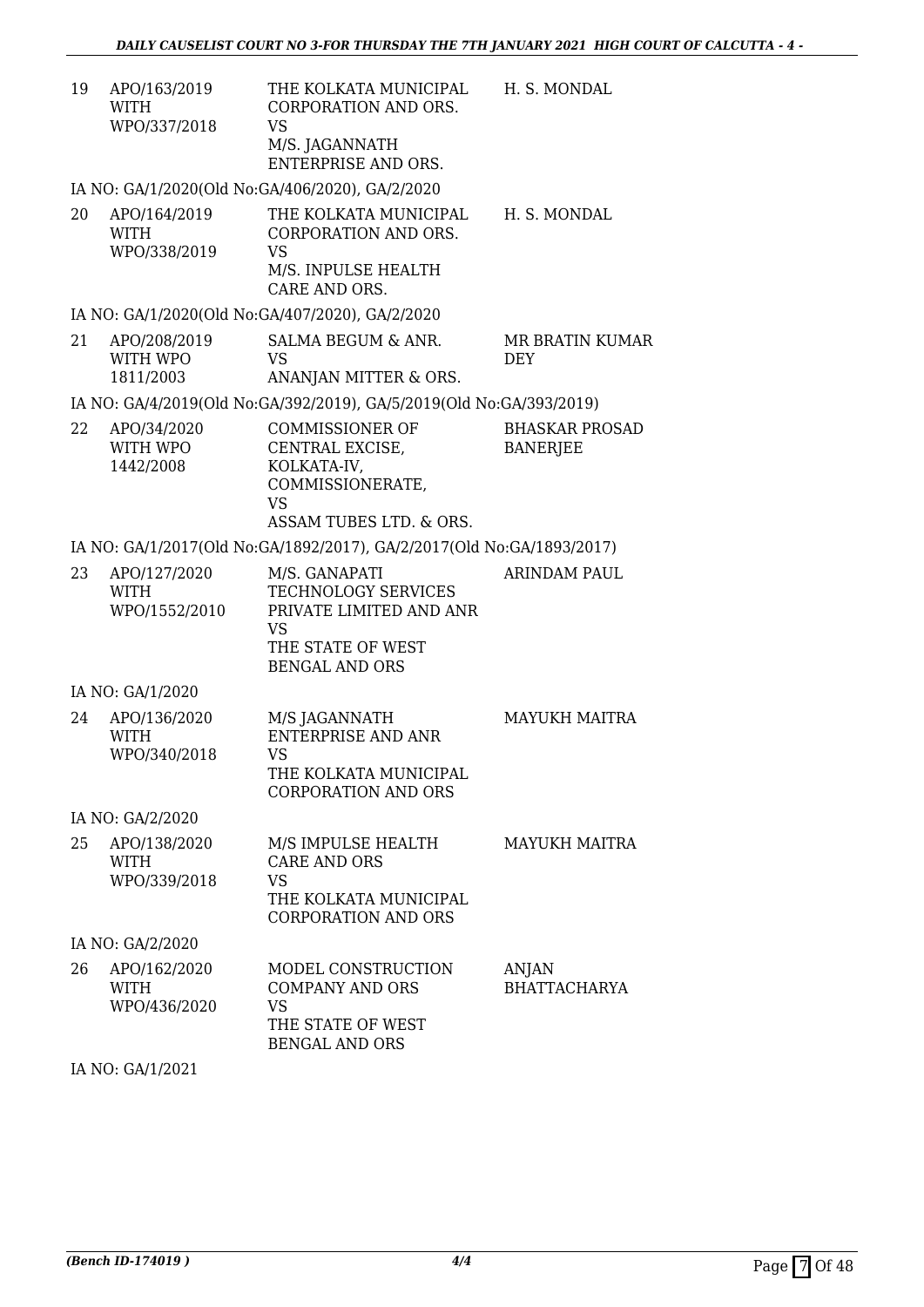| | | | |
|---|---|---|---|
| 19 | APO/163/2019 WITH WPO/337/2018 | THE KOLKATA MUNICIPAL CORPORATION AND ORS. VS M/S. JAGANNATH ENTERPRISE AND ORS. | H. S. MONDAL |

IA NO: GA/1/2020(Old No:GA/406/2020), GA/2/2020

| | | | |
|---|---|---|---|
| 20 | APO/164/2019 WITH WPO/338/2019 | THE KOLKATA MUNICIPAL CORPORATION AND ORS. VS M/S. INPULSE HEALTH CARE AND ORS. | H. S. MONDAL |

IA NO: GA/1/2020(Old No:GA/407/2020), GA/2/2020

| | | | |
|---|---|---|---|
| 21 | APO/208/2019 WITH WPO 1811/2003 | SALMA BEGUM & ANR. VS ANANJAN MITTER & ORS. | MR BRATIN KUMAR DEY |

IA NO: GA/4/2019(Old No:GA/392/2019), GA/5/2019(Old No:GA/393/2019)

| | | | |
|---|---|---|---|
| 22 | APO/34/2020 WITH WPO 1442/2008 | COMMISSIONER OF CENTRAL EXCISE, KOLKATA-IV, COMMISSIONERATE, VS ASSAM TUBES LTD. & ORS. | BHASKAR PROSAD BANERJEE |

IA NO: GA/1/2017(Old No:GA/1892/2017), GA/2/2017(Old No:GA/1893/2017)

| | | | |
|---|---|---|---|
| 23 | APO/127/2020 WITH WPO/1552/2010 | M/S. GANAPATI TECHNOLOGY SERVICES PRIVATE LIMITED AND ANR VS THE STATE OF WEST BENGAL AND ORS | ARINDAM PAUL |

IA NO: GA/1/2020

| | | | |
|---|---|---|---|
| 24 | APO/136/2020 WITH WPO/340/2018 | M/S JAGANNATH ENTERPRISE AND ANR VS THE KOLKATA MUNICIPAL CORPORATION AND ORS | MAYUKH MAITRA |

IA NO: GA/2/2020

| | | | |
|---|---|---|---|
| 25 | APO/138/2020 WITH WPO/339/2018 | M/S IMPULSE HEALTH CARE AND ORS VS THE KOLKATA MUNICIPAL CORPORATION AND ORS | MAYUKH MAITRA |

IA NO: GA/2/2020

| | | | |
|---|---|---|---|
| 26 | APO/162/2020 WITH WPO/436/2020 | MODEL CONSTRUCTION COMPANY AND ORS VS THE STATE OF WEST BENGAL AND ORS | ANJAN BHATTACHARYA |

IA NO: GA/1/2021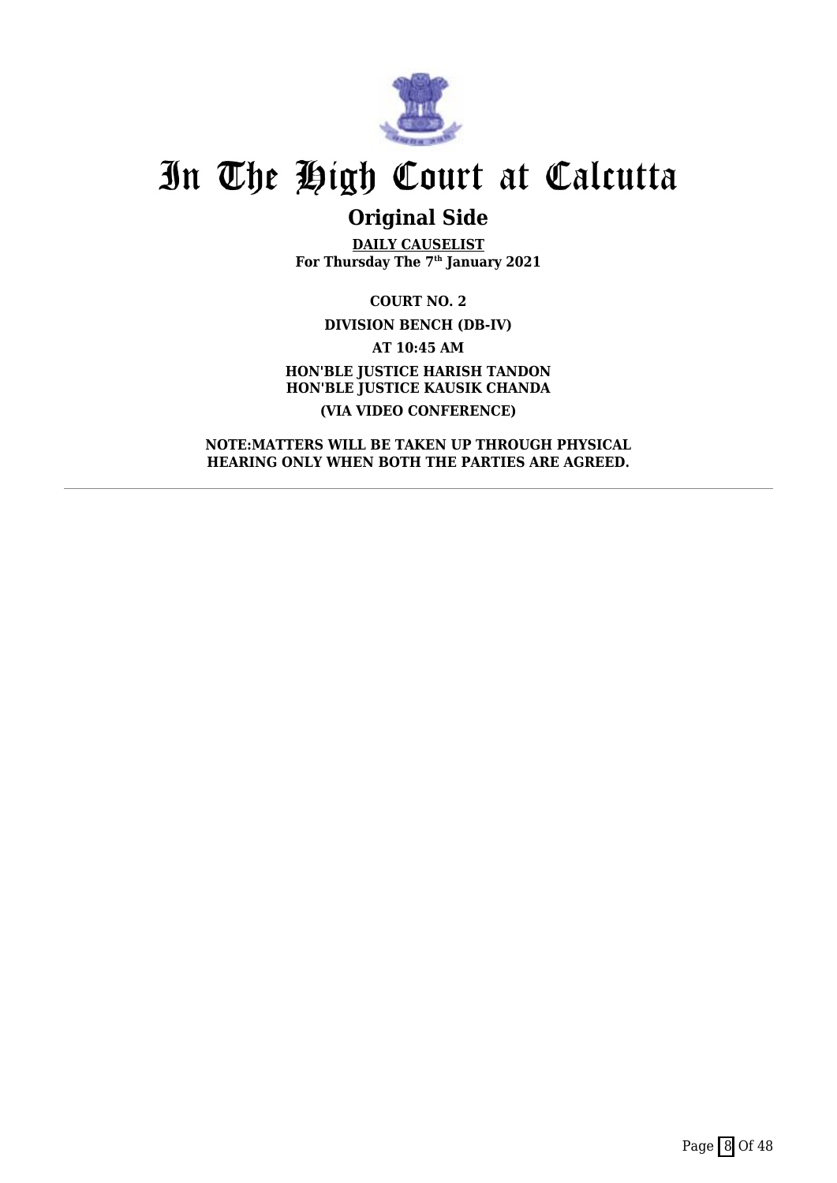# In The High Court at Calcutta

## Original Side

**DAILY CAUSELIST**
**For Thursday The 7th January 2021**

**COURT NO. 2**

**DIVISION BENCH (DB-IV)**

**AT 10:45 AM**

**HON'BLE JUSTICE HARISH TANDON**
**HON'BLE JUSTICE KAUSIK CHANDA**

**(VIA VIDEO CONFERENCE)**

**NOTE:MATTERS WILL BE TAKEN UP THROUGH PHYSICAL HEARING ONLY WHEN BOTH THE PARTIES ARE AGREED.**

---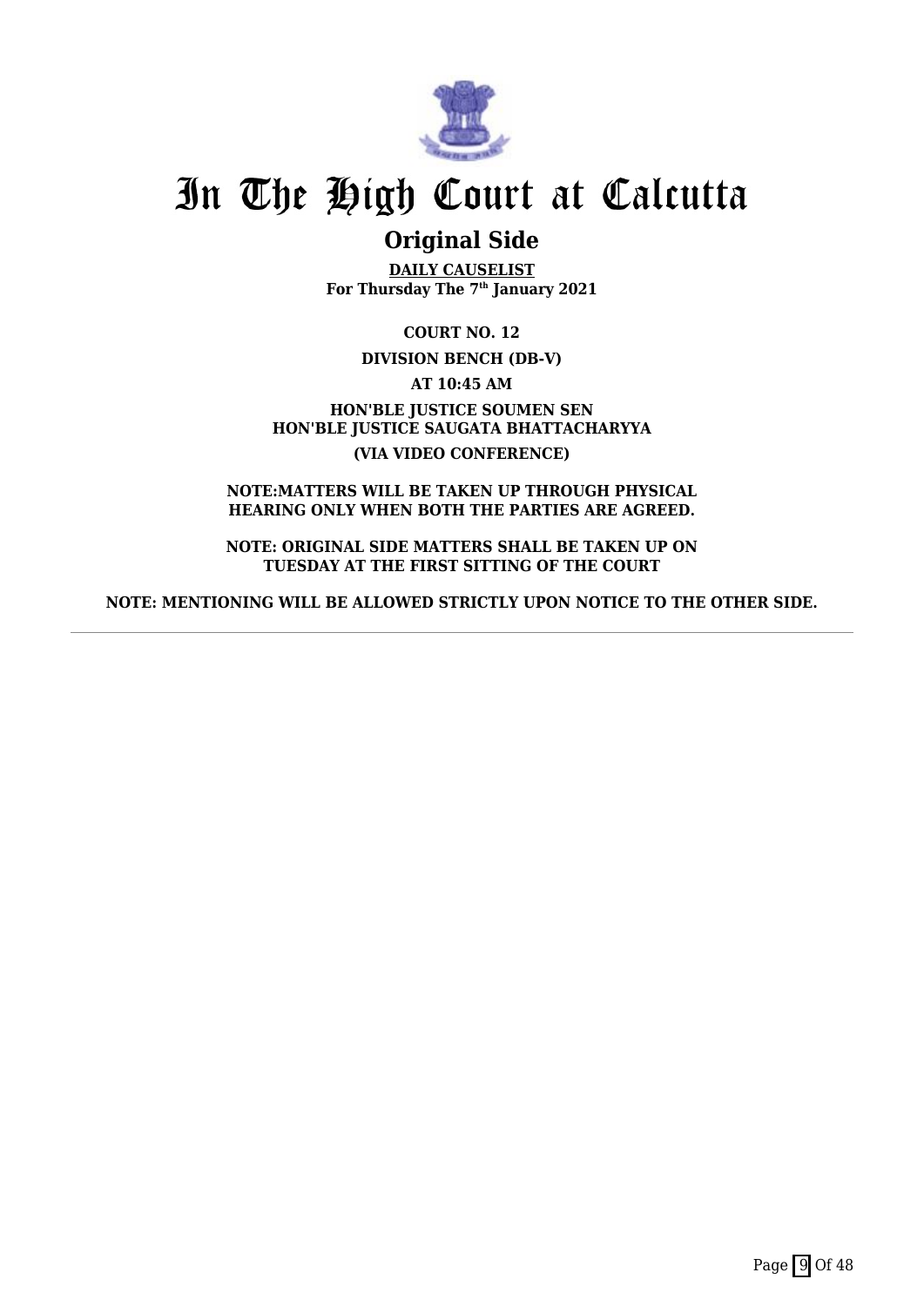# In The High Court at Calcutta

## Original Side

**DAILY CAUSELIST**
**For Thursday The 7th January 2021**

**COURT NO. 12**

**DIVISION BENCH (DB-V)**

**AT 10:45 AM**

**HON'BLE JUSTICE SOUMEN SEN**
**HON'BLE JUSTICE SAUGATA BHATTACHARYYA**

**(VIA VIDEO CONFERENCE)**

**NOTE:MATTERS WILL BE TAKEN UP THROUGH PHYSICAL HEARING ONLY WHEN BOTH THE PARTIES ARE AGREED.**

**NOTE: ORIGINAL SIDE MATTERS SHALL BE TAKEN UP ON TUESDAY AT THE FIRST SITTING OF THE COURT**

**NOTE: MENTIONING WILL BE ALLOWED STRICTLY UPON NOTICE TO THE OTHER SIDE.**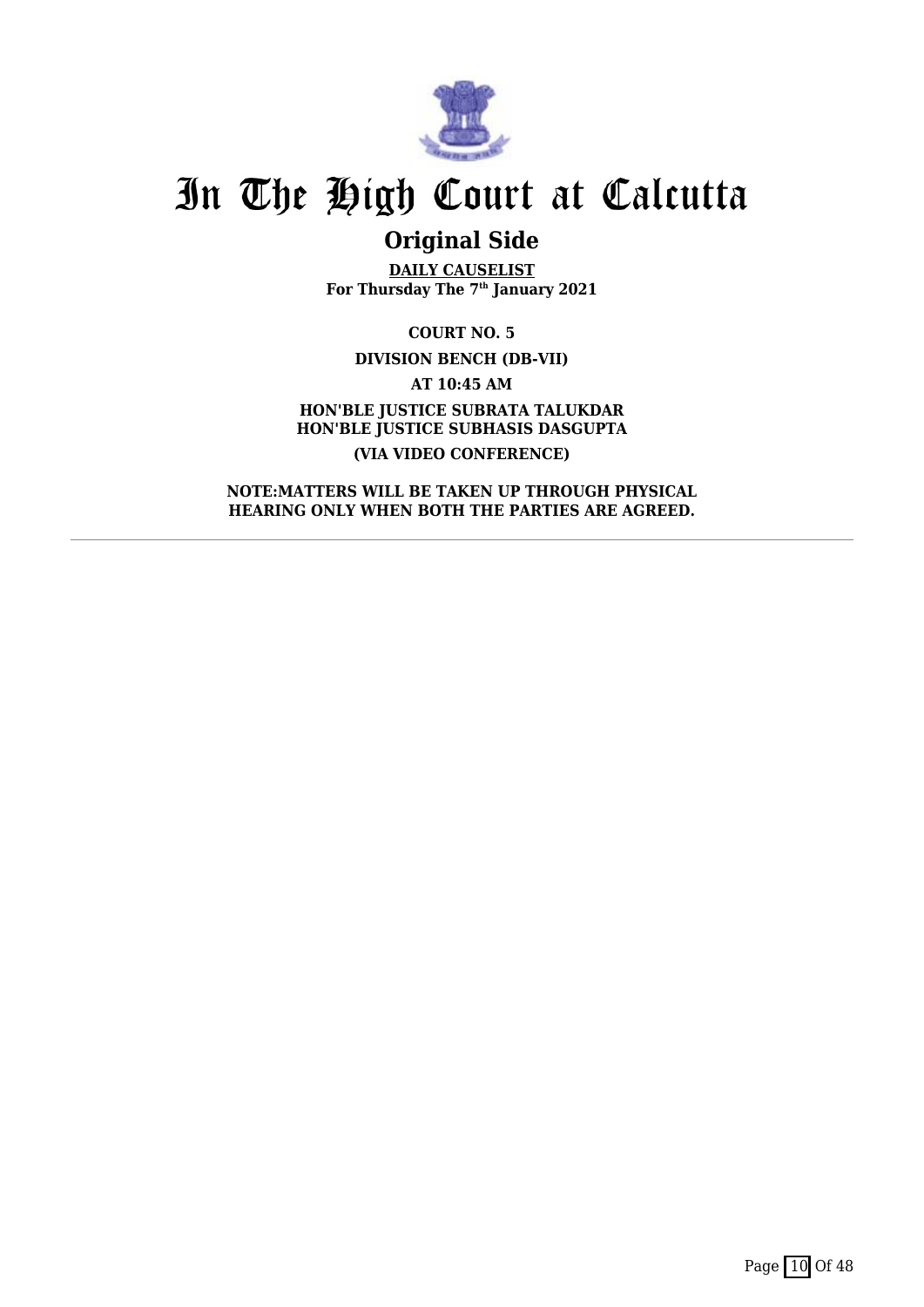# In The High Court at Calcutta

## Original Side

**DAILY CAUSELIST**
**For Thursday The 7th January 2021**

**COURT NO. 5**

**DIVISION BENCH (DB-VII)**

**AT 10:45 AM**

**HON'BLE JUSTICE SUBRATA TALUKDAR**
**HON'BLE JUSTICE SUBHASIS DASGUPTA**

**(VIA VIDEO CONFERENCE)**

**NOTE:MATTERS WILL BE TAKEN UP THROUGH PHYSICAL HEARING ONLY WHEN BOTH THE PARTIES ARE AGREED.**

---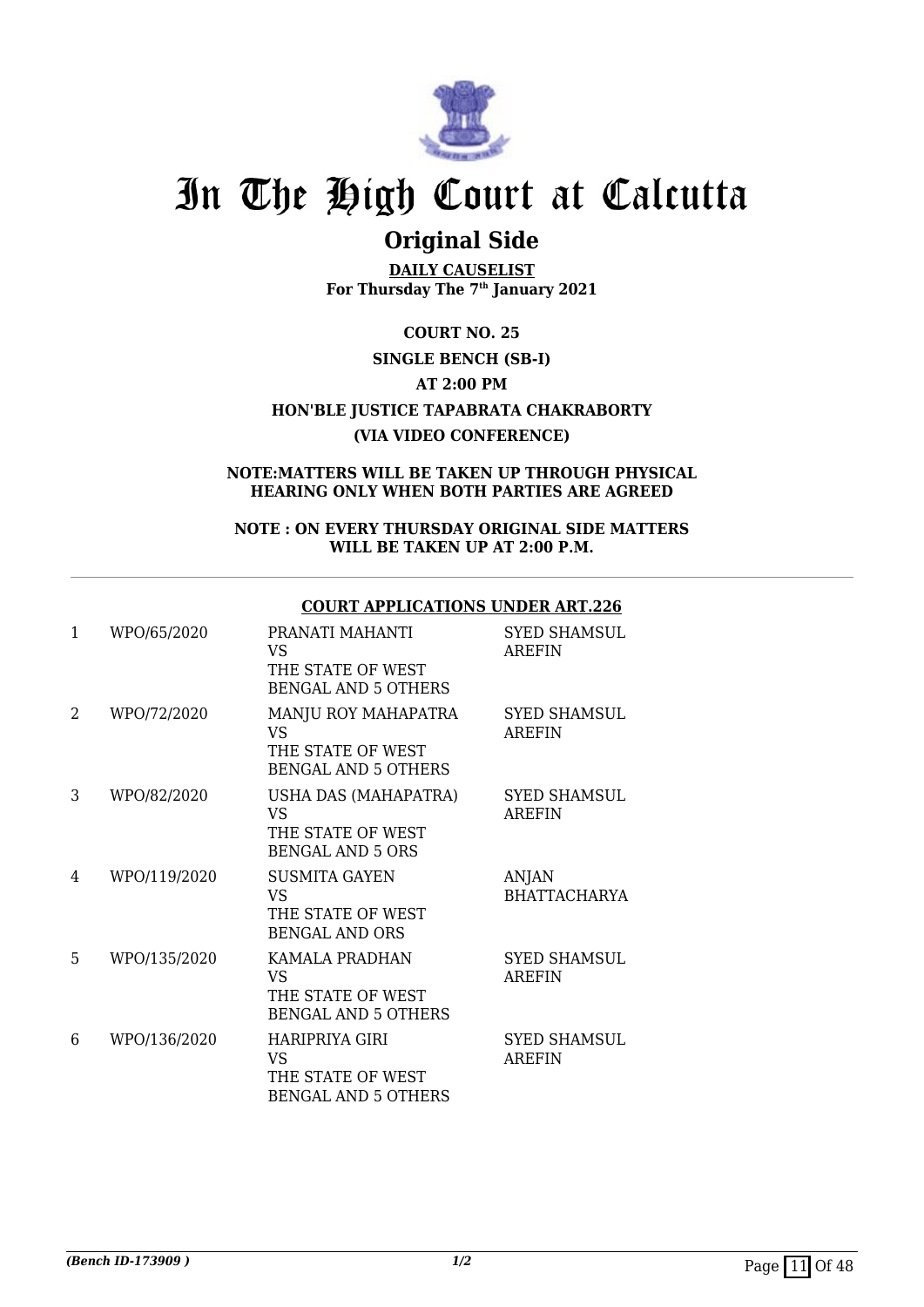# In The High Court at Calcutta

## Original Side

**DAILY CAUSELIST**
**For Thursday The 7th January 2021**

**COURT NO. 25**

**SINGLE BENCH (SB-I)**

**AT 2:00 PM**

**HON'BLE JUSTICE TAPABRATA CHAKRABORTY**

**(VIA VIDEO CONFERENCE)**

**NOTE:MATTERS WILL BE TAKEN UP THROUGH PHYSICAL HEARING ONLY WHEN BOTH PARTIES ARE AGREED**

**NOTE : ON EVERY THURSDAY ORIGINAL SIDE MATTERS WILL BE TAKEN UP AT 2:00 P.M.**

**COURT APPLICATIONS UNDER ART.226**

| | | | |
|---|---|---|---|
| 1 | WPO/65/2020 | PRANATI MAHANTI VS THE STATE OF WEST BENGAL AND 5 OTHERS | SYED SHAMSUL AREFIN |
| 2 | WPO/72/2020 | MANJU ROY MAHAPATRA VS THE STATE OF WEST BENGAL AND 5 OTHERS | SYED SHAMSUL AREFIN |
| 3 | WPO/82/2020 | USHA DAS (MAHAPATRA) VS THE STATE OF WEST BENGAL AND 5 ORS | SYED SHAMSUL AREFIN |
| 4 | WPO/119/2020 | SUSMITA GAYEN VS THE STATE OF WEST BENGAL AND ORS | ANJAN BHATTACHARYA |
| 5 | WPO/135/2020 | KAMALA PRADHAN VS THE STATE OF WEST BENGAL AND 5 OTHERS | SYED SHAMSUL AREFIN |
| 6 | WPO/136/2020 | HARIPRIYA GIRI VS THE STATE OF WEST BENGAL AND 5 OTHERS | SYED SHAMSUL AREFIN |

*(Bench ID-173909 )* 1/2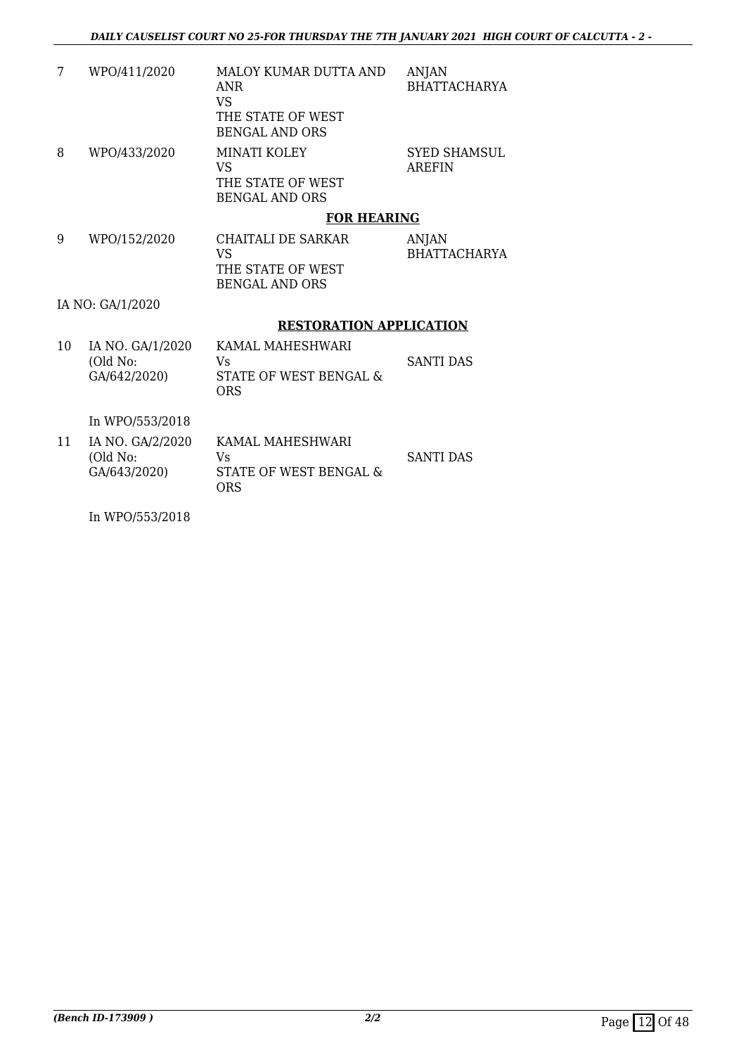| 7 | WPO/411/2020 | MALOY KUMAR DUTTA AND ANR VS THE STATE OF WEST BENGAL AND ORS | ANJAN BHATTACHARYA |
|---|---|---|---|
| 8 | WPO/433/2020 | MINATI KOLEY VS THE STATE OF WEST BENGAL AND ORS | SYED SHAMSUL AREFIN |

**FOR HEARING**

| 9 | WPO/152/2020 | CHAITALI DE SARKAR VS THE STATE OF WEST BENGAL AND ORS | ANJAN BHATTACHARYA |
|---|---|---|---|

IA NO: GA/1/2020

**RESTORATION APPLICATION**

| 10 | IA NO. GA/1/2020 (Old No: GA/642/2020) | KAMAL MAHESHWARI Vs STATE OF WEST BENGAL & ORS | SANTI DAS |
|---|---|---|---|

In WPO/553/2018

| 11 | IA NO. GA/2/2020 (Old No: GA/643/2020) | KAMAL MAHESHWARI Vs STATE OF WEST BENGAL & ORS | SANTI DAS |
|---|---|---|---|

In WPO/553/2018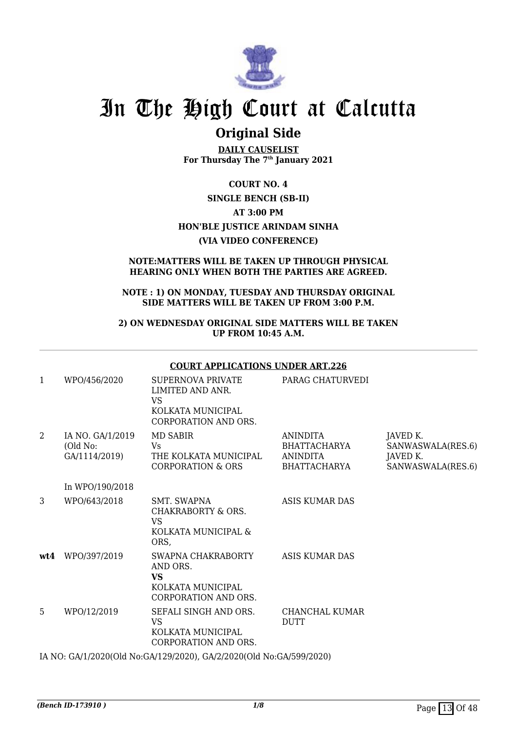# In The High Court at Calcutta

## Original Side

**DAILY CAUSELIST**
**For Thursday The 7th January 2021**

**COURT NO. 4**

**SINGLE BENCH (SB-II)**

**AT 3:00 PM**

**HON'BLE JUSTICE ARINDAM SINHA**

**(VIA VIDEO CONFERENCE)**

**NOTE:MATTERS WILL BE TAKEN UP THROUGH PHYSICAL HEARING ONLY WHEN BOTH THE PARTIES ARE AGREED.**

**NOTE : 1) ON MONDAY, TUESDAY AND THURSDAY ORIGINAL SIDE MATTERS WILL BE TAKEN UP FROM 3:00 P.M.**

**2) ON WEDNESDAY ORIGINAL SIDE MATTERS WILL BE TAKEN UP FROM 10:45 A.M.**

**COURT APPLICATIONS UNDER ART.226**

| | | | | |
|---|---|---|---|---|
| 1 | WPO/456/2020 | SUPERNOVA PRIVATE LIMITED AND ANR. VS KOLKATA MUNICIPAL CORPORATION AND ORS. | PARAG CHATURVEDI | |
| 2 | IA NO. GA/1/2019 (Old No: GA/1114/2019) In WPO/190/2018 | MD SABIR Vs THE KOLKATA MUNICIPAL CORPORATION & ORS | ANINDITA BHATTACHARYA ANINDITA BHATTACHARYA | JAVED K. SANWASWALA(RES.6) JAVED K. SANWASWALA(RES.6) |
| 3 | WPO/643/2018 | SMT. SWAPNA CHAKRABORTY & ORS. VS KOLKATA MUNICIPAL & ORS, | ASIS KUMAR DAS | |
| **wt4** | WPO/397/2019 | SWAPNA CHAKRABORTY AND ORS. **VS** KOLKATA MUNICIPAL CORPORATION AND ORS. | ASIS KUMAR DAS | |
| 5 | WPO/12/2019 | SEFALI SINGH AND ORS. VS KOLKATA MUNICIPAL CORPORATION AND ORS. | CHANCHAL KUMAR DUTT | |

IA NO: GA/1/2020(Old No:GA/129/2020), GA/2/2020(Old No:GA/599/2020)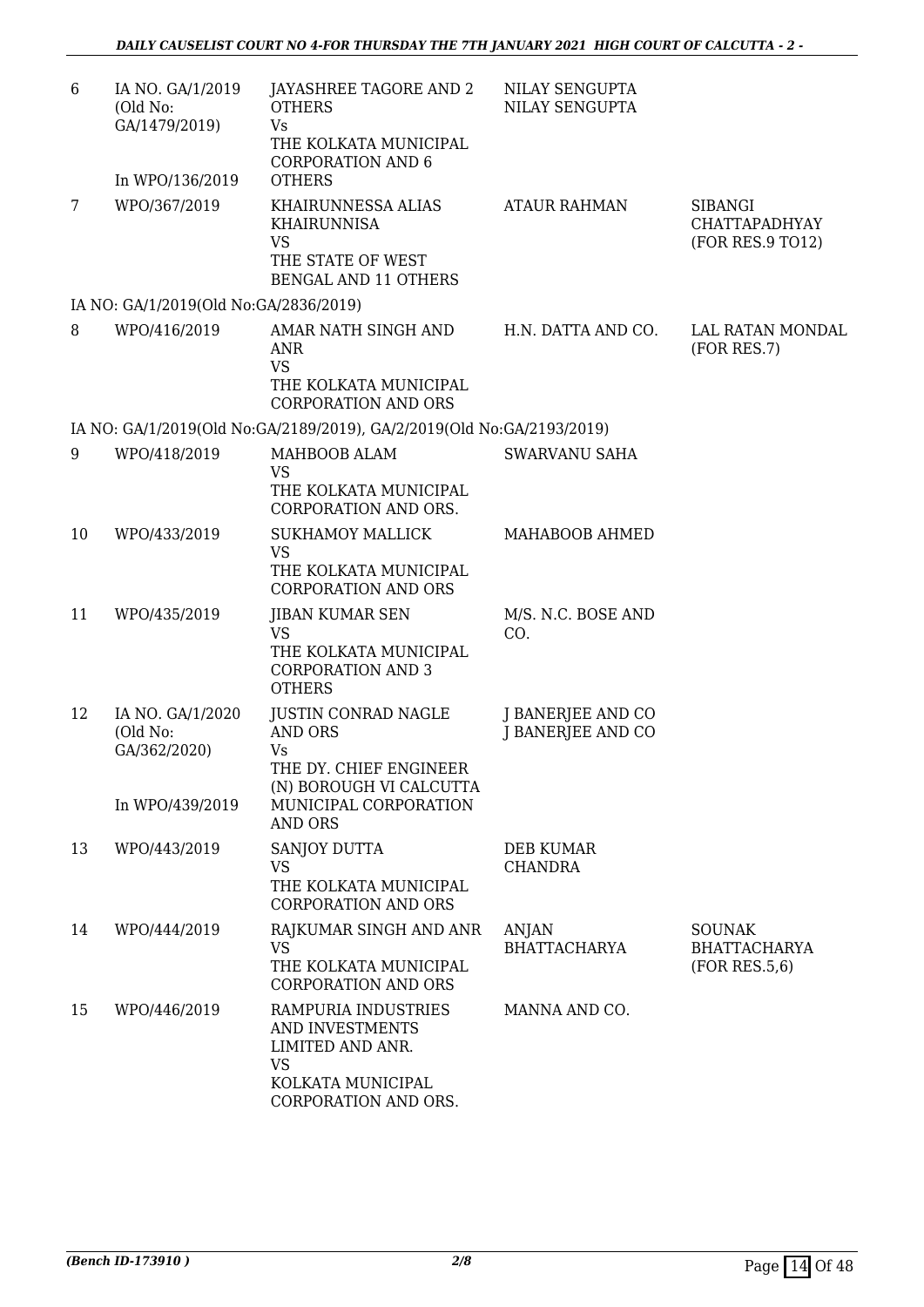| | | | | |
|---|---|---|---|---|
| 6 | IA NO. GA/1/2019 (Old No: GA/1479/2019)<br><br>In WPO/136/2019 | JAYASHREE TAGORE AND 2 OTHERS<br>Vs<br>THE KOLKATA MUNICIPAL CORPORATION AND 6 OTHERS | NILAY SENGUPTA<br>NILAY SENGUPTA | |
| 7 | WPO/367/2019 | KHAIRUNNESSA ALIAS KHAIRUNNISA<br>VS<br>THE STATE OF WEST BENGAL AND 11 OTHERS | ATAUR RAHMAN | SIBANGI CHATTAPADHYAY (FOR RES.9 TO12) |
| | IA NO: GA/1/2019(Old No:GA/2836/2019) | | | |
| 8 | WPO/416/2019 | AMAR NATH SINGH AND ANR<br>VS<br>THE KOLKATA MUNICIPAL CORPORATION AND ORS | H.N. DATTA AND CO. | LAL RATAN MONDAL (FOR RES.7) |
| | IA NO: GA/1/2019(Old No:GA/2189/2019), GA/2/2019(Old No:GA/2193/2019) | | | |
| 9 | WPO/418/2019 | MAHBOOB ALAM<br>VS<br>THE KOLKATA MUNICIPAL CORPORATION AND ORS. | SWARVANU SAHA | |
| 10 | WPO/433/2019 | SUKHAMOY MALLICK<br>VS<br>THE KOLKATA MUNICIPAL CORPORATION AND ORS | MAHABOOB AHMED | |
| 11 | WPO/435/2019 | JIBAN KUMAR SEN<br>VS<br>THE KOLKATA MUNICIPAL CORPORATION AND 3 OTHERS | M/S. N.C. BOSE AND CO. | |
| 12 | IA NO. GA/1/2020 (Old No: GA/362/2020)<br><br>In WPO/439/2019 | JUSTIN CONRAD NAGLE AND ORS<br>Vs<br>THE DY. CHIEF ENGINEER (N) BOROUGH VI CALCUTTA MUNICIPAL CORPORATION AND ORS | J BANERJEE AND CO<br>J BANERJEE AND CO | |
| 13 | WPO/443/2019 | SANJOY DUTTA<br>VS<br>THE KOLKATA MUNICIPAL CORPORATION AND ORS | DEB KUMAR CHANDRA | |
| 14 | WPO/444/2019 | RAJKUMAR SINGH AND ANR<br>VS<br>THE KOLKATA MUNICIPAL CORPORATION AND ORS | ANJAN BHATTACHARYA | SOUNAK BHATTACHARYA (FOR RES.5,6) |
| 15 | WPO/446/2019 | RAMPURIA INDUSTRIES AND INVESTMENTS LIMITED AND ANR.<br>VS<br>KOLKATA MUNICIPAL CORPORATION AND ORS. | MANNA AND CO. | |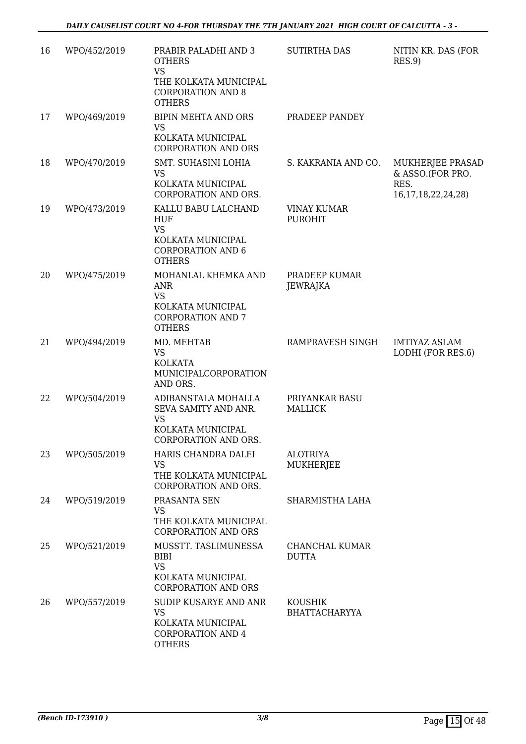| 16 | WPO/452/2019 | PRABIR PALADHI AND 3 OTHERS<br>VS<br>THE KOLKATA MUNICIPAL CORPORATION AND 8 OTHERS | SUTIRTHA DAS | NITIN KR. DAS (FOR RES.9) |
|---|---|---|---|---|
| 17 | WPO/469/2019 | BIPIN MEHTA AND ORS<br>VS<br>KOLKATA MUNICIPAL CORPORATION AND ORS | PRADEEP PANDEY | |
| 18 | WPO/470/2019 | SMT. SUHASINI LOHIA<br>VS<br>KOLKATA MUNICIPAL CORPORATION AND ORS. | S. KAKRANIA AND CO. | MUKHERJEE PRASAD & ASSO.(FOR PRO. RES. 16,17,18,22,24,28) |
| 19 | WPO/473/2019 | KALLU BABU LALCHAND HUF<br>VS<br>KOLKATA MUNICIPAL CORPORATION AND 6 OTHERS | VINAY KUMAR PUROHIT | |
| 20 | WPO/475/2019 | MOHANLAL KHEMKA AND ANR<br>VS<br>KOLKATA MUNICIPAL CORPORATION AND 7 OTHERS | PRADEEP KUMAR JEWRAJKA | |
| 21 | WPO/494/2019 | MD. MEHTAB<br>VS<br>KOLKATA MUNICIPALCORPORATION AND ORS. | RAMPRAVESH SINGH | IMTIYAZ ASLAM LODHI (FOR RES.6) |
| 22 | WPO/504/2019 | ADIBANSTALA MOHALLA SEVA SAMITY AND ANR.<br>VS<br>KOLKATA MUNICIPAL CORPORATION AND ORS. | PRIYANKAR BASU MALLICK | |
| 23 | WPO/505/2019 | HARIS CHANDRA DALEI<br>VS<br>THE KOLKATA MUNICIPAL CORPORATION AND ORS. | ALOTRIYA MUKHERJEE | |
| 24 | WPO/519/2019 | PRASANTA SEN<br>VS<br>THE KOLKATA MUNICIPAL CORPORATION AND ORS | SHARMISTHA LAHA | |
| 25 | WPO/521/2019 | MUSSTT. TASLIMUNESSA BIBI<br>VS<br>KOLKATA MUNICIPAL CORPORATION AND ORS | CHANCHAL KUMAR DUTTA | |
| 26 | WPO/557/2019 | SUDIP KUSARYE AND ANR<br>VS<br>KOLKATA MUNICIPAL CORPORATION AND 4 OTHERS | KOUSHIK BHATTACHARYYA | |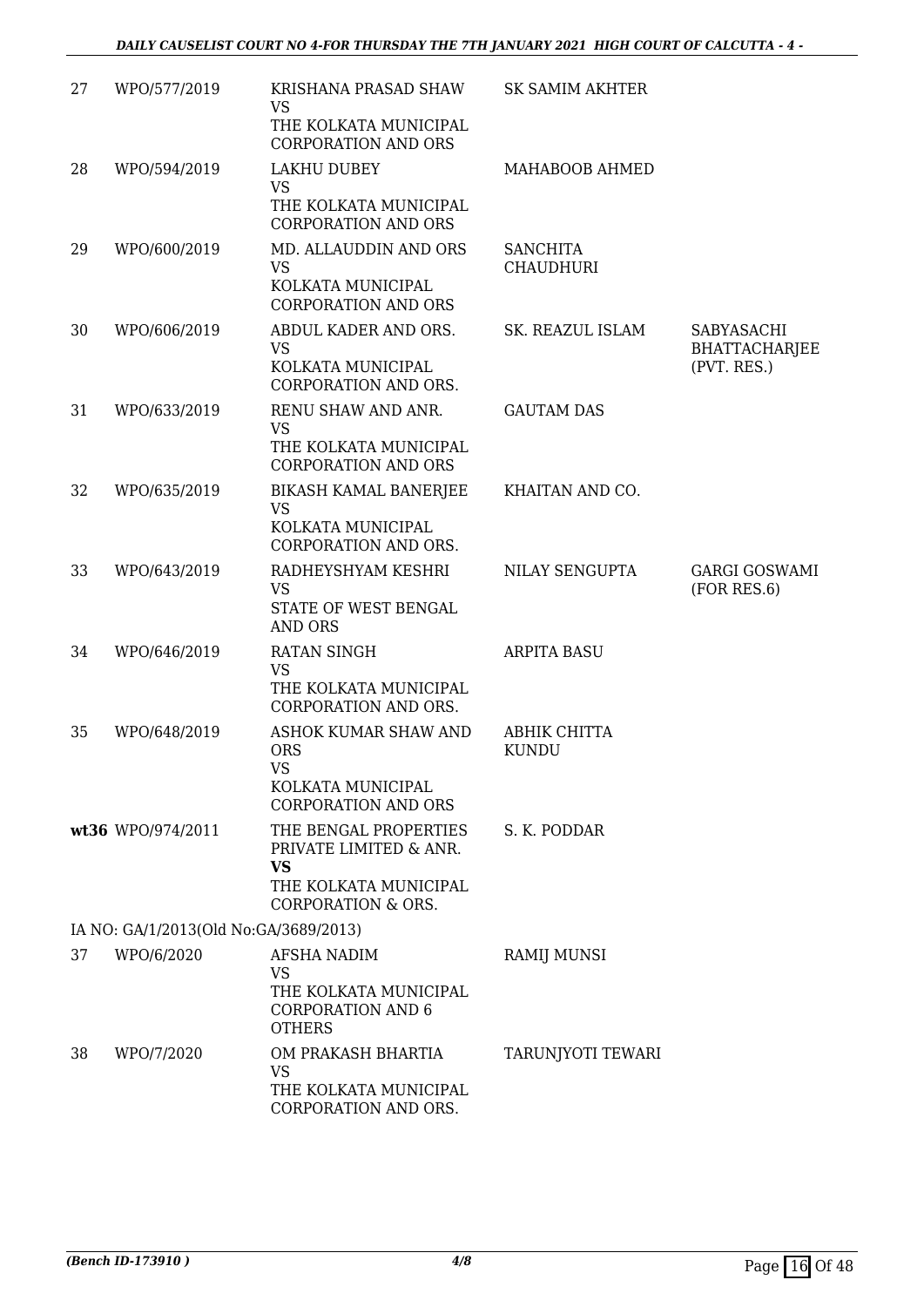| | | | | |
|---|---|---|---|---|
| 27 | WPO/577/2019 | KRISHANA PRASAD SHAW<br>VS<br>THE KOLKATA MUNICIPAL CORPORATION AND ORS | SK SAMIM AKHTER | |
| 28 | WPO/594/2019 | LAKHU DUBEY<br>VS<br>THE KOLKATA MUNICIPAL CORPORATION AND ORS | MAHABOOB AHMED | |
| 29 | WPO/600/2019 | MD. ALLAUDDIN AND ORS<br>VS<br>KOLKATA MUNICIPAL CORPORATION AND ORS | SANCHITA CHAUDHURI | |
| 30 | WPO/606/2019 | ABDUL KADER AND ORS.<br>VS<br>KOLKATA MUNICIPAL CORPORATION AND ORS. | SK. REAZUL ISLAM | SABYASACHI BHATTACHARJEE (PVT. RES.) |
| 31 | WPO/633/2019 | RENU SHAW AND ANR.<br>VS<br>THE KOLKATA MUNICIPAL CORPORATION AND ORS | GAUTAM DAS | |
| 32 | WPO/635/2019 | BIKASH KAMAL BANERJEE<br>VS<br>KOLKATA MUNICIPAL CORPORATION AND ORS. | KHAITAN AND CO. | |
| 33 | WPO/643/2019 | RADHEYSHYAM KESHRI<br>VS<br>STATE OF WEST BENGAL AND ORS | NILAY SENGUPTA | GARGI GOSWAMI (FOR RES.6) |
| 34 | WPO/646/2019 | RATAN SINGH<br>VS<br>THE KOLKATA MUNICIPAL CORPORATION AND ORS. | ARPITA BASU | |
| 35 | WPO/648/2019 | ASHOK KUMAR SHAW AND ORS<br>VS<br>KOLKATA MUNICIPAL CORPORATION AND ORS | ABHIK CHITTA KUNDU | |
| **wt36** | WPO/974/2011 | THE BENGAL PROPERTIES PRIVATE LIMITED & ANR.<br>**VS**<br>THE KOLKATA MUNICIPAL CORPORATION & ORS. | S. K. PODDAR | |
| | IA NO: GA/1/2013(Old No:GA/3689/2013) | | | |
| 37 | WPO/6/2020 | AFSHA NADIM<br>VS<br>THE KOLKATA MUNICIPAL CORPORATION AND 6 OTHERS | RAMIJ MUNSI | |
| 38 | WPO/7/2020 | OM PRAKASH BHARTIA<br>VS<br>THE KOLKATA MUNICIPAL CORPORATION AND ORS. | TARUNJYOTI TEWARI | |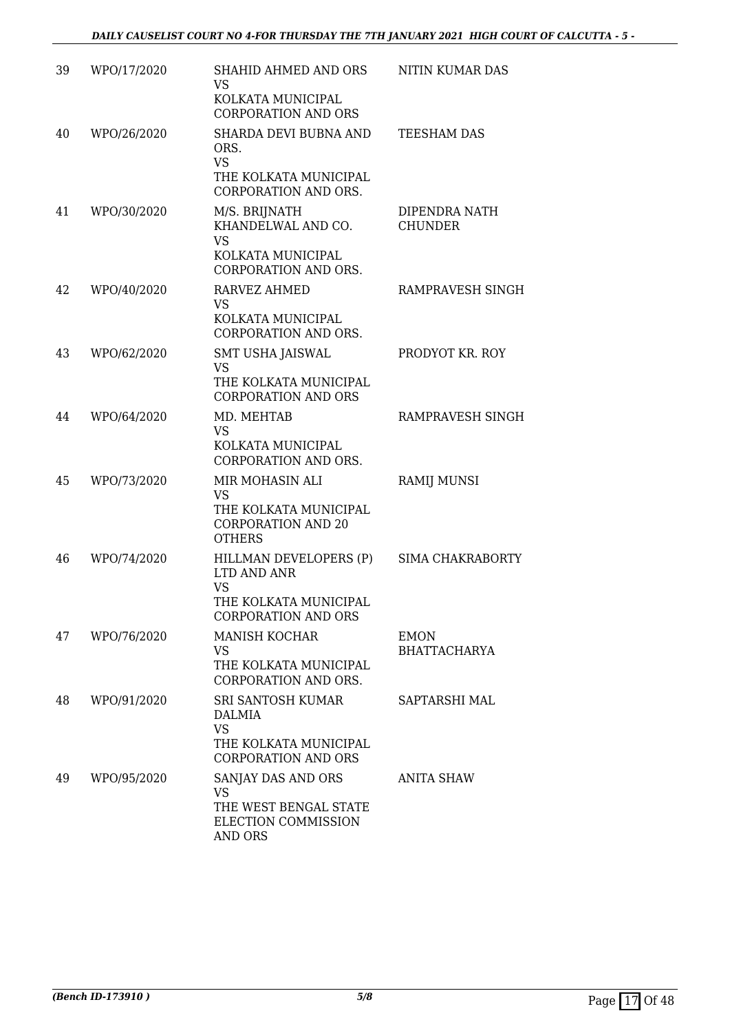| 39 | WPO/17/2020 | SHAHID AHMED AND ORS<br>VS<br>KOLKATA MUNICIPAL CORPORATION AND ORS | NITIN KUMAR DAS |
|---|---|---|---|
| 40 | WPO/26/2020 | SHARDA DEVI BUBNA AND ORS.<br>VS<br>THE KOLKATA MUNICIPAL CORPORATION AND ORS. | TEESHAM DAS |
| 41 | WPO/30/2020 | M/S. BRIJNATH KHANDELWAL AND CO.<br>VS<br>KOLKATA MUNICIPAL CORPORATION AND ORS. | DIPENDRA NATH CHUNDER |
| 42 | WPO/40/2020 | RARVEZ AHMED<br>VS<br>KOLKATA MUNICIPAL CORPORATION AND ORS. | RAMPRAVESH SINGH |
| 43 | WPO/62/2020 | SMT USHA JAISWAL<br>VS<br>THE KOLKATA MUNICIPAL CORPORATION AND ORS | PRODYOT KR. ROY |
| 44 | WPO/64/2020 | MD. MEHTAB<br>VS<br>KOLKATA MUNICIPAL CORPORATION AND ORS. | RAMPRAVESH SINGH |
| 45 | WPO/73/2020 | MIR MOHASIN ALI<br>VS<br>THE KOLKATA MUNICIPAL CORPORATION AND 20 OTHERS | RAMIJ MUNSI |
| 46 | WPO/74/2020 | HILLMAN DEVELOPERS (P) LTD AND ANR<br>VS<br>THE KOLKATA MUNICIPAL CORPORATION AND ORS | SIMA CHAKRABORTY |
| 47 | WPO/76/2020 | MANISH KOCHAR<br>VS<br>THE KOLKATA MUNICIPAL CORPORATION AND ORS. | EMON BHATTACHARYA |
| 48 | WPO/91/2020 | SRI SANTOSH KUMAR DALMIA<br>VS<br>THE KOLKATA MUNICIPAL CORPORATION AND ORS | SAPTARSHI MAL |
| 49 | WPO/95/2020 | SANJAY DAS AND ORS<br>VS<br>THE WEST BENGAL STATE ELECTION COMMISSION AND ORS | ANITA SHAW |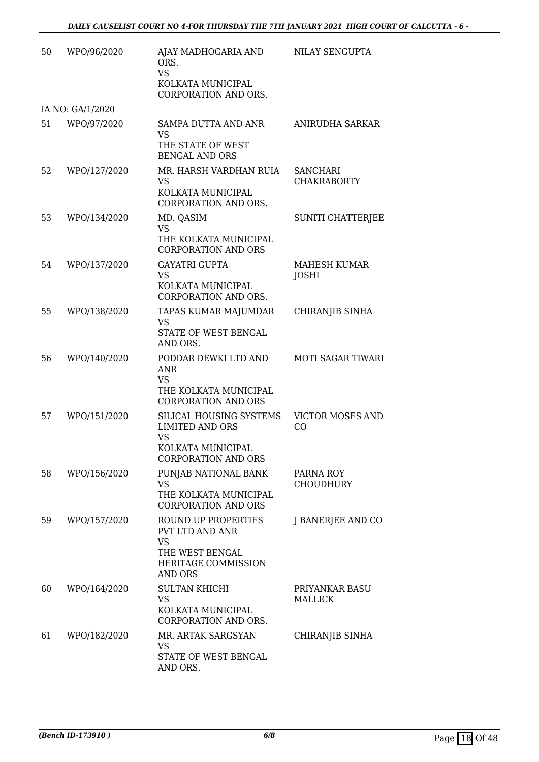| | | | |
|---|---|---|---|
| 50 | WPO/96/2020 | AJAY MADHOGARIA AND ORS.<br>VS<br>KOLKATA MUNICIPAL CORPORATION AND ORS. | NILAY SENGUPTA |
| | IA NO: GA/1/2020 | | |
| 51 | WPO/97/2020 | SAMPA DUTTA AND ANR<br>VS<br>THE STATE OF WEST BENGAL AND ORS | ANIRUDHA SARKAR |
| 52 | WPO/127/2020 | MR. HARSH VARDHAN RUIA<br>VS<br>KOLKATA MUNICIPAL CORPORATION AND ORS. | SANCHARI CHAKRABORTY |
| 53 | WPO/134/2020 | MD. QASIM<br>VS<br>THE KOLKATA MUNICIPAL CORPORATION AND ORS | SUNITI CHATTERJEE |
| 54 | WPO/137/2020 | GAYATRI GUPTA<br>VS<br>KOLKATA MUNICIPAL CORPORATION AND ORS. | MAHESH KUMAR JOSHI |
| 55 | WPO/138/2020 | TAPAS KUMAR MAJUMDAR<br>VS<br>STATE OF WEST BENGAL AND ORS. | CHIRANJIB SINHA |
| 56 | WPO/140/2020 | PODDAR DEWKI LTD AND ANR<br>VS<br>THE KOLKATA MUNICIPAL CORPORATION AND ORS | MOTI SAGAR TIWARI |
| 57 | WPO/151/2020 | SILICAL HOUSING SYSTEMS LIMITED AND ORS<br>VS<br>KOLKATA MUNICIPAL CORPORATION AND ORS | VICTOR MOSES AND CO |
| 58 | WPO/156/2020 | PUNJAB NATIONAL BANK<br>VS<br>THE KOLKATA MUNICIPAL CORPORATION AND ORS | PARNA ROY CHOUDHURY |
| 59 | WPO/157/2020 | ROUND UP PROPERTIES PVT LTD AND ANR<br>VS<br>THE WEST BENGAL HERITAGE COMMISSION AND ORS | J BANERJEE AND CO |
| 60 | WPO/164/2020 | SULTAN KHICHI<br>VS<br>KOLKATA MUNICIPAL CORPORATION AND ORS. | PRIYANKAR BASU MALLICK |
| 61 | WPO/182/2020 | MR. ARTAK SARGSYAN<br>VS<br>STATE OF WEST BENGAL AND ORS. | CHIRANJIB SINHA |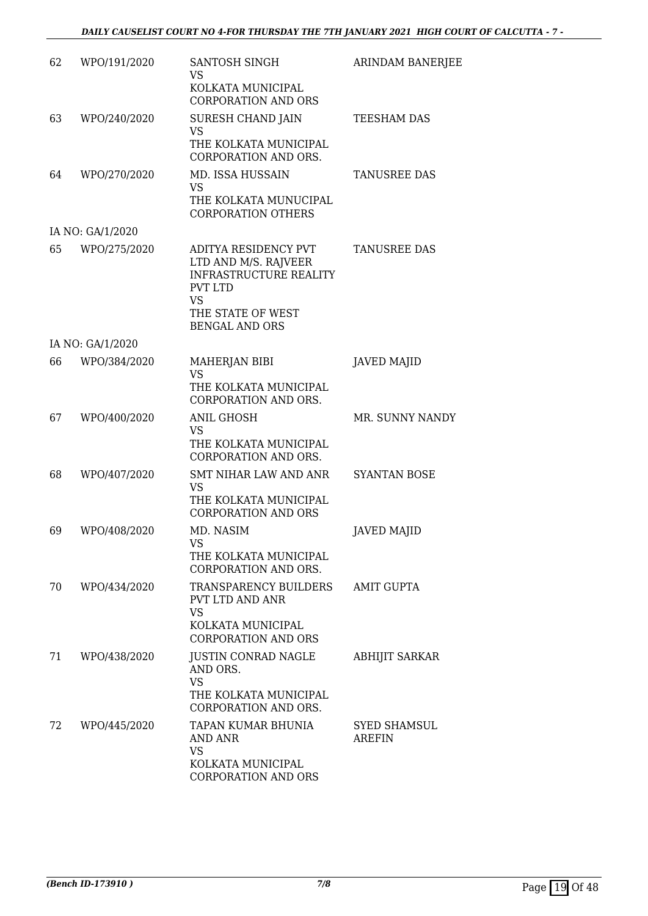| | | | |
|---|---|---|---|
| 62 | WPO/191/2020 | SANTOSH SINGH<br>VS<br>KOLKATA MUNICIPAL CORPORATION AND ORS | ARINDAM BANERJEE |
| 63 | WPO/240/2020 | SURESH CHAND JAIN<br>VS<br>THE KOLKATA MUNICIPAL CORPORATION AND ORS. | TEESHAM DAS |
| 64 | WPO/270/2020 | MD. ISSA HUSSAIN<br>VS<br>THE KOLKATA MUNUCIPAL CORPORATION OTHERS | TANUSREE DAS |
| | IA NO: GA/1/2020 | | |
| 65 | WPO/275/2020 | ADITYA RESIDENCY PVT LTD AND M/S. RAJVEER INFRASTRUCTURE REALITY PVT LTD<br>VS<br>THE STATE OF WEST BENGAL AND ORS | TANUSREE DAS |
| | IA NO: GA/1/2020 | | |
| 66 | WPO/384/2020 | MAHERJAN BIBI<br>VS<br>THE KOLKATA MUNICIPAL CORPORATION AND ORS. | JAVED MAJID |
| 67 | WPO/400/2020 | ANIL GHOSH<br>VS<br>THE KOLKATA MUNICIPAL CORPORATION AND ORS. | MR. SUNNY NANDY |
| 68 | WPO/407/2020 | SMT NIHAR LAW AND ANR<br>VS<br>THE KOLKATA MUNICIPAL CORPORATION AND ORS | SYANTAN BOSE |
| 69 | WPO/408/2020 | MD. NASIM<br>VS<br>THE KOLKATA MUNICIPAL CORPORATION AND ORS. | JAVED MAJID |
| 70 | WPO/434/2020 | TRANSPARENCY BUILDERS PVT LTD AND ANR<br>VS<br>KOLKATA MUNICIPAL CORPORATION AND ORS | AMIT GUPTA |
| 71 | WPO/438/2020 | JUSTIN CONRAD NAGLE AND ORS.<br>VS<br>THE KOLKATA MUNICIPAL CORPORATION AND ORS. | ABHIJIT SARKAR |
| 72 | WPO/445/2020 | TAPAN KUMAR BHUNIA AND ANR<br>VS<br>KOLKATA MUNICIPAL CORPORATION AND ORS | SYED SHAMSUL AREFIN |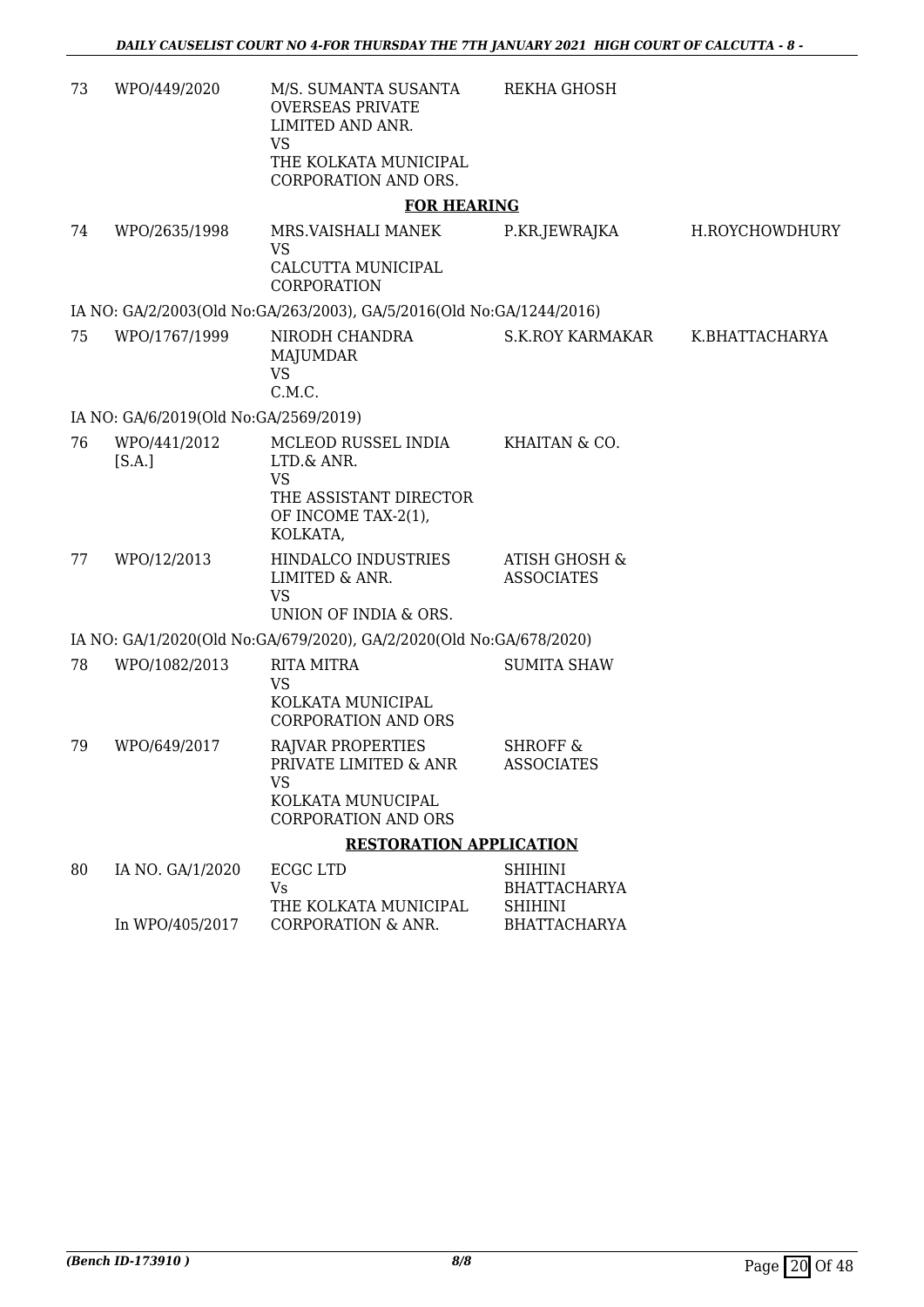| | | | | |
|---|---|---|---|---|
| 73 | WPO/449/2020 | M/S. SUMANTA SUSANTA OVERSEAS PRIVATE LIMITED AND ANR.<br>VS<br>THE KOLKATA MUNICIPAL CORPORATION AND ORS. | REKHA GHOSH | |

**FOR HEARING**

| | | | | |
|---|---|---|---|---|
| 74 | WPO/2635/1998 | MRS.VAISHALI MANEK<br>VS<br>CALCUTTA MUNICIPAL CORPORATION | P.KR.JEWRAJKA | H.ROYCHOWDHURY |

IA NO: GA/2/2003(Old No:GA/263/2003), GA/5/2016(Old No:GA/1244/2016)

| | | | | |
|---|---|---|---|---|
| 75 | WPO/1767/1999 | NIRODH CHANDRA MAJUMDAR<br>VS<br>C.M.C. | S.K.ROY KARMAKAR | K.BHATTACHARYA |

IA NO: GA/6/2019(Old No:GA/2569/2019)

| | | | | |
|---|---|---|---|---|
| 76 | WPO/441/2012 [S.A.] | MCLEOD RUSSEL INDIA LTD.& ANR.<br>VS<br>THE ASSISTANT DIRECTOR OF INCOME TAX-2(1), KOLKATA, | KHAITAN & CO. | |
| 77 | WPO/12/2013 | HINDALCO INDUSTRIES LIMITED & ANR.<br>VS<br>UNION OF INDIA & ORS. | ATISH GHOSH & ASSOCIATES | |

IA NO: GA/1/2020(Old No:GA/679/2020), GA/2/2020(Old No:GA/678/2020)

| | | | | |
|---|---|---|---|---|
| 78 | WPO/1082/2013 | RITA MITRA<br>VS<br>KOLKATA MUNICIPAL CORPORATION AND ORS | SUMITA SHAW | |
| 79 | WPO/649/2017 | RAJVAR PROPERTIES PRIVATE LIMITED & ANR<br>VS<br>KOLKATA MUNUCIPAL CORPORATION AND ORS | SHROFF & ASSOCIATES | |

**RESTORATION APPLICATION**

| | | | | |
|---|---|---|---|---|
| 80 | IA NO. GA/1/2020<br><br>In WPO/405/2017 | ECGC LTD<br>Vs<br>THE KOLKATA MUNICIPAL CORPORATION & ANR. | SHIHINI BHATTACHARYA<br>SHIHINI BHATTACHARYA | |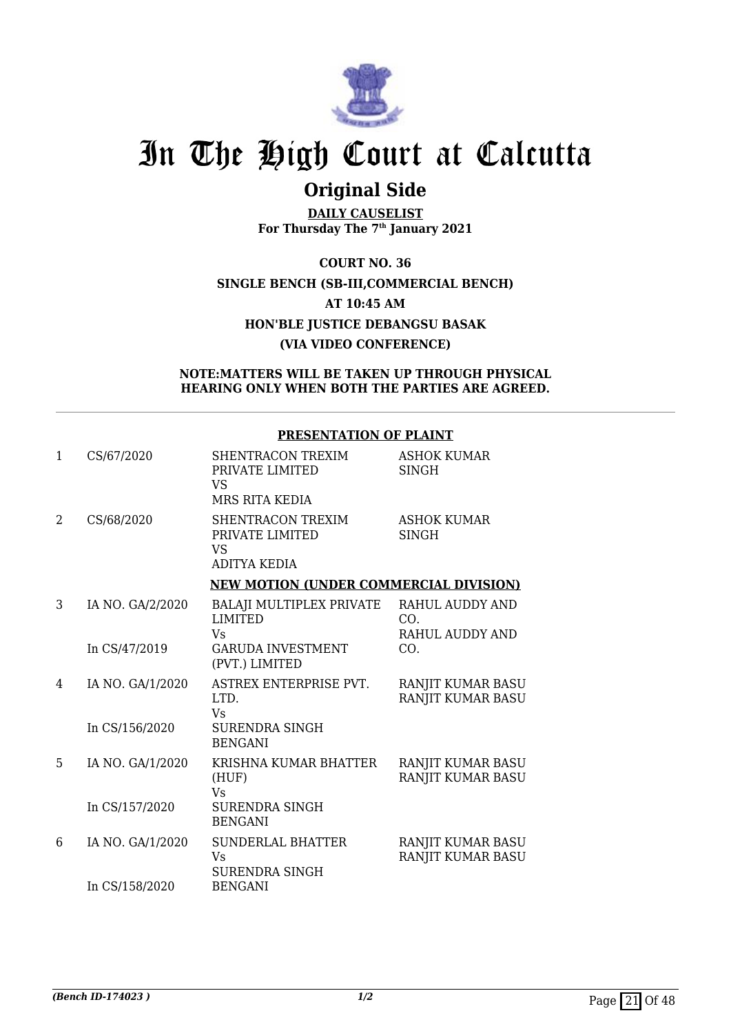# In The High Court at Calcutta

## Original Side

**DAILY CAUSELIST**
**For Thursday The 7th January 2021**

**COURT NO. 36**
**SINGLE BENCH (SB-III,COMMERCIAL BENCH)**
**AT 10:45 AM**
**HON'BLE JUSTICE DEBANGSU BASAK**
**(VIA VIDEO CONFERENCE)**

**NOTE:MATTERS WILL BE TAKEN UP THROUGH PHYSICAL HEARING ONLY WHEN BOTH THE PARTIES ARE AGREED.**

**PRESENTATION OF PLAINT**

| | | | |
|---|---|---|---|
| 1 | CS/67/2020 | SHENTRACON TREXIM PRIVATE LIMITED<br>VS<br>MRS RITA KEDIA | ASHOK KUMAR SINGH |
| 2 | CS/68/2020 | SHENTRACON TREXIM PRIVATE LIMITED<br>VS<br>ADITYA KEDIA | ASHOK KUMAR SINGH |

**NEW MOTION (UNDER COMMERCIAL DIVISION)**

| | | | |
|---|---|---|---|
| 3 | IA NO. GA/2/2020<br><br>In CS/47/2019 | BALAJI MULTIPLEX PRIVATE LIMITED<br>Vs<br>GARUDA INVESTMENT (PVT.) LIMITED | RAHUL AUDDY AND CO.<br>RAHUL AUDDY AND CO. |
| 4 | IA NO. GA/1/2020<br><br>In CS/156/2020 | ASTREX ENTERPRISE PVT. LTD.<br>Vs<br>SURENDRA SINGH BENGANI | RANJIT KUMAR BASU<br>RANJIT KUMAR BASU |
| 5 | IA NO. GA/1/2020<br><br>In CS/157/2020 | KRISHNA KUMAR BHATTER (HUF)<br>Vs<br>SURENDRA SINGH BENGANI | RANJIT KUMAR BASU<br>RANJIT KUMAR BASU |
| 6 | IA NO. GA/1/2020<br><br>In CS/158/2020 | SUNDERLAL BHATTER<br>Vs<br>SURENDRA SINGH BENGANI | RANJIT KUMAR BASU<br>RANJIT KUMAR BASU |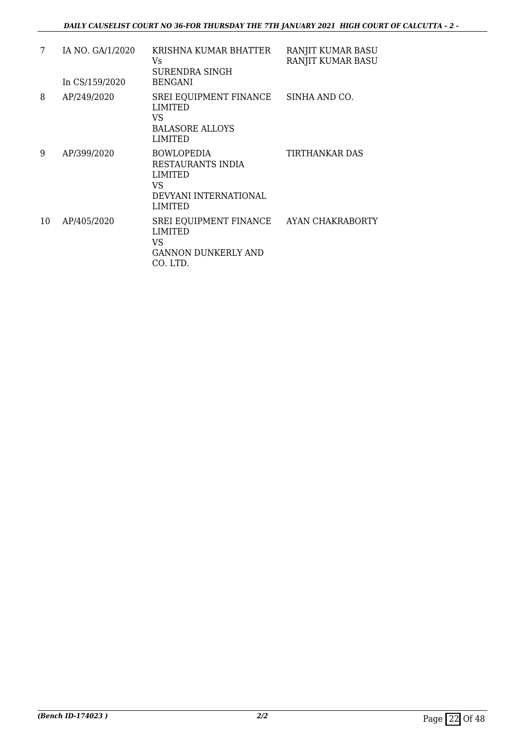| | | | |
|---|---|---|---|
| 7 | IA NO. GA/1/2020<br><br>In CS/159/2020 | KRISHNA KUMAR BHATTER<br>Vs<br>SURENDRA SINGH<br>BENGANI | RANJIT KUMAR BASU<br>RANJIT KUMAR BASU |
| 8 | AP/249/2020 | SREI EQUIPMENT FINANCE<br>LIMITED<br>VS<br>BALASORE ALLOYS<br>LIMITED | SINHA AND CO. |
| 9 | AP/399/2020 | BOWLOPEDIA<br>RESTAURANTS INDIA<br>LIMITED<br>VS<br>DEVYANI INTERNATIONAL<br>LIMITED | TIRTHANKAR DAS |
| 10 | AP/405/2020 | SREI EQUIPMENT FINANCE<br>LIMITED<br>VS<br>GANNON DUNKERLY AND<br>CO. LTD. | AYAN CHAKRABORTY |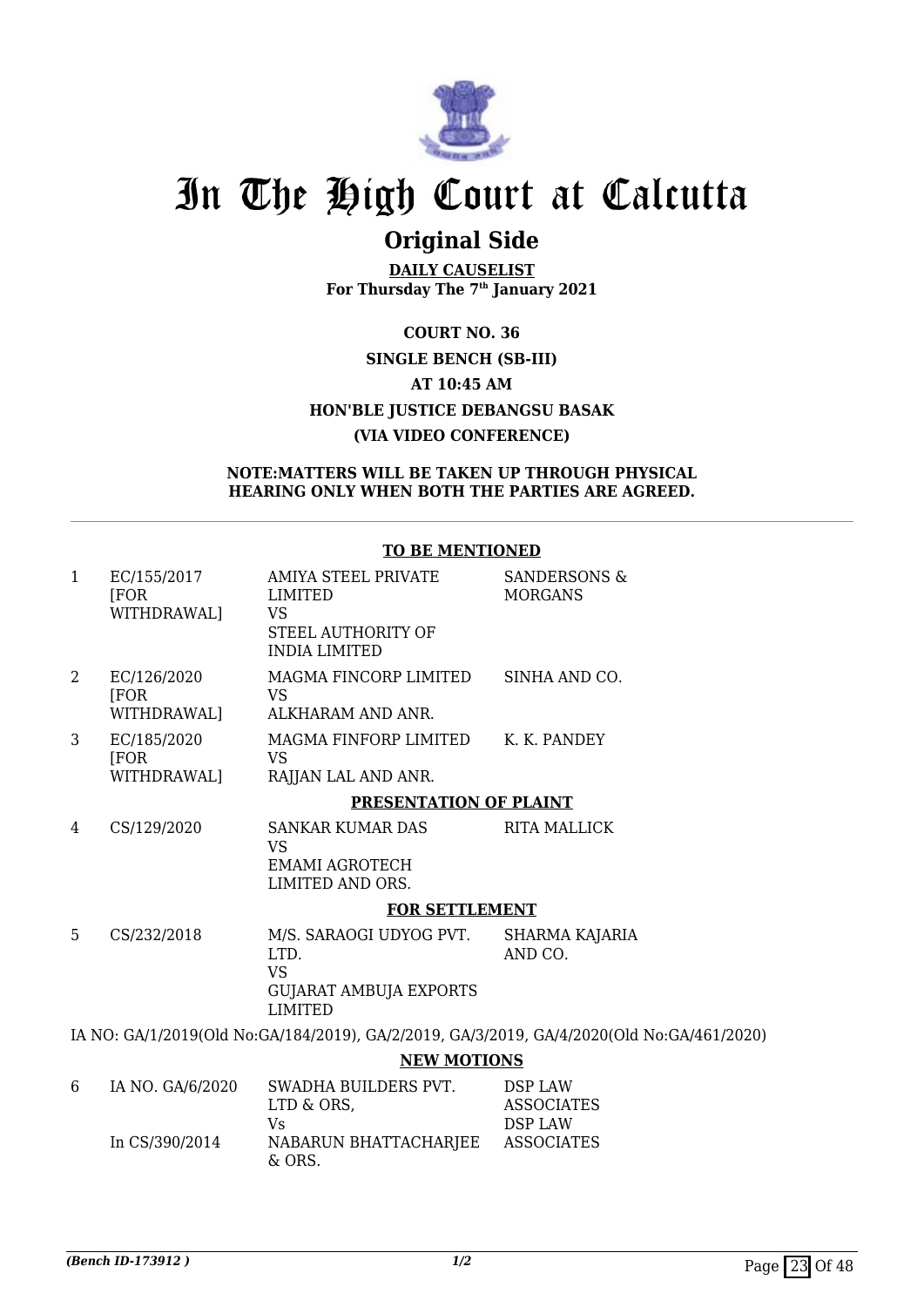# In The High Court at Calcutta

## Original Side

**DAILY CAUSELIST**
**For Thursday The 7th January 2021**

**COURT NO. 36**
**SINGLE BENCH (SB-III)**
**AT 10:45 AM**
**HON'BLE JUSTICE DEBANGSU BASAK**
**(VIA VIDEO CONFERENCE)**

**NOTE:MATTERS WILL BE TAKEN UP THROUGH PHYSICAL HEARING ONLY WHEN BOTH THE PARTIES ARE AGREED.**

**TO BE MENTIONED**

| | | | |
|---|---|---|---|
| 1 | EC/155/2017 [FOR WITHDRAWAL] | AMIYA STEEL PRIVATE LIMITED VS STEEL AUTHORITY OF INDIA LIMITED | SANDERSONS & MORGANS |
| 2 | EC/126/2020 [FOR WITHDRAWAL] | MAGMA FINCORP LIMITED VS ALKHARAM AND ANR. | SINHA AND CO. |
| 3 | EC/185/2020 [FOR WITHDRAWAL] | MAGMA FINFORP LIMITED VS RAJJAN LAL AND ANR. | K. K. PANDEY |

**PRESENTATION OF PLAINT**

| | | | |
|---|---|---|---|
| 4 | CS/129/2020 | SANKAR KUMAR DAS VS EMAMI AGROTECH LIMITED AND ORS. | RITA MALLICK |

**FOR SETTLEMENT**

| | | | |
|---|---|---|---|
| 5 | CS/232/2018 | M/S. SARAOGI UDYOG PVT. LTD. VS GUJARAT AMBUJA EXPORTS LIMITED | SHARMA KAJARIA AND CO. |

IA NO: GA/1/2019(Old No:GA/184/2019), GA/2/2019, GA/3/2019, GA/4/2020(Old No:GA/461/2020)

**NEW MOTIONS**

| | | | |
|---|---|---|---|
| 6 | IA NO. GA/6/2020 In CS/390/2014 | SWADHA BUILDERS PVT. LTD & ORS, Vs NABARUN BHATTACHARJEE & ORS. | DSP LAW ASSOCIATES DSP LAW ASSOCIATES |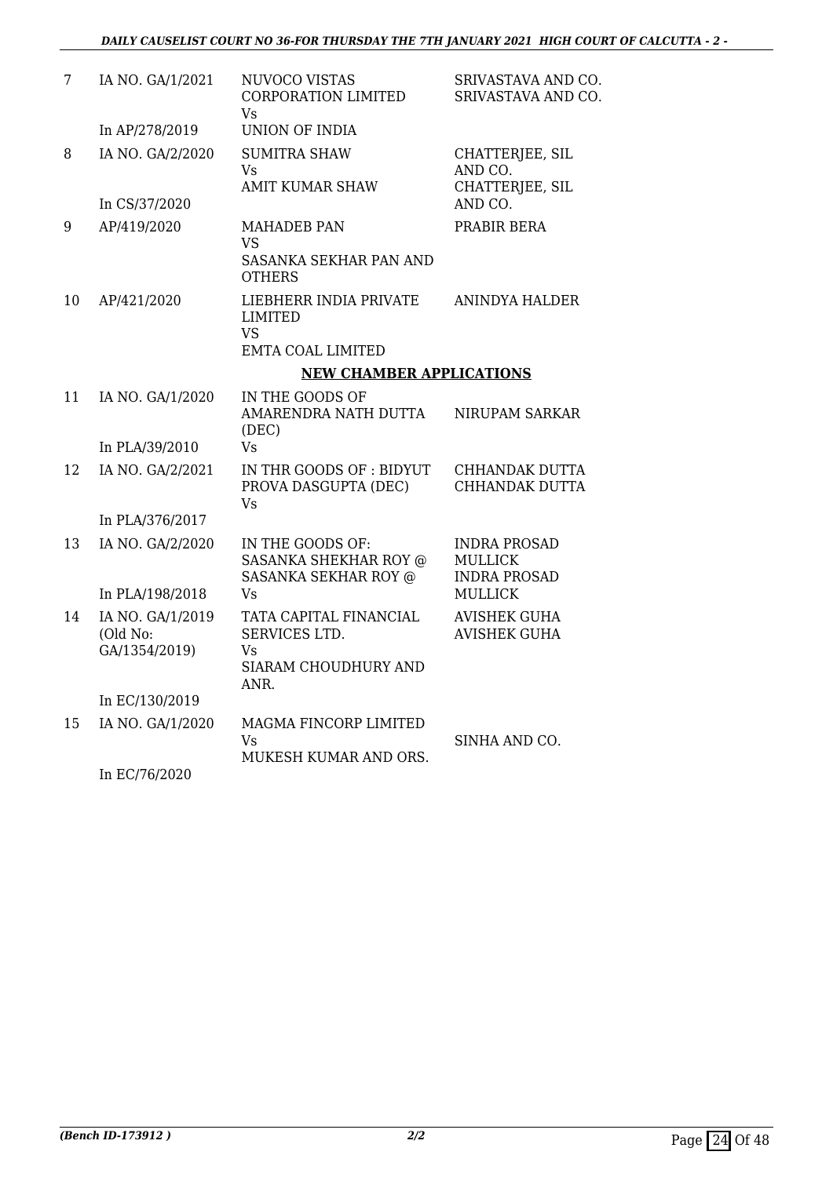| 7 | IA NO. GA/1/2021<br><br>In AP/278/2019 | NUVOCO VISTAS CORPORATION LIMITED<br>Vs<br>UNION OF INDIA | SRIVASTAVA AND CO.<br>SRIVASTAVA AND CO. |
|---|---|---|---|
| 8 | IA NO. GA/2/2020<br><br>In CS/37/2020 | SUMITRA SHAW<br>Vs<br>AMIT KUMAR SHAW | CHATTERJEE, SIL AND CO.<br>CHATTERJEE, SIL AND CO. |
| 9 | AP/419/2020 | MAHADEB PAN<br>VS<br>SASANKA SEKHAR PAN AND OTHERS | PRABIR BERA |
| 10 | AP/421/2020 | LIEBHERR INDIA PRIVATE LIMITED<br>VS<br>EMTA COAL LIMITED | ANINDYA HALDER |

**NEW CHAMBER APPLICATIONS**

| 11 | IA NO. GA/1/2020<br><br>In PLA/39/2010 | IN THE GOODS OF AMARENDRA NATH DUTTA (DEC)<br>Vs | NIRUPAM SARKAR |
|---|---|---|---|
| 12 | IA NO. GA/2/2021<br><br>In PLA/376/2017 | IN THR GOODS OF : BIDYUT PROVA DASGUPTA (DEC)<br>Vs | CHHANDAK DUTTA<br>CHHANDAK DUTTA |
| 13 | IA NO. GA/2/2020<br><br>In PLA/198/2018 | IN THE GOODS OF: SASANKA SHEKHAR ROY @ SASANKA SEKHAR ROY @<br>Vs | INDRA PROSAD MULLICK<br>INDRA PROSAD MULLICK |
| 14 | IA NO. GA/1/2019 (Old No: GA/1354/2019)<br><br>In EC/130/2019 | TATA CAPITAL FINANCIAL SERVICES LTD.<br>Vs<br>SIARAM CHOUDHURY AND ANR. | AVISHEK GUHA<br>AVISHEK GUHA |
| 15 | IA NO. GA/1/2020<br><br>In EC/76/2020 | MAGMA FINCORP LIMITED<br>Vs<br>MUKESH KUMAR AND ORS. | SINHA AND CO. |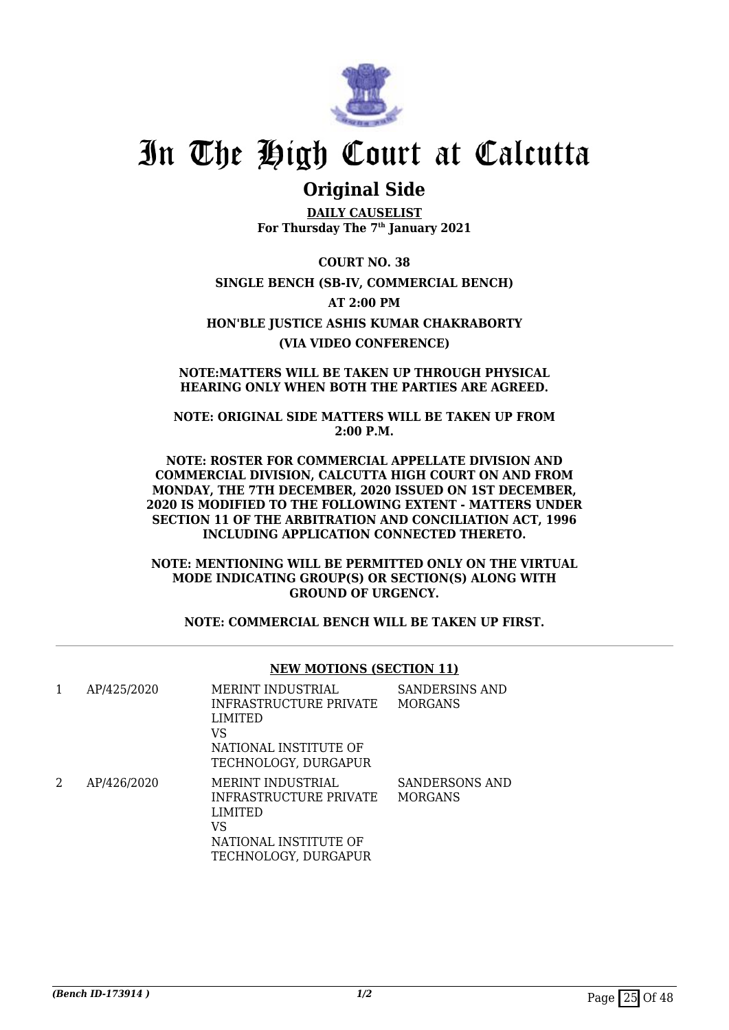# In The High Court at Calcutta

## Original Side

**DAILY CAUSELIST**
**For Thursday The 7th January 2021**

**COURT NO. 38**

**SINGLE BENCH (SB-IV, COMMERCIAL BENCH)**

**AT 2:00 PM**

**HON'BLE JUSTICE ASHIS KUMAR CHAKRABORTY**

**(VIA VIDEO CONFERENCE)**

**NOTE:MATTERS WILL BE TAKEN UP THROUGH PHYSICAL HEARING ONLY WHEN BOTH THE PARTIES ARE AGREED.**

**NOTE: ORIGINAL SIDE MATTERS WILL BE TAKEN UP FROM 2:00 P.M.**

**NOTE: ROSTER FOR COMMERCIAL APPELLATE DIVISION AND COMMERCIAL DIVISION, CALCUTTA HIGH COURT ON AND FROM MONDAY, THE 7TH DECEMBER, 2020 ISSUED ON 1ST DECEMBER, 2020 IS MODIFIED TO THE FOLLOWING EXTENT - MATTERS UNDER SECTION 11 OF THE ARBITRATION AND CONCILIATION ACT, 1996 INCLUDING APPLICATION CONNECTED THERETO.**

**NOTE: MENTIONING WILL BE PERMITTED ONLY ON THE VIRTUAL MODE INDICATING GROUP(S) OR SECTION(S) ALONG WITH GROUND OF URGENCY.**

**NOTE: COMMERCIAL BENCH WILL BE TAKEN UP FIRST.**

**NEW MOTIONS (SECTION 11)**

| | | | |
|---|---|---|---|
| 1 | AP/425/2020 | MERINT INDUSTRIAL INFRASTRUCTURE PRIVATE LIMITED<br>VS<br>NATIONAL INSTITUTE OF TECHNOLOGY, DURGAPUR | SANDERSINS AND MORGANS |
| 2 | AP/426/2020 | MERINT INDUSTRIAL INFRASTRUCTURE PRIVATE LIMITED<br>VS<br>NATIONAL INSTITUTE OF TECHNOLOGY, DURGAPUR | SANDERSONS AND MORGANS |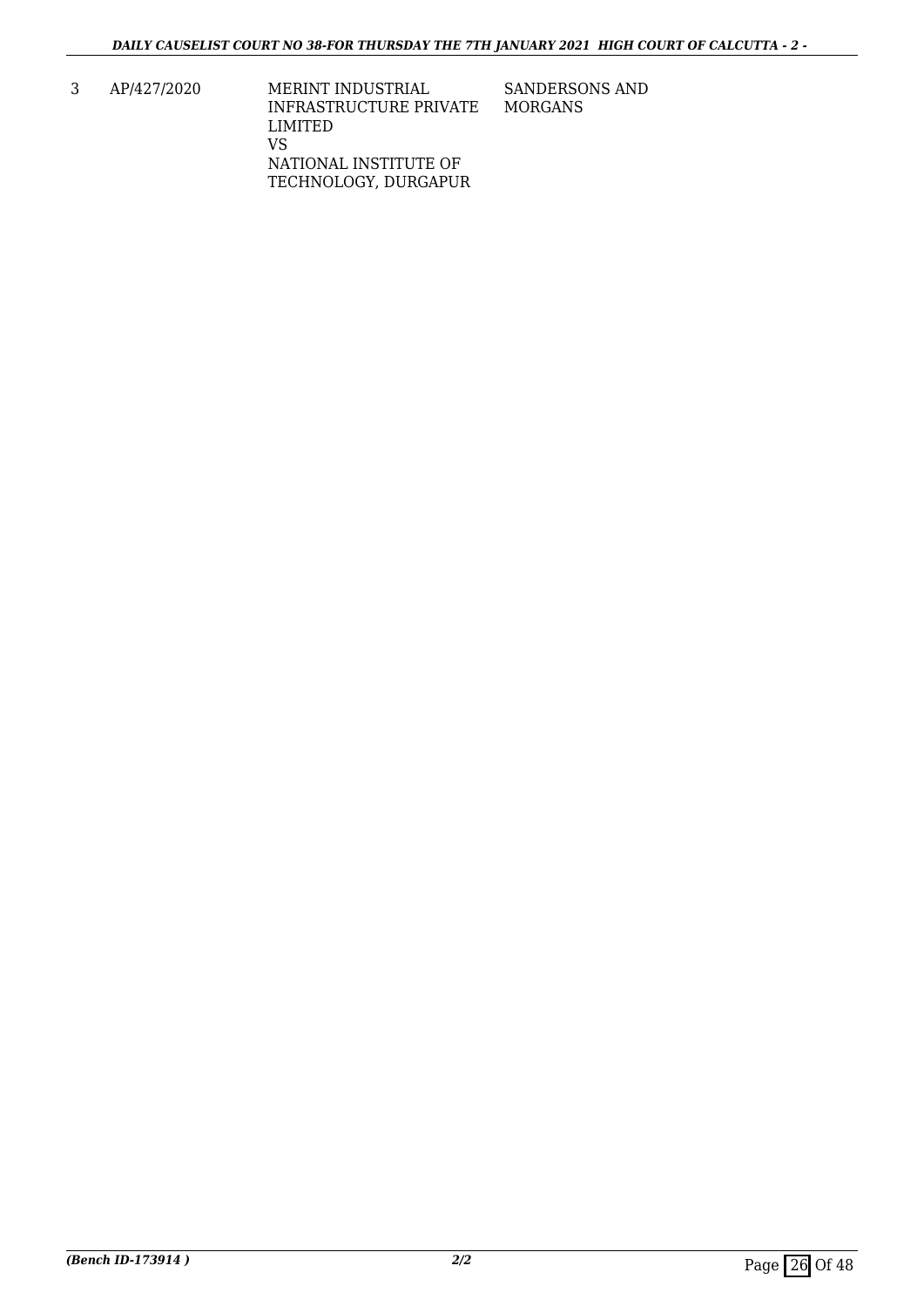| 3 | AP/427/2020 | MERINT INDUSTRIAL INFRASTRUCTURE PRIVATE LIMITED<br>VS<br>NATIONAL INSTITUTE OF TECHNOLOGY, DURGAPUR | SANDERSONS AND MORGANS |
|---|---|---|---|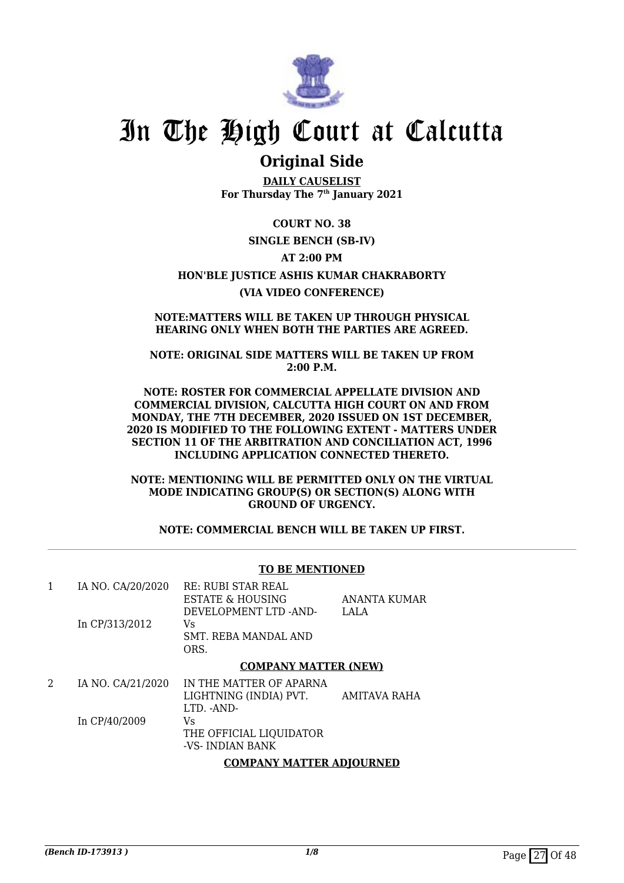# In The High Court at Calcutta

## Original Side

**DAILY CAUSELIST**
**For Thursday The 7th January 2021**

**COURT NO. 38**

**SINGLE BENCH (SB-IV)**

**AT 2:00 PM**

**HON'BLE JUSTICE ASHIS KUMAR CHAKRABORTY**

**(VIA VIDEO CONFERENCE)**

**NOTE:MATTERS WILL BE TAKEN UP THROUGH PHYSICAL HEARING ONLY WHEN BOTH THE PARTIES ARE AGREED.**

**NOTE: ORIGINAL SIDE MATTERS WILL BE TAKEN UP FROM 2:00 P.M.**

**NOTE: ROSTER FOR COMMERCIAL APPELLATE DIVISION AND COMMERCIAL DIVISION, CALCUTTA HIGH COURT ON AND FROM MONDAY, THE 7TH DECEMBER, 2020 ISSUED ON 1ST DECEMBER, 2020 IS MODIFIED TO THE FOLLOWING EXTENT - MATTERS UNDER SECTION 11 OF THE ARBITRATION AND CONCILIATION ACT, 1996 INCLUDING APPLICATION CONNECTED THERETO.**

**NOTE: MENTIONING WILL BE PERMITTED ONLY ON THE VIRTUAL MODE INDICATING GROUP(S) OR SECTION(S) ALONG WITH GROUND OF URGENCY.**

**NOTE: COMMERCIAL BENCH WILL BE TAKEN UP FIRST.**

---

**TO BE MENTIONED**

| | | | |
|---|---|---|---|
| 1 | IA NO. CA/20/2020<br>In CP/313/2012 | RE: RUBI STAR REAL ESTATE & HOUSING DEVELOPMENT LTD -AND-<br>Vs<br>SMT. REBA MANDAL AND ORS. | ANANTA KUMAR LALA |

**COMPANY MATTER (NEW)**

| | | | |
|---|---|---|---|
| 2 | IA NO. CA/21/2020<br>In CP/40/2009 | IN THE MATTER OF APARNA LIGHTNING (INDIA) PVT. LTD. -AND-<br>Vs<br>THE OFFICIAL LIQUIDATOR -VS- INDIAN BANK | AMITAVA RAHA |

**COMPANY MATTER ADJOURNED**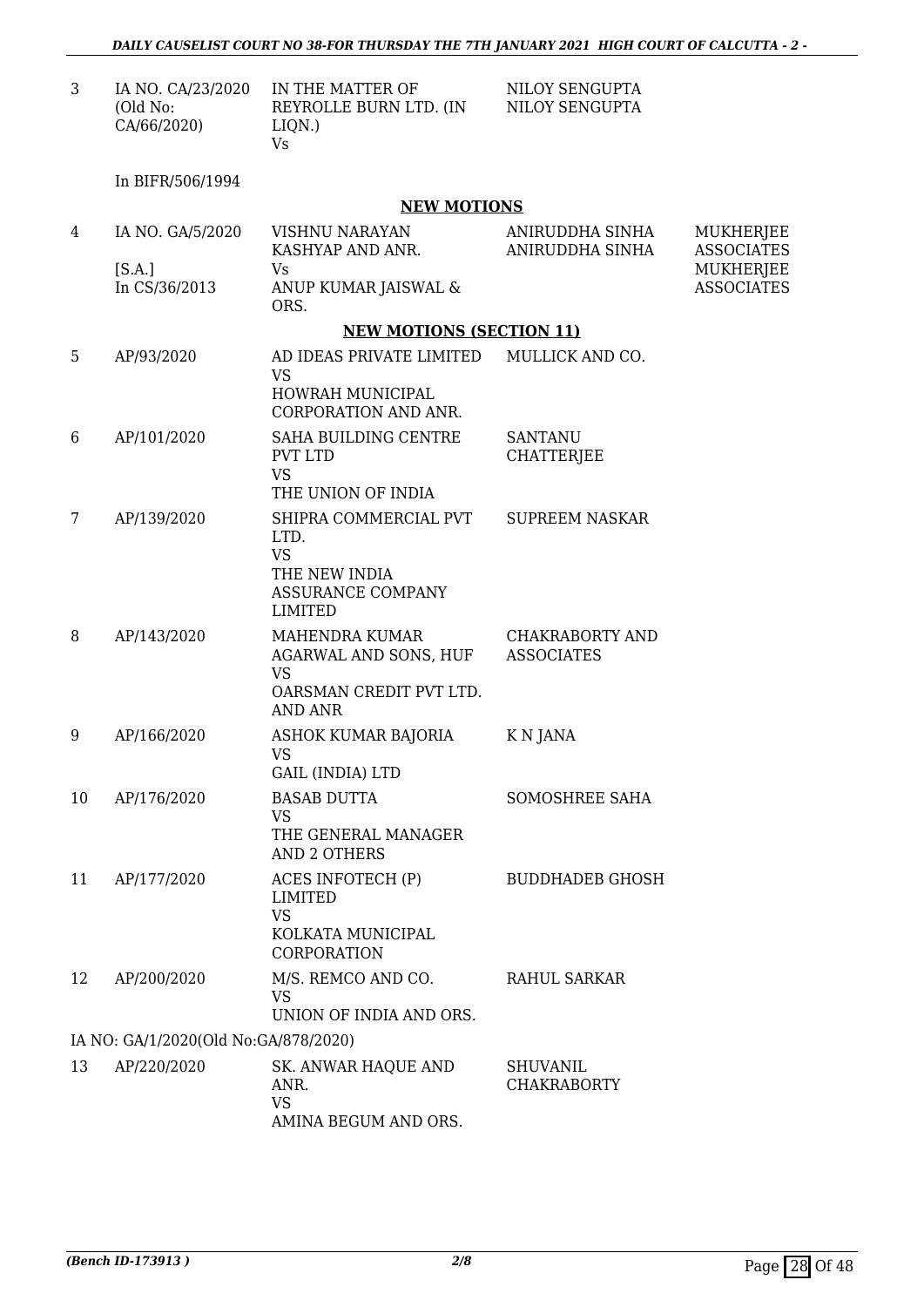| | | | | |
|---|---|---|---|---|
| 3 | IA NO. CA/23/2020 (Old No: CA/66/2020) | IN THE MATTER OF REYROLLE BURN LTD. (IN LIQN.) Vs | NILOY SENGUPTA NILOY SENGUPTA | |
| | In BIFR/506/1994 | | | |

**NEW MOTIONS**

| | | | | |
|---|---|---|---|---|
| 4 | IA NO. GA/5/2020 [S.A.] In CS/36/2013 | VISHNU NARAYAN KASHYAP AND ANR. Vs ANUP KUMAR JAISWAL & ORS. | ANIRUDDHA SINHA ANIRUDDHA SINHA | MUKHERJEE ASSOCIATES MUKHERJEE ASSOCIATES |

**NEW MOTIONS (SECTION 11)**

| | | | |
|---|---|---|---|
| 5 | AP/93/2020 | AD IDEAS PRIVATE LIMITED VS HOWRAH MUNICIPAL CORPORATION AND ANR. | MULLICK AND CO. |
| 6 | AP/101/2020 | SAHA BUILDING CENTRE PVT LTD VS THE UNION OF INDIA | SANTANU CHATTERJEE |
| 7 | AP/139/2020 | SHIPRA COMMERCIAL PVT LTD. VS THE NEW INDIA ASSURANCE COMPANY LIMITED | SUPREEM NASKAR |
| 8 | AP/143/2020 | MAHENDRA KUMAR AGARWAL AND SONS, HUF VS OARSMAN CREDIT PVT LTD. AND ANR | CHAKRABORTY AND ASSOCIATES |
| 9 | AP/166/2020 | ASHOK KUMAR BAJORIA VS GAIL (INDIA) LTD | K N JANA |
| 10 | AP/176/2020 | BASAB DUTTA VS THE GENERAL MANAGER AND 2 OTHERS | SOMOSHREE SAHA |
| 11 | AP/177/2020 | ACES INFOTECH (P) LIMITED VS KOLKATA MUNICIPAL CORPORATION | BUDDHADEB GHOSH |
| 12 | AP/200/2020 | M/S. REMCO AND CO. VS UNION OF INDIA AND ORS. | RAHUL SARKAR |

IA NO: GA/1/2020(Old No:GA/878/2020)

| | | | |
|---|---|---|---|
| 13 | AP/220/2020 | SK. ANWAR HAQUE AND ANR. VS AMINA BEGUM AND ORS. | SHUVANIL CHAKRABORTY |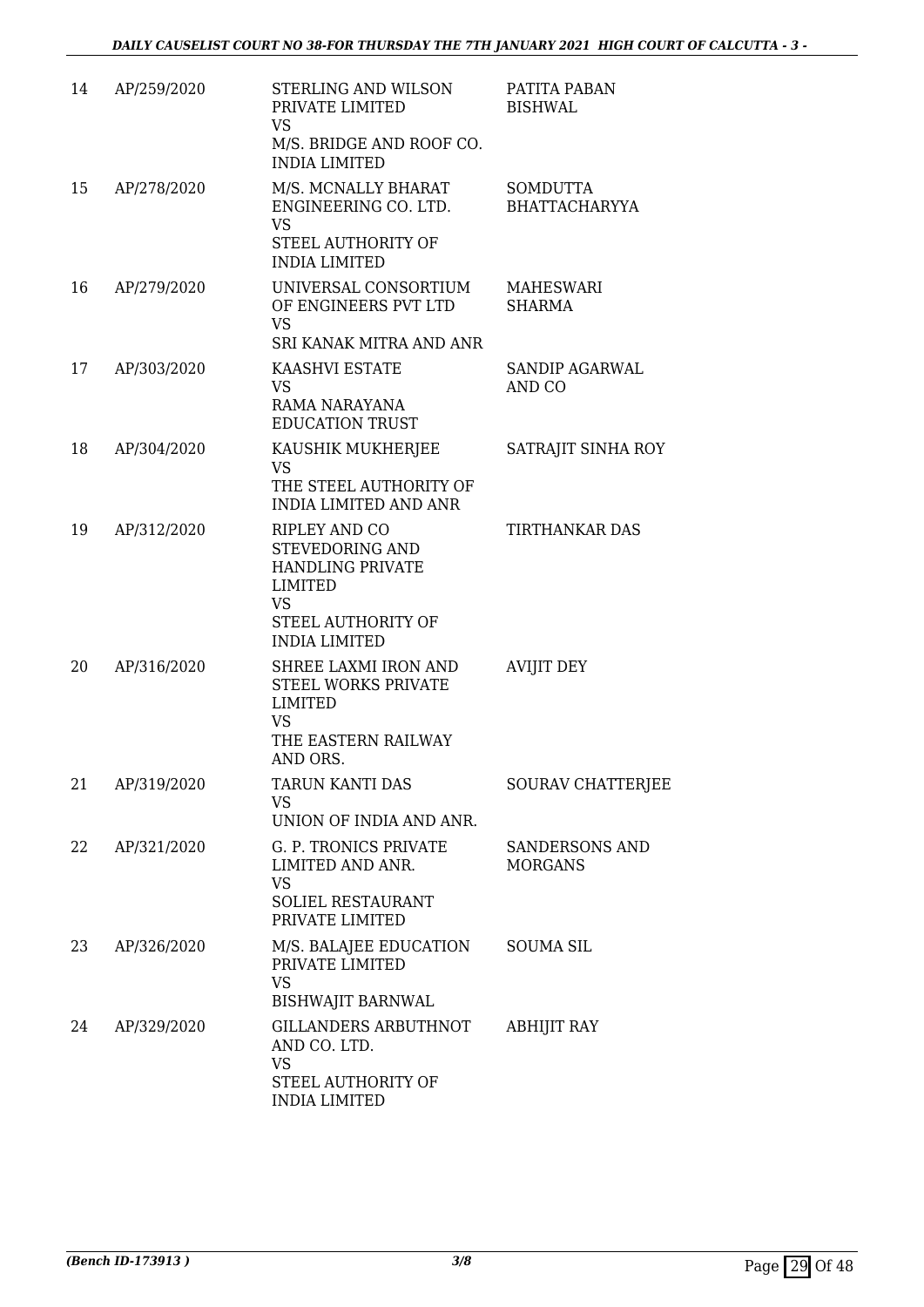| 14 | AP/259/2020 | STERLING AND WILSON PRIVATE LIMITED<br>VS<br>M/S. BRIDGE AND ROOF CO. INDIA LIMITED | PATITA PABAN BISHWAL |
|---|---|---|---|
| 15 | AP/278/2020 | M/S. MCNALLY BHARAT ENGINEERING CO. LTD.<br>VS<br>STEEL AUTHORITY OF INDIA LIMITED | SOMDUTTA BHATTACHARYYA |
| 16 | AP/279/2020 | UNIVERSAL CONSORTIUM OF ENGINEERS PVT LTD<br>VS<br>SRI KANAK MITRA AND ANR | MAHESWARI SHARMA |
| 17 | AP/303/2020 | KAASHVI ESTATE<br>VS<br>RAMA NARAYANA EDUCATION TRUST | SANDIP AGARWAL AND CO |
| 18 | AP/304/2020 | KAUSHIK MUKHERJEE<br>VS<br>THE STEEL AUTHORITY OF INDIA LIMITED AND ANR | SATRAJIT SINHA ROY |
| 19 | AP/312/2020 | RIPLEY AND CO STEVEDORING AND HANDLING PRIVATE LIMITED<br>VS<br>STEEL AUTHORITY OF INDIA LIMITED | TIRTHANKAR DAS |
| 20 | AP/316/2020 | SHREE LAXMI IRON AND STEEL WORKS PRIVATE LIMITED<br>VS<br>THE EASTERN RAILWAY AND ORS. | AVIJIT DEY |
| 21 | AP/319/2020 | TARUN KANTI DAS<br>VS<br>UNION OF INDIA AND ANR. | SOURAV CHATTERJEE |
| 22 | AP/321/2020 | G. P. TRONICS PRIVATE LIMITED AND ANR.<br>VS<br>SOLIEL RESTAURANT PRIVATE LIMITED | SANDERSONS AND MORGANS |
| 23 | AP/326/2020 | M/S. BALAJEE EDUCATION PRIVATE LIMITED<br>VS<br>BISHWAJIT BARNWAL | SOUMA SIL |
| 24 | AP/329/2020 | GILLANDERS ARBUTHNOT AND CO. LTD.<br>VS<br>STEEL AUTHORITY OF INDIA LIMITED | ABHIJIT RAY |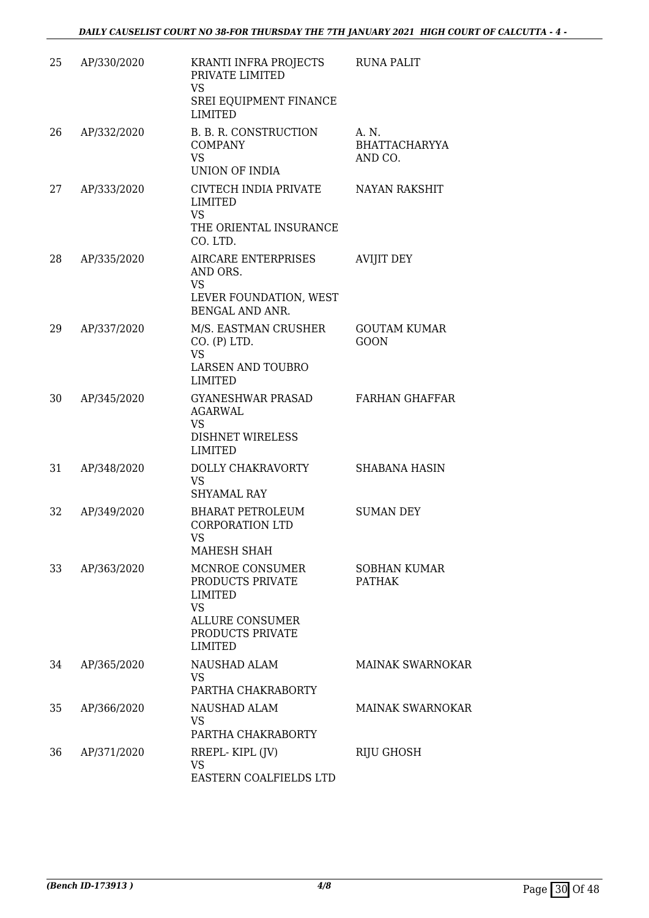| 25 | AP/330/2020 | KRANTI INFRA PROJECTS PRIVATE LIMITED<br>VS<br>SREI EQUIPMENT FINANCE LIMITED | RUNA PALIT |
|---|---|---|---|
| 26 | AP/332/2020 | B. B. R. CONSTRUCTION COMPANY<br>VS<br>UNION OF INDIA | A. N. BHATTACHARYYA AND CO. |
| 27 | AP/333/2020 | CIVTECH INDIA PRIVATE LIMITED<br>VS<br>THE ORIENTAL INSURANCE CO. LTD. | NAYAN RAKSHIT |
| 28 | AP/335/2020 | AIRCARE ENTERPRISES AND ORS.<br>VS<br>LEVER FOUNDATION, WEST BENGAL AND ANR. | AVIJIT DEY |
| 29 | AP/337/2020 | M/S. EASTMAN CRUSHER CO. (P) LTD.<br>VS<br>LARSEN AND TOUBRO LIMITED | GOUTAM KUMAR GOON |
| 30 | AP/345/2020 | GYANESHWAR PRASAD AGARWAL<br>VS<br>DISHNET WIRELESS LIMITED | FARHAN GHAFFAR |
| 31 | AP/348/2020 | DOLLY CHAKRAVORTY<br>VS<br>SHYAMAL RAY | SHABANA HASIN |
| 32 | AP/349/2020 | BHARAT PETROLEUM CORPORATION LTD<br>VS<br>MAHESH SHAH | SUMAN DEY |
| 33 | AP/363/2020 | MCNROE CONSUMER PRODUCTS PRIVATE LIMITED<br>VS<br>ALLURE CONSUMER PRODUCTS PRIVATE LIMITED | SOBHAN KUMAR PATHAK |
| 34 | AP/365/2020 | NAUSHAD ALAM<br>VS<br>PARTHA CHAKRABORTY | MAINAK SWARNOKAR |
| 35 | AP/366/2020 | NAUSHAD ALAM<br>VS<br>PARTHA CHAKRABORTY | MAINAK SWARNOKAR |
| 36 | AP/371/2020 | RREPL- KIPL (JV)<br>VS<br>EASTERN COALFIELDS LTD | RIJU GHOSH |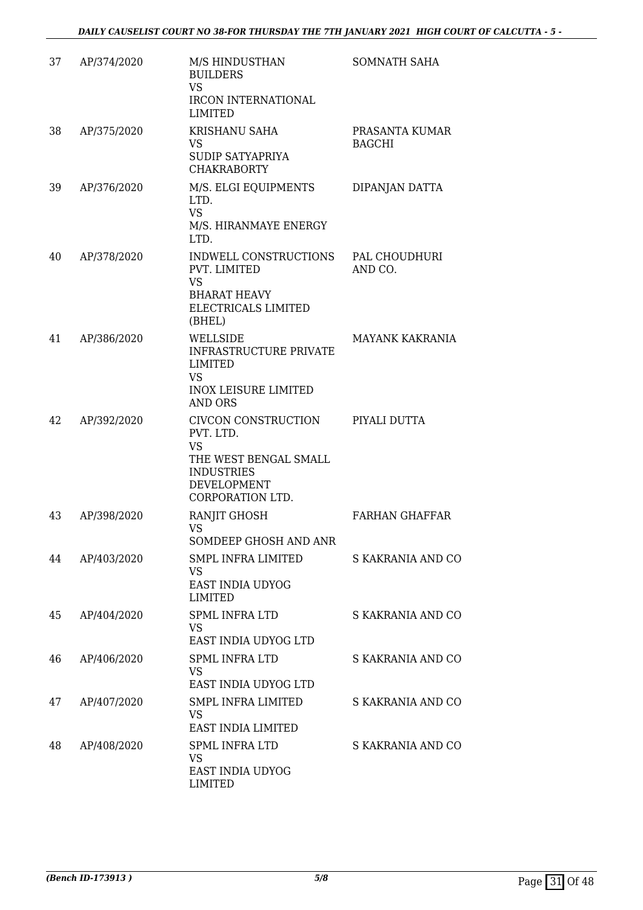| 37 | AP/374/2020 | M/S HINDUSTHAN BUILDERS<br>VS<br>IRCON INTERNATIONAL LIMITED | SOMNATH SAHA |
|---|---|---|---|
| 38 | AP/375/2020 | KRISHANU SAHA<br>VS<br>SUDIP SATYAPRIYA CHAKRABORTY | PRASANTA KUMAR BAGCHI |
| 39 | AP/376/2020 | M/S. ELGI EQUIPMENTS LTD.<br>VS<br>M/S. HIRANMAYE ENERGY LTD. | DIPANJAN DATTA |
| 40 | AP/378/2020 | INDWELL CONSTRUCTIONS PVT. LIMITED<br>VS<br>BHARAT HEAVY ELECTRICALS LIMITED (BHEL) | PAL CHOUDHURI AND CO. |
| 41 | AP/386/2020 | WELLSIDE INFRASTRUCTURE PRIVATE LIMITED<br>VS<br>INOX LEISURE LIMITED AND ORS | MAYANK KAKRANIA |
| 42 | AP/392/2020 | CIVCON CONSTRUCTION PVT. LTD.<br>VS<br>THE WEST BENGAL SMALL INDUSTRIES DEVELOPMENT CORPORATION LTD. | PIYALI DUTTA |
| 43 | AP/398/2020 | RANJIT GHOSH<br>VS<br>SOMDEEP GHOSH AND ANR | FARHAN GHAFFAR |
| 44 | AP/403/2020 | SMPL INFRA LIMITED<br>VS<br>EAST INDIA UDYOG LIMITED | S KAKRANIA AND CO |
| 45 | AP/404/2020 | SPML INFRA LTD<br>VS<br>EAST INDIA UDYOG LTD | S KAKRANIA AND CO |
| 46 | AP/406/2020 | SPML INFRA LTD<br>VS<br>EAST INDIA UDYOG LTD | S KAKRANIA AND CO |
| 47 | AP/407/2020 | SMPL INFRA LIMITED<br>VS<br>EAST INDIA LIMITED | S KAKRANIA AND CO |
| 48 | AP/408/2020 | SPML INFRA LTD<br>VS<br>EAST INDIA UDYOG LIMITED | S KAKRANIA AND CO |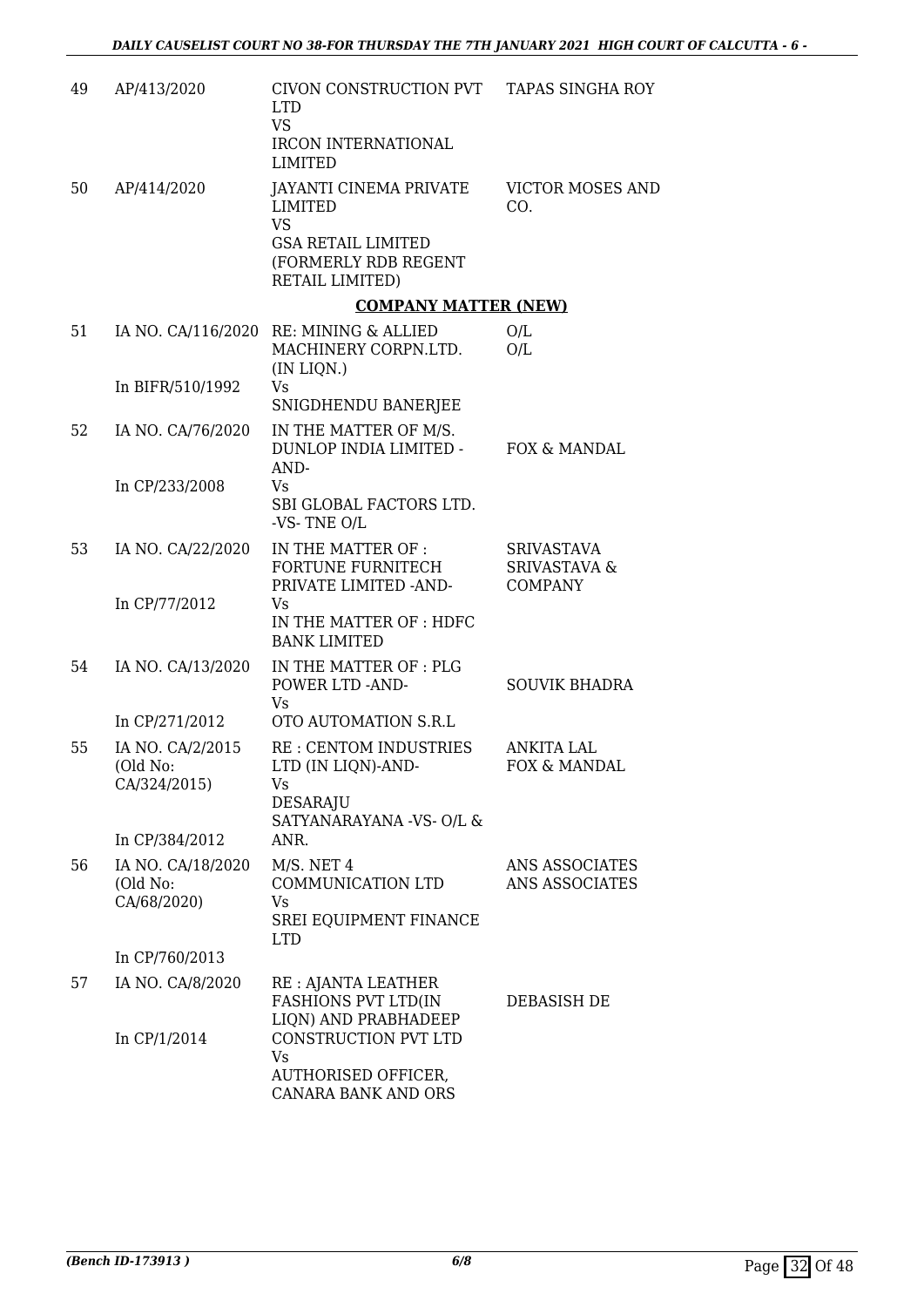| 49 | AP/413/2020 | CIVON CONSTRUCTION PVT LTD<br>VS<br>IRCON INTERNATIONAL LIMITED | TAPAS SINGHA ROY |
|---|---|---|---|
| 50 | AP/414/2020 | JAYANTI CINEMA PRIVATE LIMITED<br>VS<br>GSA RETAIL LIMITED (FORMERLY RDB REGENT RETAIL LIMITED) | VICTOR MOSES AND CO. |

**COMPANY MATTER (NEW)**

| 51 | IA NO. CA/116/2020<br><br>In BIFR/510/1992 | RE: MINING & ALLIED MACHINERY CORPN.LTD. (IN LIQN.)<br>Vs<br>SNIGDHENDU BANERJEE | O/L<br>O/L |
|---|---|---|---|
| 52 | IA NO. CA/76/2020<br><br>In CP/233/2008 | IN THE MATTER OF M/S. DUNLOP INDIA LIMITED -AND-<br>Vs<br>SBI GLOBAL FACTORS LTD. -VS- TNE O/L | FOX & MANDAL |
| 53 | IA NO. CA/22/2020<br><br>In CP/77/2012 | IN THE MATTER OF : FORTUNE FURNITECH PRIVATE LIMITED -AND-<br>Vs<br>IN THE MATTER OF : HDFC BANK LIMITED | SRIVASTAVA SRIVASTAVA & COMPANY |
| 54 | IA NO. CA/13/2020<br><br>In CP/271/2012 | IN THE MATTER OF : PLG POWER LTD -AND-<br>Vs<br>OTO AUTOMATION S.R.L | SOUVIK BHADRA |
| 55 | IA NO. CA/2/2015 (Old No: CA/324/2015)<br><br>In CP/384/2012 | RE : CENTOM INDUSTRIES LTD (IN LIQN)-AND-<br>Vs<br>DESARAJU SATYANARAYANA -VS- O/L & ANR. | ANKITA LAL<br>FOX & MANDAL |
| 56 | IA NO. CA/18/2020 (Old No: CA/68/2020)<br><br>In CP/760/2013 | M/S. NET 4 COMMUNICATION LTD<br>Vs<br>SREI EQUIPMENT FINANCE LTD | ANS ASSOCIATES<br>ANS ASSOCIATES |
| 57 | IA NO. CA/8/2020<br><br>In CP/1/2014 | RE : AJANTA LEATHER FASHIONS PVT LTD(IN LIQN) AND PRABHADEEP CONSTRUCTION PVT LTD<br>Vs<br>AUTHORISED OFFICER, CANARA BANK AND ORS | DEBASISH DE |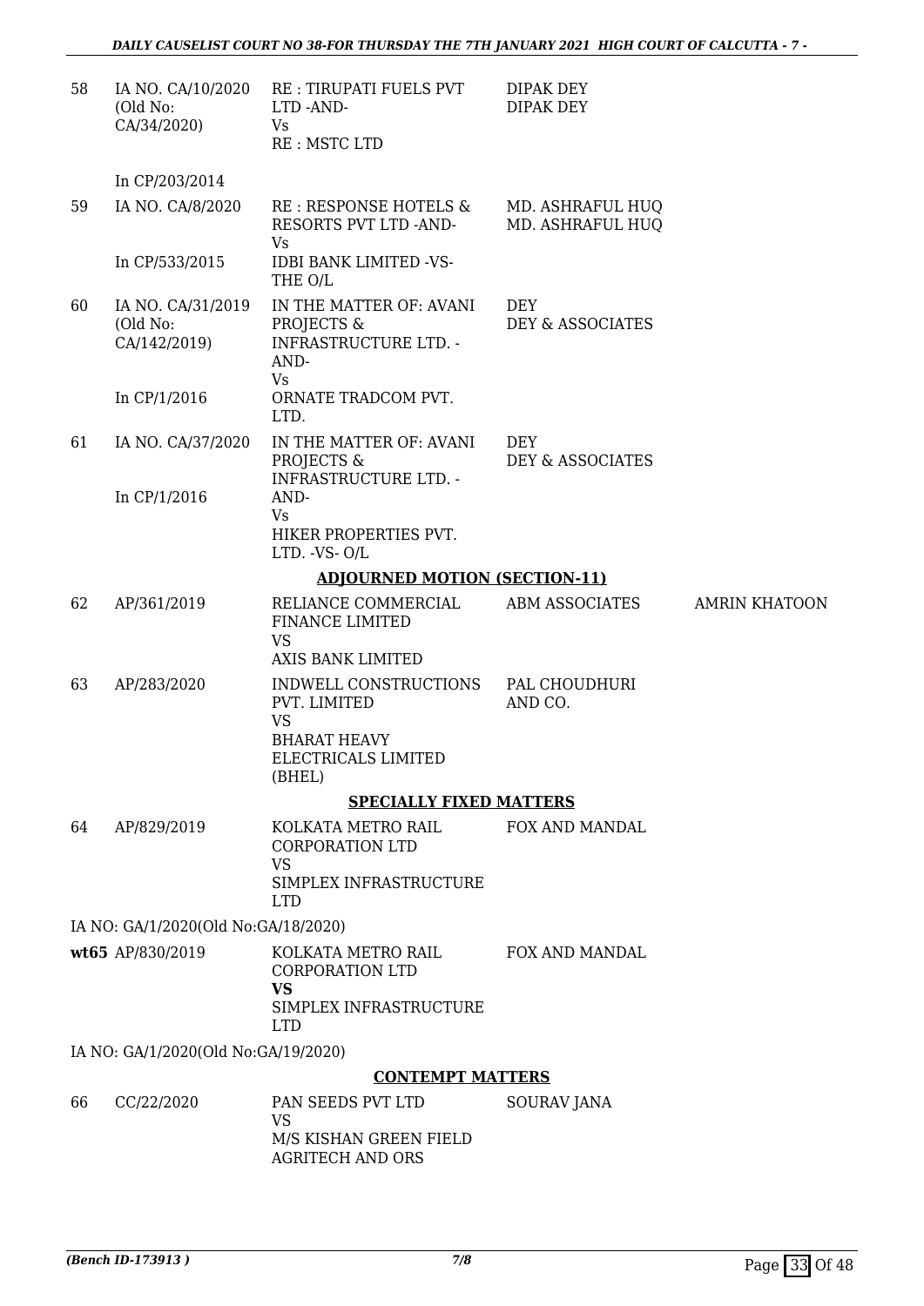| 58 | IA NO. CA/10/2020 (Old No: CA/34/2020) | RE : TIRUPATI FUELS PVT LTD -AND- Vs RE : MSTC LTD | DIPAK DEY DIPAK DEY | |
|---|---|---|---|---|
| | In CP/203/2014 | | | |
| 59 | IA NO. CA/8/2020 In CP/533/2015 | RE : RESPONSE HOTELS & RESORTS PVT LTD -AND- Vs IDBI BANK LIMITED -VS- THE O/L | MD. ASHRAFUL HUQ MD. ASHRAFUL HUQ | |
| 60 | IA NO. CA/31/2019 (Old No: CA/142/2019) In CP/1/2016 | IN THE MATTER OF: AVANI PROJECTS & INFRASTRUCTURE LTD. -AND- Vs ORNATE TRADCOM PVT. LTD. | DEY DEY & ASSOCIATES | |
| 61 | IA NO. CA/37/2020 In CP/1/2016 | IN THE MATTER OF: AVANI PROJECTS & INFRASTRUCTURE LTD. -AND- Vs HIKER PROPERTIES PVT. LTD. -VS- O/L | DEY DEY & ASSOCIATES | |

**ADJOURNED MOTION (SECTION-11)**

| 62 | AP/361/2019 | RELIANCE COMMERCIAL FINANCE LIMITED VS AXIS BANK LIMITED | ABM ASSOCIATES | AMRIN KHATOON |
|---|---|---|---|---|
| 63 | AP/283/2020 | INDWELL CONSTRUCTIONS PVT. LIMITED VS BHARAT HEAVY ELECTRICALS LIMITED (BHEL) | PAL CHOUDHURI AND CO. | |

**SPECIALLY FIXED MATTERS**

| 64 | AP/829/2019 | KOLKATA METRO RAIL CORPORATION LTD VS SIMPLEX INFRASTRUCTURE LTD | FOX AND MANDAL | |
|---|---|---|---|---|
| | IA NO: GA/1/2020(Old No:GA/18/2020) | | | |
| **wt65** | AP/830/2019 | KOLKATA METRO RAIL CORPORATION LTD **VS** SIMPLEX INFRASTRUCTURE LTD | FOX AND MANDAL | |
| | IA NO: GA/1/2020(Old No:GA/19/2020) | | | |

**CONTEMPT MATTERS**

| 66 | CC/22/2020 | PAN SEEDS PVT LTD VS M/S KISHAN GREEN FIELD AGRITECH AND ORS | SOURAV JANA | |
|---|---|---|---|---|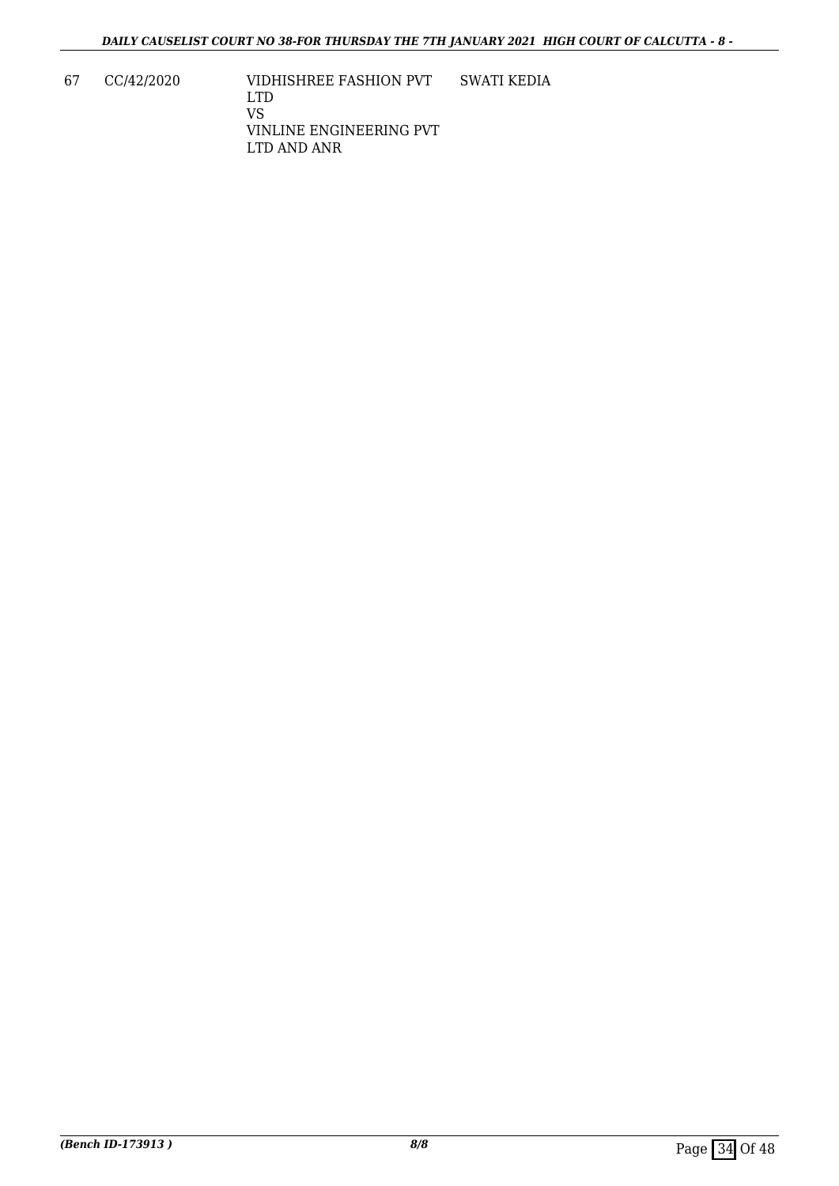| 67 | CC/42/2020 | VIDHISHREE FASHION PVT LTD<br>VS<br>VINLINE ENGINEERING PVT LTD AND ANR | SWATI KEDIA |
|---|---|---|---|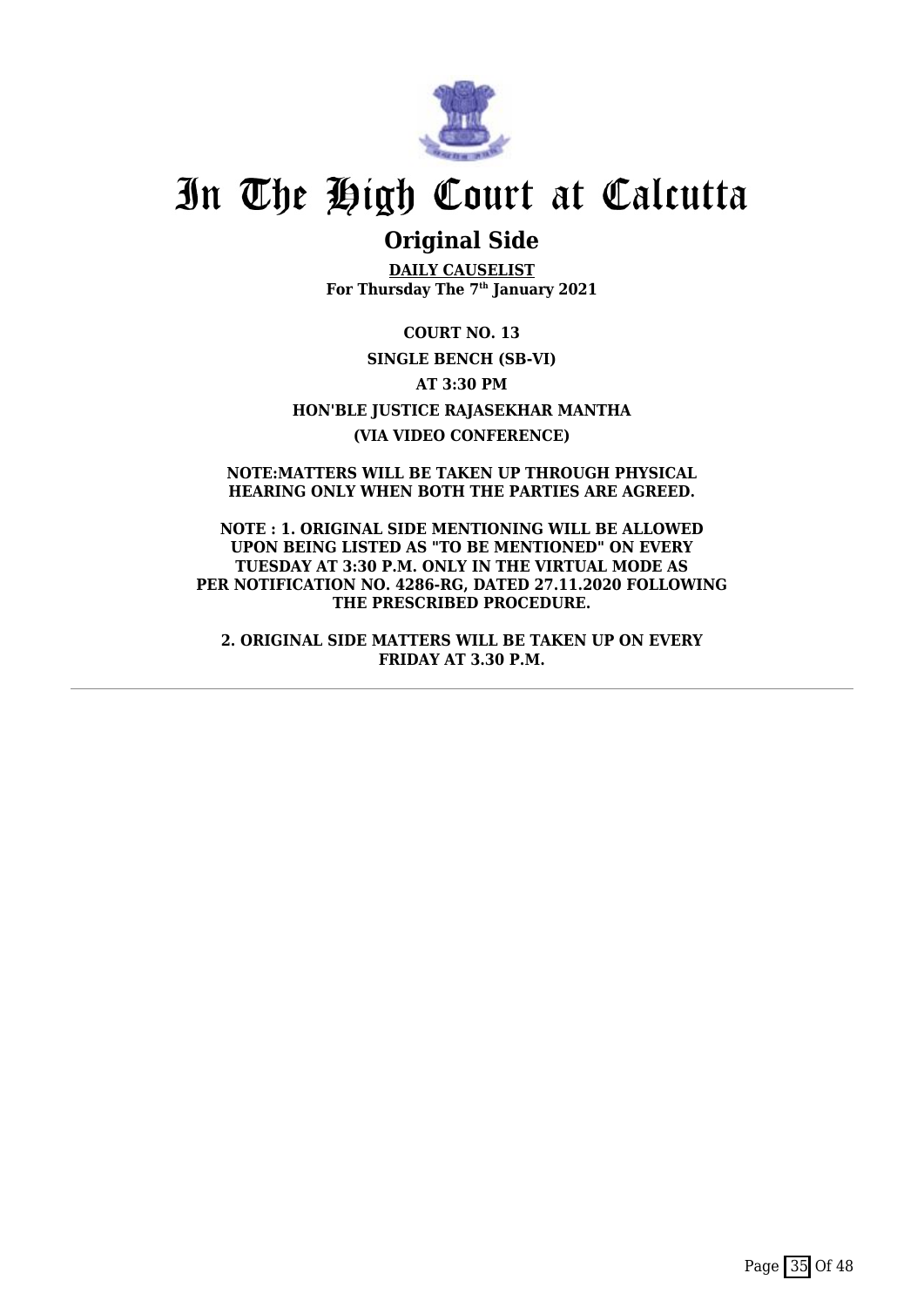# In The High Court at Calcutta

## Original Side

**DAILY CAUSELIST**
**For Thursday The 7th January 2021**

**COURT NO. 13**

**SINGLE BENCH (SB-VI)**

**AT 3:30 PM**

**HON'BLE JUSTICE RAJASEKHAR MANTHA**

**(VIA VIDEO CONFERENCE)**

**NOTE:MATTERS WILL BE TAKEN UP THROUGH PHYSICAL HEARING ONLY WHEN BOTH THE PARTIES ARE AGREED.**

**NOTE : 1. ORIGINAL SIDE MENTIONING WILL BE ALLOWED UPON BEING LISTED AS "TO BE MENTIONED" ON EVERY TUESDAY AT 3:30 P.M. ONLY IN THE VIRTUAL MODE AS PER NOTIFICATION NO. 4286-RG, DATED 27.11.2020 FOLLOWING THE PRESCRIBED PROCEDURE.**

**2. ORIGINAL SIDE MATTERS WILL BE TAKEN UP ON EVERY FRIDAY AT 3.30 P.M.**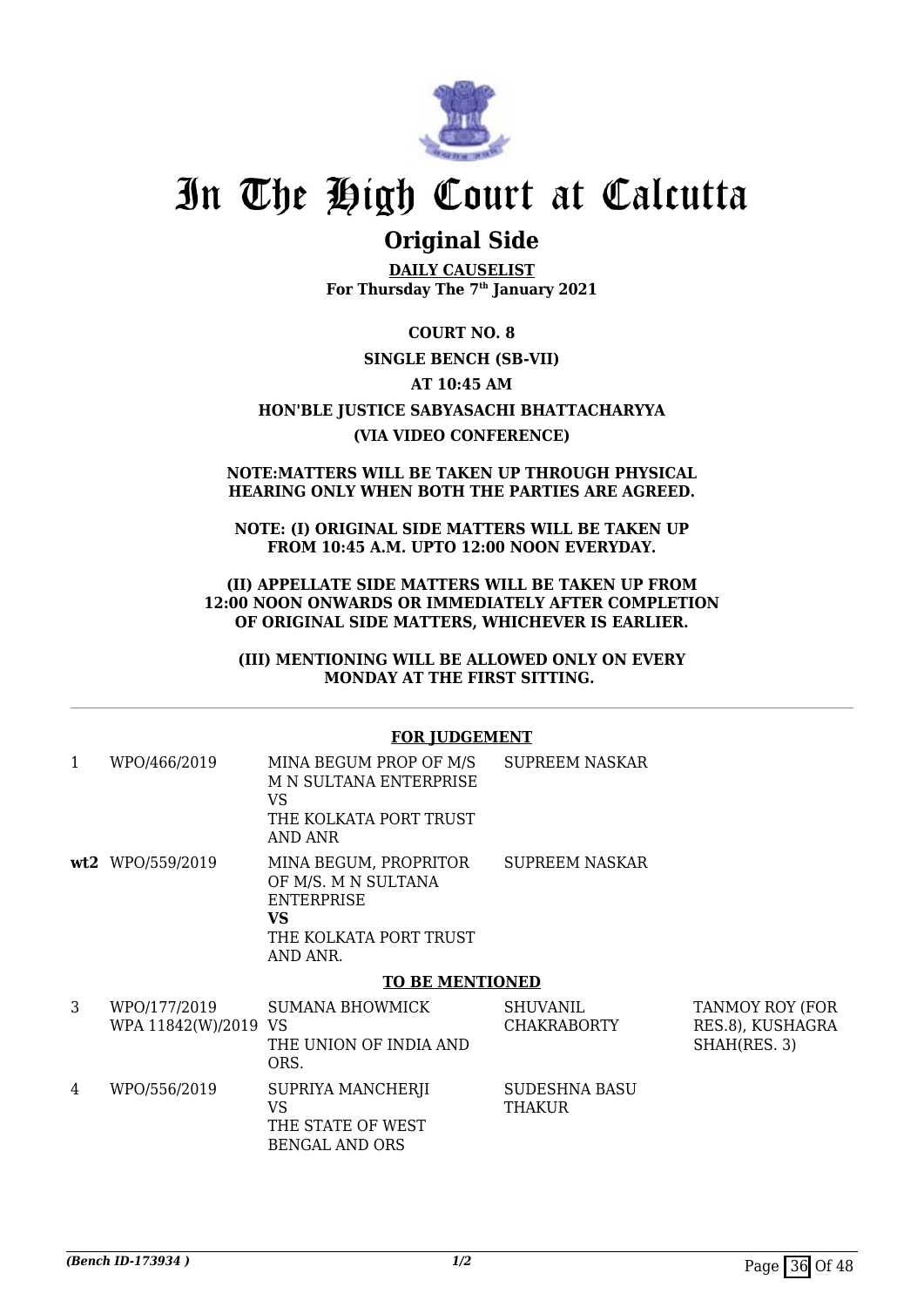# In The High Court at Calcutta

## Original Side

**DAILY CAUSELIST**
**For Thursday The 7th January 2021**

**COURT NO. 8**

**SINGLE BENCH (SB-VII)**

**AT 10:45 AM**

**HON'BLE JUSTICE SABYASACHI BHATTACHARYYA**

**(VIA VIDEO CONFERENCE)**

**NOTE:MATTERS WILL BE TAKEN UP THROUGH PHYSICAL HEARING ONLY WHEN BOTH THE PARTIES ARE AGREED.**

**NOTE: (I) ORIGINAL SIDE MATTERS WILL BE TAKEN UP FROM 10:45 A.M. UPTO 12:00 NOON EVERYDAY.**

**(II) APPELLATE SIDE MATTERS WILL BE TAKEN UP FROM 12:00 NOON ONWARDS OR IMMEDIATELY AFTER COMPLETION OF ORIGINAL SIDE MATTERS, WHICHEVER IS EARLIER.**

**(III) MENTIONING WILL BE ALLOWED ONLY ON EVERY MONDAY AT THE FIRST SITTING.**

**FOR JUDGEMENT**

| | | | | |
|---|---|---|---|---|
| 1 | WPO/466/2019 | MINA BEGUM PROP OF M/S M N SULTANA ENTERPRISE VS THE KOLKATA PORT TRUST AND ANR | SUPREEM NASKAR | |
| **wt2** | WPO/559/2019 | MINA BEGUM, PROPRITOR OF M/S. M N SULTANA ENTERPRISE **VS** THE KOLKATA PORT TRUST AND ANR. | SUPREEM NASKAR | |

**TO BE MENTIONED**

| | | | | |
|---|---|---|---|---|
| 3 | WPO/177/2019 WPA 11842(W)/2019 | SUMANA BHOWMICK VS THE UNION OF INDIA AND ORS. | SHUVANIL CHAKRABORTY | TANMOY ROY (FOR RES.8), KUSHAGRA SHAH(RES. 3) |
| 4 | WPO/556/2019 | SUPRIYA MANCHERJI VS THE STATE OF WEST BENGAL AND ORS | SUDESHNA BASU THAKUR | |

*(Bench ID-173934 )* 1/2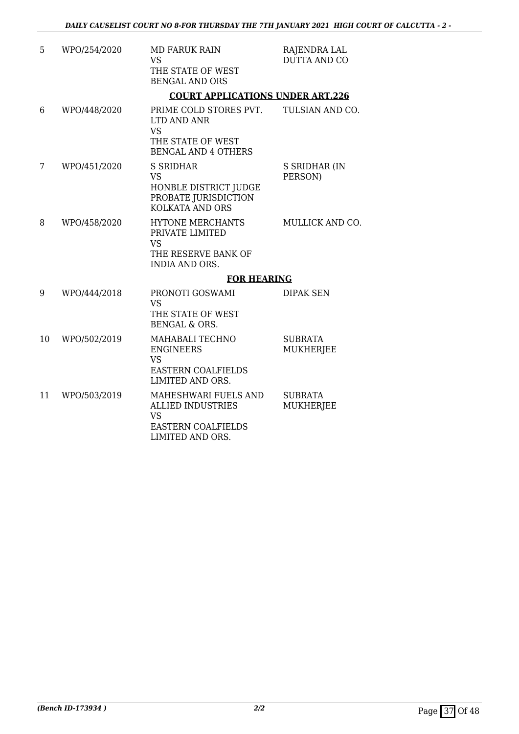| | | | |
|---|---|---|---|
| 5 | WPO/254/2020 | MD FARUK RAIN<br>VS<br>THE STATE OF WEST BENGAL AND ORS | RAJENDRA LAL DUTTA AND CO |

**COURT APPLICATIONS UNDER ART.226**

| | | | |
|---|---|---|---|
| 6 | WPO/448/2020 | PRIME COLD STORES PVT. LTD AND ANR<br>VS<br>THE STATE OF WEST BENGAL AND 4 OTHERS | TULSIAN AND CO. |
| 7 | WPO/451/2020 | S SRIDHAR<br>VS<br>HONBLE DISTRICT JUDGE PROBATE JURISDICTION KOLKATA AND ORS | S SRIDHAR (IN PERSON) |
| 8 | WPO/458/2020 | HYTONE MERCHANTS PRIVATE LIMITED<br>VS<br>THE RESERVE BANK OF INDIA AND ORS. | MULLICK AND CO. |

**FOR HEARING**

| | | | |
|---|---|---|---|
| 9 | WPO/444/2018 | PRONOTI GOSWAMI<br>VS<br>THE STATE OF WEST BENGAL & ORS. | DIPAK SEN |
| 10 | WPO/502/2019 | MAHABALI TECHNO ENGINEERS<br>VS<br>EASTERN COALFIELDS LIMITED AND ORS. | SUBRATA MUKHERJEE |
| 11 | WPO/503/2019 | MAHESHWARI FUELS AND ALLIED INDUSTRIES<br>VS<br>EASTERN COALFIELDS LIMITED AND ORS. | SUBRATA MUKHERJEE |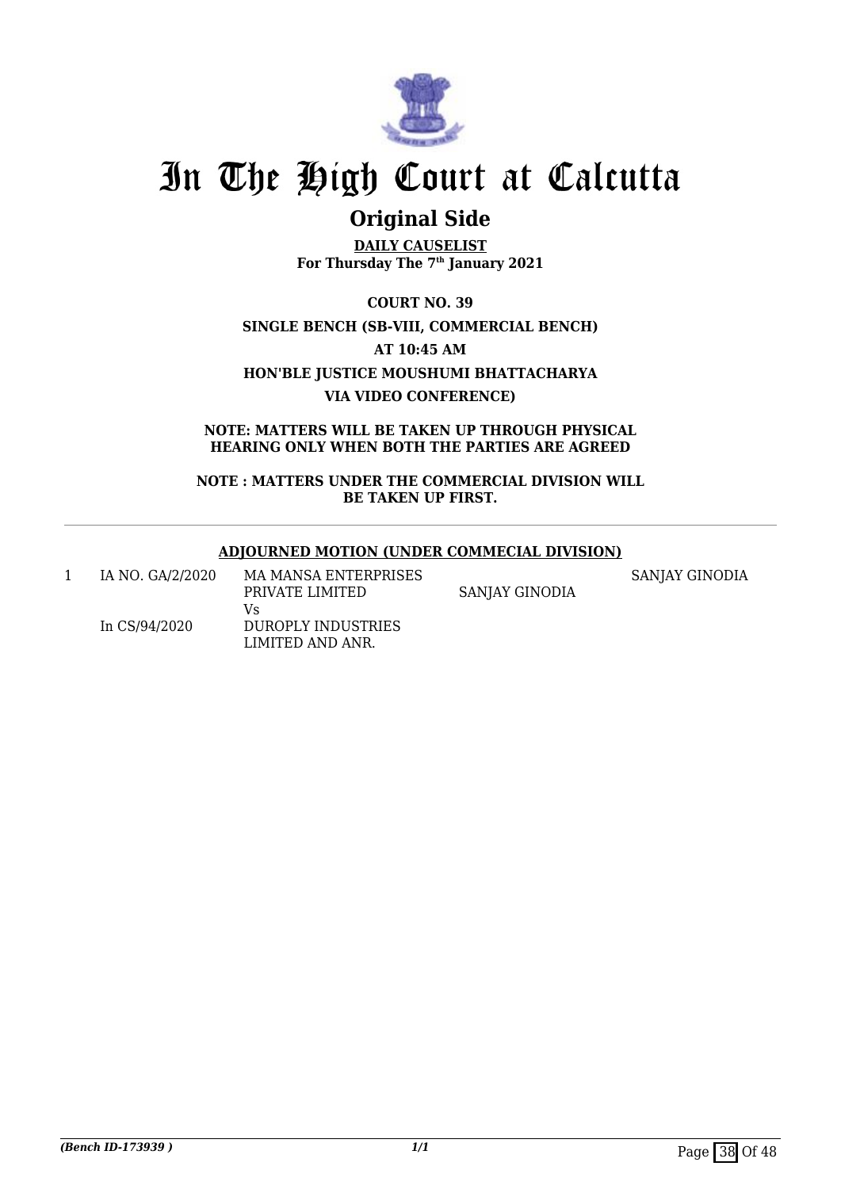# In The High Court at Calcutta

## Original Side

**DAILY CAUSELIST**
**For Thursday The 7th January 2021**

**COURT NO. 39**

**SINGLE BENCH (SB-VIII, COMMERCIAL BENCH)**

**AT 10:45 AM**

**HON'BLE JUSTICE MOUSHUMI BHATTACHARYA**

**VIA VIDEO CONFERENCE)**

**NOTE: MATTERS WILL BE TAKEN UP THROUGH PHYSICAL HEARING ONLY WHEN BOTH THE PARTIES ARE AGREED**

**NOTE : MATTERS UNDER THE COMMERCIAL DIVISION WILL BE TAKEN UP FIRST.**

**ADJOURNED MOTION (UNDER COMMECIAL DIVISION)**

| | | | | |
|---|---|---|---|---|
| 1 | IA NO. GA/2/2020<br><br>In CS/94/2020 | MA MANSA ENTERPRISES PRIVATE LIMITED<br>Vs<br>DUROPLY INDUSTRIES LIMITED AND ANR. | SANJAY GINODIA | SANJAY GINODIA |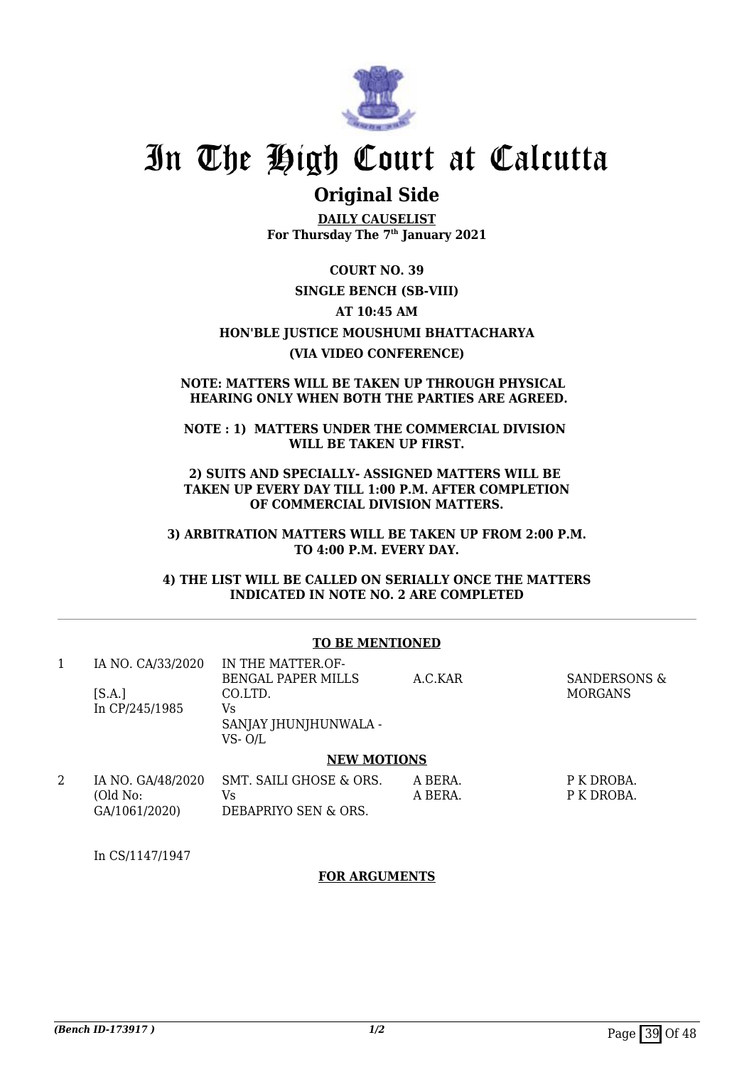# In The High Court at Calcutta

## Original Side

**DAILY CAUSELIST**
**For Thursday The 7th January 2021**

**COURT NO. 39**

**SINGLE BENCH (SB-VIII)**

**AT 10:45 AM**

**HON'BLE JUSTICE MOUSHUMI BHATTACHARYA**

**(VIA VIDEO CONFERENCE)**

**NOTE: MATTERS WILL BE TAKEN UP THROUGH PHYSICAL HEARING ONLY WHEN BOTH THE PARTIES ARE AGREED.**

**NOTE : 1) MATTERS UNDER THE COMMERCIAL DIVISION WILL BE TAKEN UP FIRST.**

**2) SUITS AND SPECIALLY- ASSIGNED MATTERS WILL BE TAKEN UP EVERY DAY TILL 1:00 P.M. AFTER COMPLETION OF COMMERCIAL DIVISION MATTERS.**

**3) ARBITRATION MATTERS WILL BE TAKEN UP FROM 2:00 P.M. TO 4:00 P.M. EVERY DAY.**

**4) THE LIST WILL BE CALLED ON SERIALLY ONCE THE MATTERS INDICATED IN NOTE NO. 2 ARE COMPLETED**

### TO BE MENTIONED

| | | | | |
|---|---|---|---|---|
| 1 | IA NO. CA/33/2020<br>[S.A.]<br>In CP/245/1985 | IN THE MATTER.OF-BENGAL PAPER MILLS CO.LTD.<br>Vs<br>SANJAY JHUNJHUNWALA - VS- O/L | A.C.KAR | SANDERSONS & MORGANS |

### NEW MOTIONS

| | | | | |
|---|---|---|---|---|
| 2 | IA NO. GA/48/2020<br>(Old No: GA/1061/2020)<br><br>In CS/1147/1947 | SMT. SAILI GHOSE & ORS.<br>Vs<br>DEBAPRIYO SEN & ORS. | A BERA.<br>A BERA. | P K DROBA.<br>P K DROBA. |

### FOR ARGUMENTS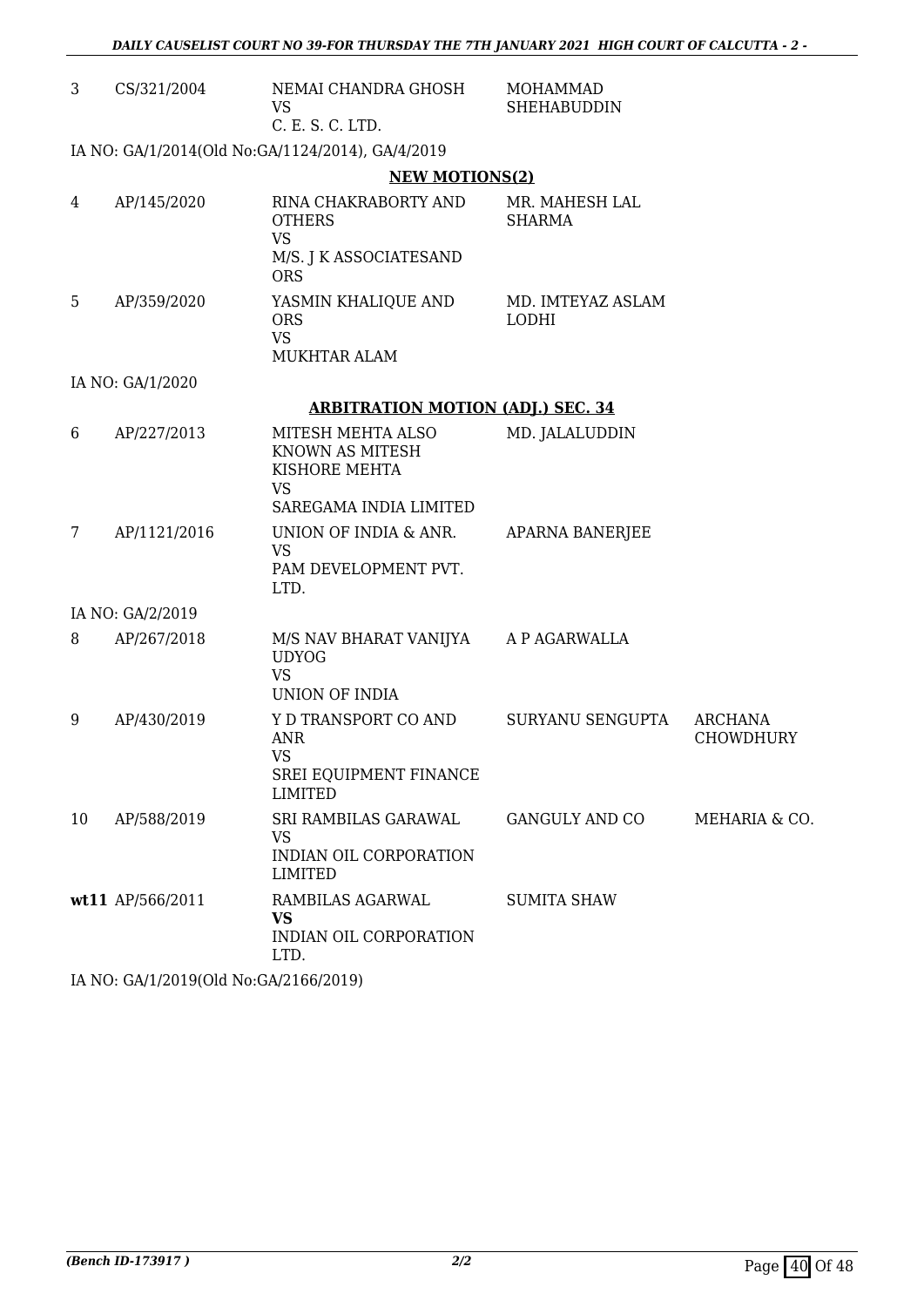| | | | | |
|---|---|---|---|---|
| 3 | CS/321/2004 | NEMAI CHANDRA GHOSH<br>VS<br>C. E. S. C. LTD. | MOHAMMAD SHEHABUDDIN | |

IA NO: GA/1/2014(Old No:GA/1124/2014), GA/4/2019

**NEW MOTIONS(2)**

| | | | | |
|---|---|---|---|---|
| 4 | AP/145/2020 | RINA CHAKRABORTY AND OTHERS<br>VS<br>M/S. J K ASSOCIATESAND ORS | MR. MAHESH LAL SHARMA | |
| 5 | AP/359/2020 | YASMIN KHALIQUE AND ORS<br>VS<br>MUKHTAR ALAM | MD. IMTEYAZ ASLAM LODHI | |

IA NO: GA/1/2020

**ARBITRATION MOTION (ADJ.) SEC. 34**

| | | | | |
|---|---|---|---|---|
| 6 | AP/227/2013 | MITESH MEHTA ALSO KNOWN AS MITESH KISHORE MEHTA<br>VS<br>SAREGAMA INDIA LIMITED | MD. JALALUDDIN | |
| 7 | AP/1121/2016 | UNION OF INDIA & ANR.<br>VS<br>PAM DEVELOPMENT PVT. LTD. | APARNA BANERJEE | |

IA NO: GA/2/2019

| | | | | |
|---|---|---|---|---|
| 8 | AP/267/2018 | M/S NAV BHARAT VANIJYA UDYOG<br>VS<br>UNION OF INDIA | A P AGARWALLA | |
| 9 | AP/430/2019 | Y D TRANSPORT CO AND ANR<br>VS<br>SREI EQUIPMENT FINANCE LIMITED | SURYANU SENGUPTA | ARCHANA CHOWDHURY |
| 10 | AP/588/2019 | SRI RAMBILAS GARAWAL<br>VS<br>INDIAN OIL CORPORATION LIMITED | GANGULY AND CO | MEHARIA & CO. |
| **wt11** | AP/566/2011 | RAMBILAS AGARWAL<br>**VS**<br>INDIAN OIL CORPORATION LTD. | SUMITA SHAW | |

IA NO: GA/1/2019(Old No:GA/2166/2019)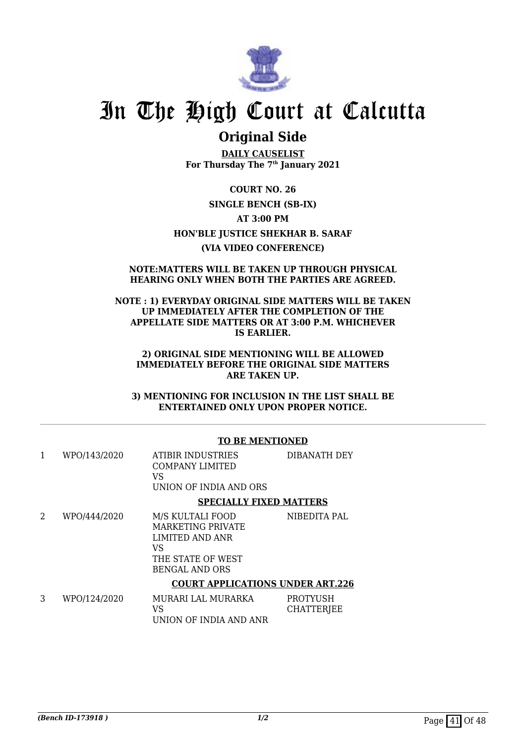# In The High Court at Calcutta

## Original Side

**DAILY CAUSELIST**
**For Thursday The 7th January 2021**

**COURT NO. 26**

**SINGLE BENCH (SB-IX)**

**AT 3:00 PM**

**HON'BLE JUSTICE SHEKHAR B. SARAF**

**(VIA VIDEO CONFERENCE)**

**NOTE:MATTERS WILL BE TAKEN UP THROUGH PHYSICAL HEARING ONLY WHEN BOTH THE PARTIES ARE AGREED.**

**NOTE : 1) EVERYDAY ORIGINAL SIDE MATTERS WILL BE TAKEN UP IMMEDIATELY AFTER THE COMPLETION OF THE APPELLATE SIDE MATTERS OR AT 3:00 P.M. WHICHEVER IS EARLIER.**

**2) ORIGINAL SIDE MENTIONING WILL BE ALLOWED IMMEDIATELY BEFORE THE ORIGINAL SIDE MATTERS ARE TAKEN UP.**

**3) MENTIONING FOR INCLUSION IN THE LIST SHALL BE ENTERTAINED ONLY UPON PROPER NOTICE.**

**TO BE MENTIONED**

| | | | |
|---|---|---|---|
| 1 | WPO/143/2020 | ATIBIR INDUSTRIES COMPANY LIMITED<br>VS<br>UNION OF INDIA AND ORS | DIBANATH DEY |

**SPECIALLY FIXED MATTERS**

| | | | |
|---|---|---|---|
| 2 | WPO/444/2020 | M/S KULTALI FOOD MARKETING PRIVATE LIMITED AND ANR<br>VS<br>THE STATE OF WEST BENGAL AND ORS | NIBEDITA PAL |

**COURT APPLICATIONS UNDER ART.226**

| | | | |
|---|---|---|---|
| 3 | WPO/124/2020 | MURARI LAL MURARKA<br>VS<br>UNION OF INDIA AND ANR | PROTYUSH CHATTERJEE |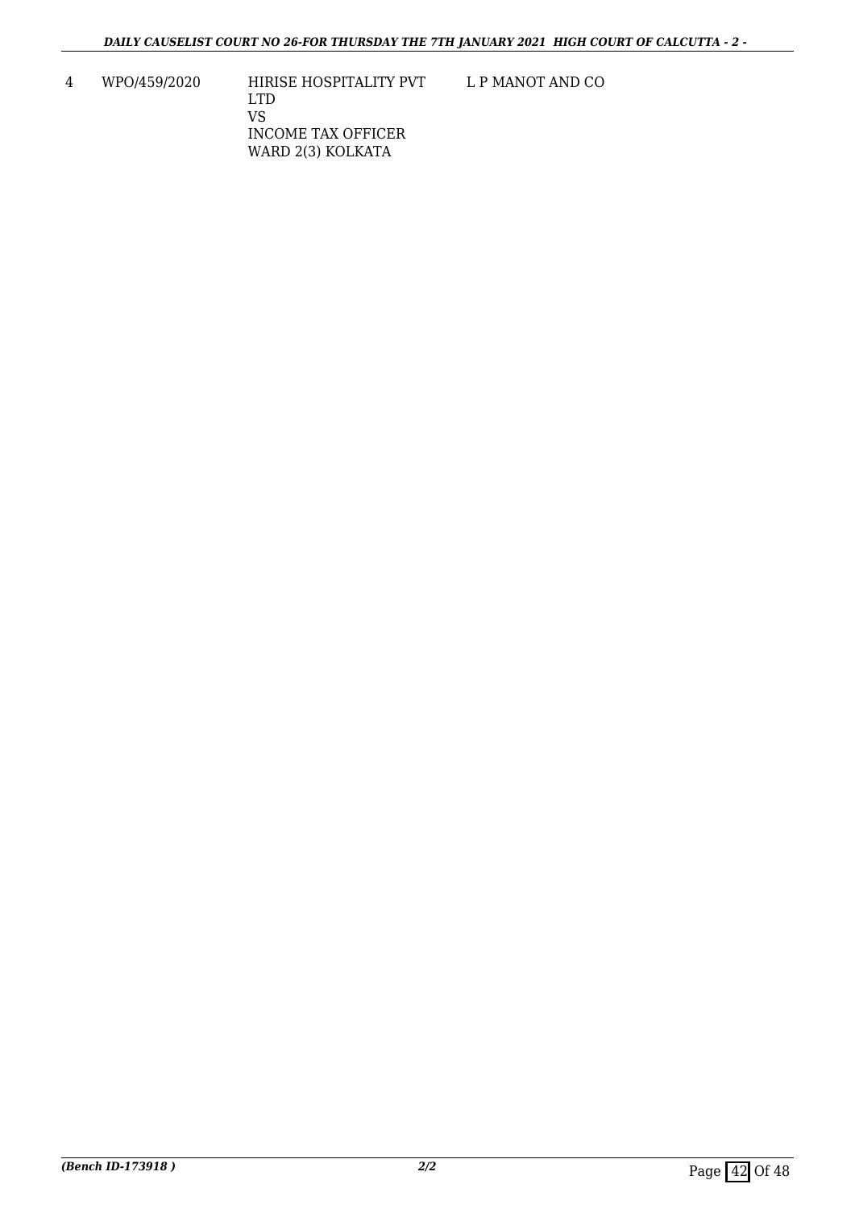| 4 | WPO/459/2020 | HIRISE HOSPITALITY PVT LTD<br>VS<br>INCOME TAX OFFICER WARD 2(3) KOLKATA | L P MANOT AND CO |
|---|---|---|---|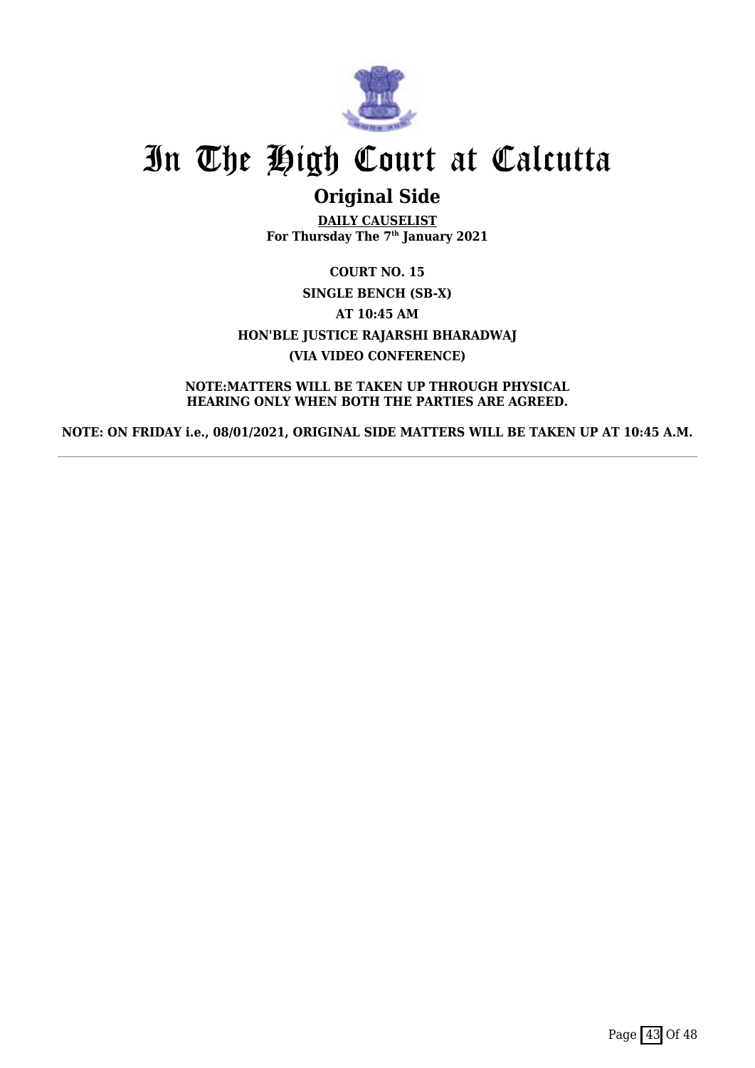# In The High Court at Calcutta

## Original Side

**DAILY CAUSELIST**
**For Thursday The 7th January 2021**

**COURT NO. 15**

**SINGLE BENCH (SB-X)**

**AT 10:45 AM**

**HON'BLE JUSTICE RAJARSHI BHARADWAJ**

**(VIA VIDEO CONFERENCE)**

**NOTE:MATTERS WILL BE TAKEN UP THROUGH PHYSICAL HEARING ONLY WHEN BOTH THE PARTIES ARE AGREED.**

**NOTE: ON FRIDAY i.e., 08/01/2021, ORIGINAL SIDE MATTERS WILL BE TAKEN UP AT 10:45 A.M.**

---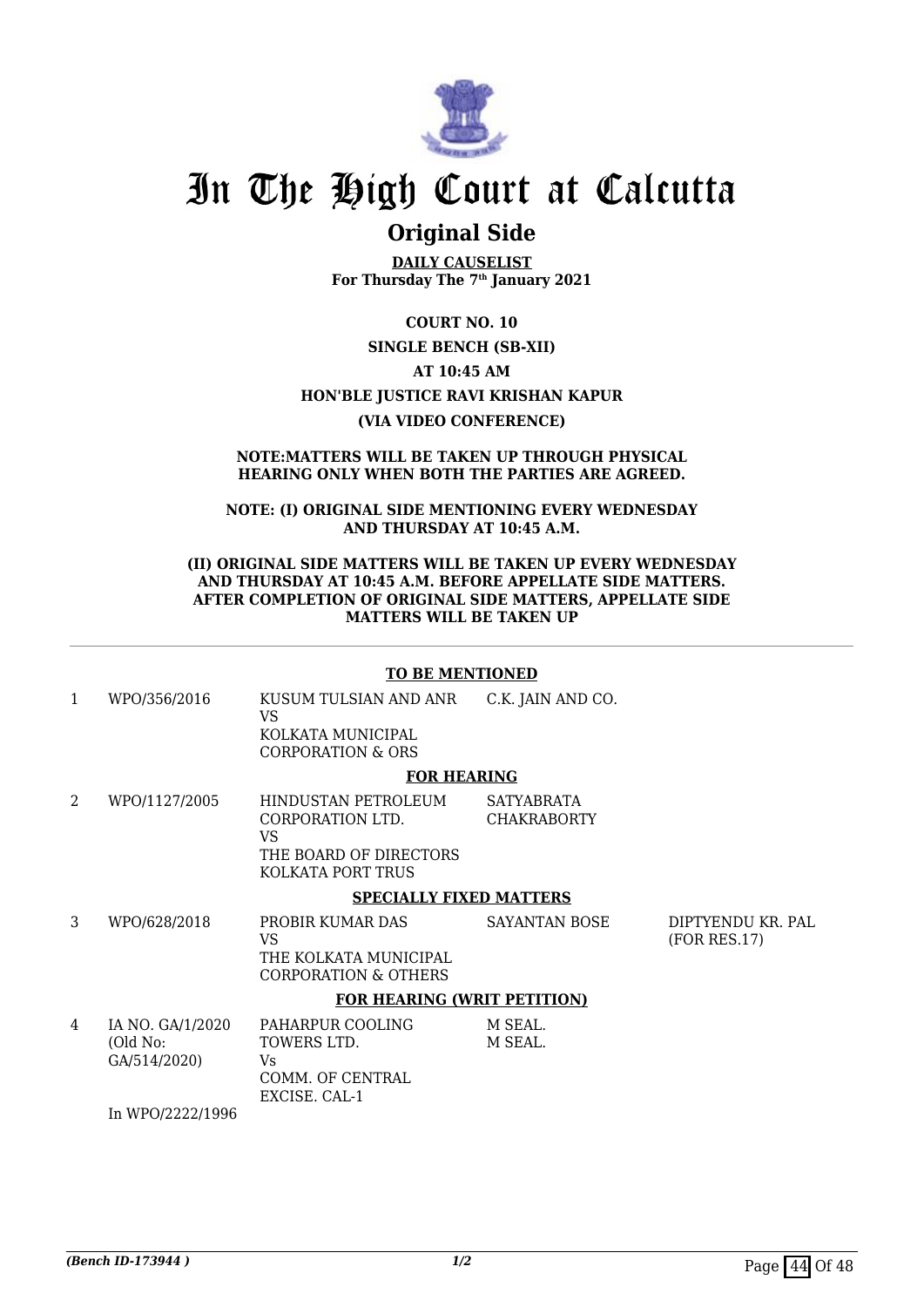# In The High Court at Calcutta

## Original Side

**DAILY CAUSELIST**
**For Thursday The 7th January 2021**

**COURT NO. 10**

**SINGLE BENCH (SB-XII)**

**AT 10:45 AM**

**HON'BLE JUSTICE RAVI KRISHAN KAPUR**

**(VIA VIDEO CONFERENCE)**

**NOTE:MATTERS WILL BE TAKEN UP THROUGH PHYSICAL HEARING ONLY WHEN BOTH THE PARTIES ARE AGREED.**

**NOTE: (I) ORIGINAL SIDE MENTIONING EVERY WEDNESDAY AND THURSDAY AT 10:45 A.M.**

**(II) ORIGINAL SIDE MATTERS WILL BE TAKEN UP EVERY WEDNESDAY AND THURSDAY AT 10:45 A.M. BEFORE APPELLATE SIDE MATTERS. AFTER COMPLETION OF ORIGINAL SIDE MATTERS, APPELLATE SIDE MATTERS WILL BE TAKEN UP**

**TO BE MENTIONED**

| | | | | |
|---|---|---|---|---|
| 1 | WPO/356/2016 | KUSUM TULSIAN AND ANR VS KOLKATA MUNICIPAL CORPORATION & ORS | C.K. JAIN AND CO. | |

**FOR HEARING**

| | | | | |
|---|---|---|---|---|
| 2 | WPO/1127/2005 | HINDUSTAN PETROLEUM CORPORATION LTD. VS THE BOARD OF DIRECTORS KOLKATA PORT TRUS | SATYABRATA CHAKRABORTY | |

**SPECIALLY FIXED MATTERS**

| | | | | |
|---|---|---|---|---|
| 3 | WPO/628/2018 | PROBIR KUMAR DAS VS THE KOLKATA MUNICIPAL CORPORATION & OTHERS | SAYANTAN BOSE | DIPTYENDU KR. PAL (FOR RES.17) |

**FOR HEARING (WRIT PETITION)**

| | | | | |
|---|---|---|---|---|
| 4 | IA NO. GA/1/2020 (Old No: GA/514/2020) In WPO/2222/1996 | PAHARPUR COOLING TOWERS LTD. Vs COMM. OF CENTRAL EXCISE. CAL-1 | M SEAL. M SEAL. | |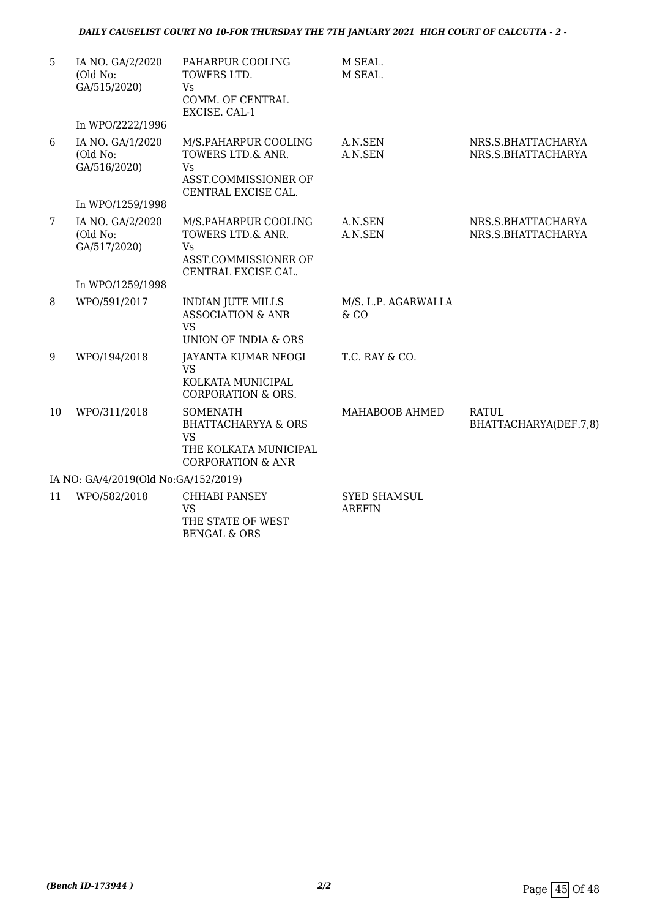| 5 | IA NO. GA/2/2020 (Old No: GA/515/2020)<br><br>In WPO/2222/1996 | PAHARPUR COOLING TOWERS LTD.<br>Vs<br>COMM. OF CENTRAL EXCISE. CAL-1 | M SEAL.<br>M SEAL. | |
|---|---|---|---|---|
| 6 | IA NO. GA/1/2020 (Old No: GA/516/2020)<br><br>In WPO/1259/1998 | M/S.PAHARPUR COOLING TOWERS LTD.& ANR.<br>Vs<br>ASST.COMMISSIONER OF CENTRAL EXCISE CAL. | A.N.SEN<br>A.N.SEN | NRS.S.BHATTACHARYA<br>NRS.S.BHATTACHARYA |
| 7 | IA NO. GA/2/2020 (Old No: GA/517/2020)<br><br>In WPO/1259/1998 | M/S.PAHARPUR COOLING TOWERS LTD.& ANR.<br>Vs<br>ASST.COMMISSIONER OF CENTRAL EXCISE CAL. | A.N.SEN<br>A.N.SEN | NRS.S.BHATTACHARYA<br>NRS.S.BHATTACHARYA |
| 8 | WPO/591/2017 | INDIAN JUTE MILLS ASSOCIATION & ANR<br>VS<br>UNION OF INDIA & ORS | M/S. L.P. AGARWALLA & CO | |
| 9 | WPO/194/2018 | JAYANTA KUMAR NEOGI<br>VS<br>KOLKATA MUNICIPAL CORPORATION & ORS. | T.C. RAY & CO. | |
| 10 | WPO/311/2018 | SOMENATH BHATTACHARYYA & ORS<br>VS<br>THE KOLKATA MUNICIPAL CORPORATION & ANR | MAHABOOB AHMED | RATUL BHATTACHARYA(DEF.7,8) |
| | IA NO: GA/4/2019(Old No:GA/152/2019) | | | |
| 11 | WPO/582/2018 | CHHABI PANSEY<br>VS<br>THE STATE OF WEST BENGAL & ORS | SYED SHAMSUL AREFIN | |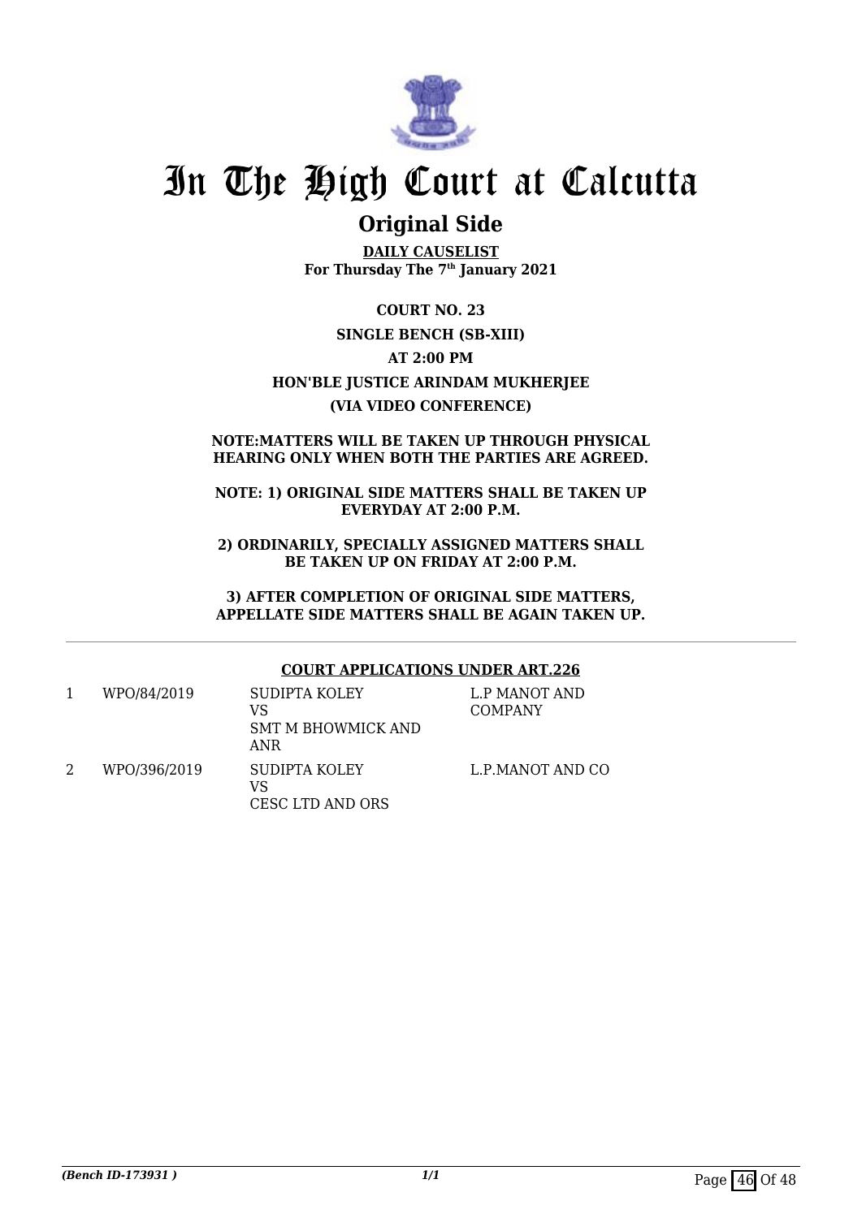# In The High Court at Calcutta

## Original Side

**DAILY CAUSELIST**
**For Thursday The 7th January 2021**

**COURT NO. 23**

**SINGLE BENCH (SB-XIII)**

**AT 2:00 PM**

**HON'BLE JUSTICE ARINDAM MUKHERJEE**

**(VIA VIDEO CONFERENCE)**

**NOTE:MATTERS WILL BE TAKEN UP THROUGH PHYSICAL HEARING ONLY WHEN BOTH THE PARTIES ARE AGREED.**

**NOTE: 1) ORIGINAL SIDE MATTERS SHALL BE TAKEN UP EVERYDAY AT 2:00 P.M.**

**2) ORDINARILY, SPECIALLY ASSIGNED MATTERS SHALL BE TAKEN UP ON FRIDAY AT 2:00 P.M.**

**3) AFTER COMPLETION OF ORIGINAL SIDE MATTERS, APPELLATE SIDE MATTERS SHALL BE AGAIN TAKEN UP.**

**COURT APPLICATIONS UNDER ART.226**

| | | | |
|---|---|---|---|
| 1 | WPO/84/2019 | SUDIPTA KOLEY VS SMT M BHOWMICK AND ANR | L.P MANOT AND COMPANY |
| 2 | WPO/396/2019 | SUDIPTA KOLEY VS CESC LTD AND ORS | L.P.MANOT AND CO |

*(Bench ID-173931 )*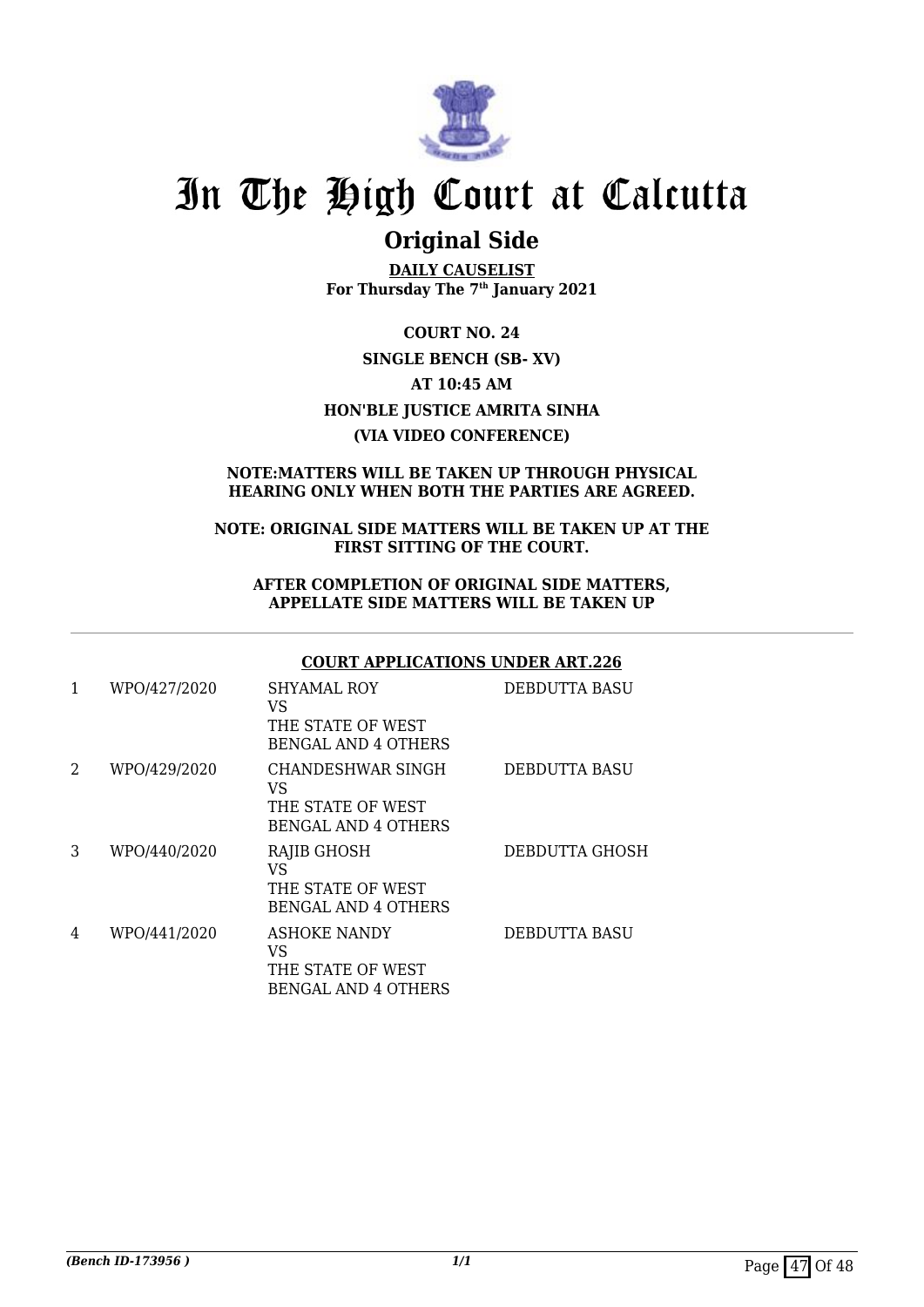# In The High Court at Calcutta

## Original Side

**DAILY CAUSELIST**
**For Thursday The 7th January 2021**

**COURT NO. 24**
**SINGLE BENCH (SB- XV)**
**AT 10:45 AM**
**HON'BLE JUSTICE AMRITA SINHA**
**(VIA VIDEO CONFERENCE)**

**NOTE:MATTERS WILL BE TAKEN UP THROUGH PHYSICAL HEARING ONLY WHEN BOTH THE PARTIES ARE AGREED.**

**NOTE: ORIGINAL SIDE MATTERS WILL BE TAKEN UP AT THE FIRST SITTING OF THE COURT.**

**AFTER COMPLETION OF ORIGINAL SIDE MATTERS, APPELLATE SIDE MATTERS WILL BE TAKEN UP**

**COURT APPLICATIONS UNDER ART.226**

| | | | |
|---|---|---|---|
| 1 | WPO/427/2020 | SHYAMAL ROY<br>VS<br>THE STATE OF WEST BENGAL AND 4 OTHERS | DEBDUTTA BASU |
| 2 | WPO/429/2020 | CHANDESHWAR SINGH<br>VS<br>THE STATE OF WEST BENGAL AND 4 OTHERS | DEBDUTTA BASU |
| 3 | WPO/440/2020 | RAJIB GHOSH<br>VS<br>THE STATE OF WEST BENGAL AND 4 OTHERS | DEBDUTTA GHOSH |
| 4 | WPO/441/2020 | ASHOKE NANDY<br>VS<br>THE STATE OF WEST BENGAL AND 4 OTHERS | DEBDUTTA BASU |

*(Bench ID-173956 )*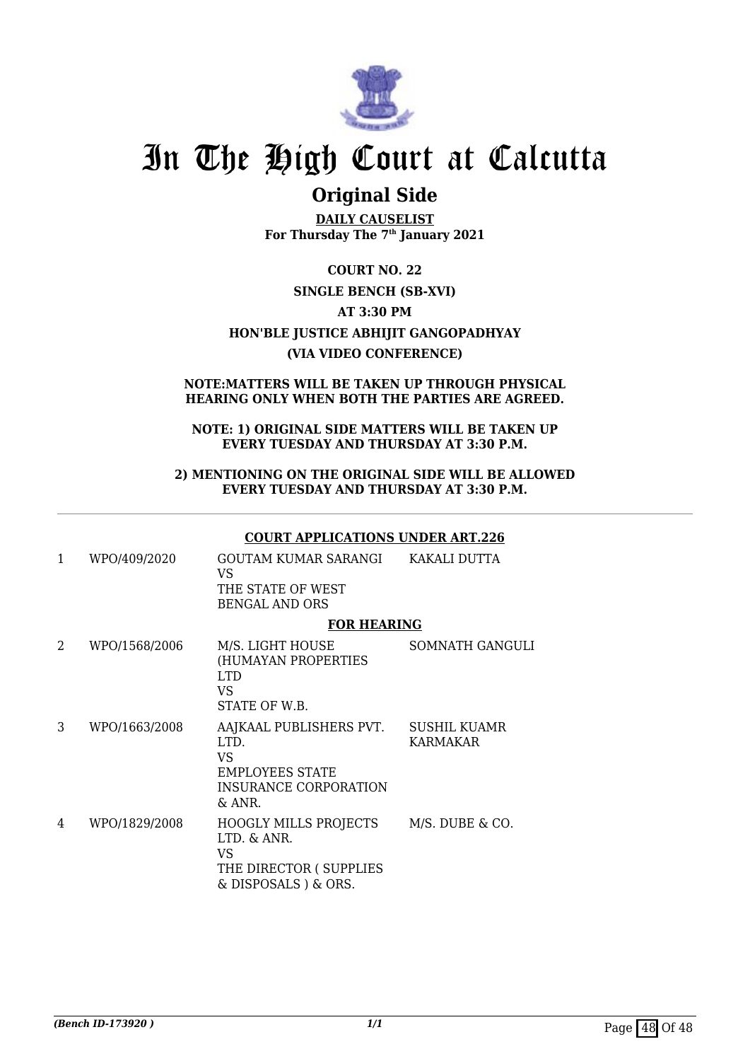# In The High Court at Calcutta

## Original Side

**DAILY CAUSELIST**
**For Thursday The 7th January 2021**

**COURT NO. 22**

**SINGLE BENCH (SB-XVI)**

**AT 3:30 PM**

**HON'BLE JUSTICE ABHIJIT GANGOPADHYAY**

**(VIA VIDEO CONFERENCE)**

**NOTE:MATTERS WILL BE TAKEN UP THROUGH PHYSICAL HEARING ONLY WHEN BOTH THE PARTIES ARE AGREED.**

**NOTE: 1) ORIGINAL SIDE MATTERS WILL BE TAKEN UP EVERY TUESDAY AND THURSDAY AT 3:30 P.M.**

**2) MENTIONING ON THE ORIGINAL SIDE WILL BE ALLOWED EVERY TUESDAY AND THURSDAY AT 3:30 P.M.**

**COURT APPLICATIONS UNDER ART.226**

| | | | |
|---|---|---|---|
| 1 | WPO/409/2020 | GOUTAM KUMAR SARANGI<br>VS<br>THE STATE OF WEST BENGAL AND ORS | KAKALI DUTTA |

**FOR HEARING**

| | | | |
|---|---|---|---|
| 2 | WPO/1568/2006 | M/S. LIGHT HOUSE (HUMAYAN PROPERTIES LTD<br>VS<br>STATE OF W.B. | SOMNATH GANGULI |
| 3 | WPO/1663/2008 | AAJKAAL PUBLISHERS PVT. LTD.<br>VS<br>EMPLOYEES STATE INSURANCE CORPORATION & ANR. | SUSHIL KUAMR KARMAKAR |
| 4 | WPO/1829/2008 | HOOGLY MILLS PROJECTS LTD. & ANR.<br>VS<br>THE DIRECTOR ( SUPPLIES & DISPOSALS ) & ORS. | M/S. DUBE & CO. |

*(Bench ID-173920 )* 1/1